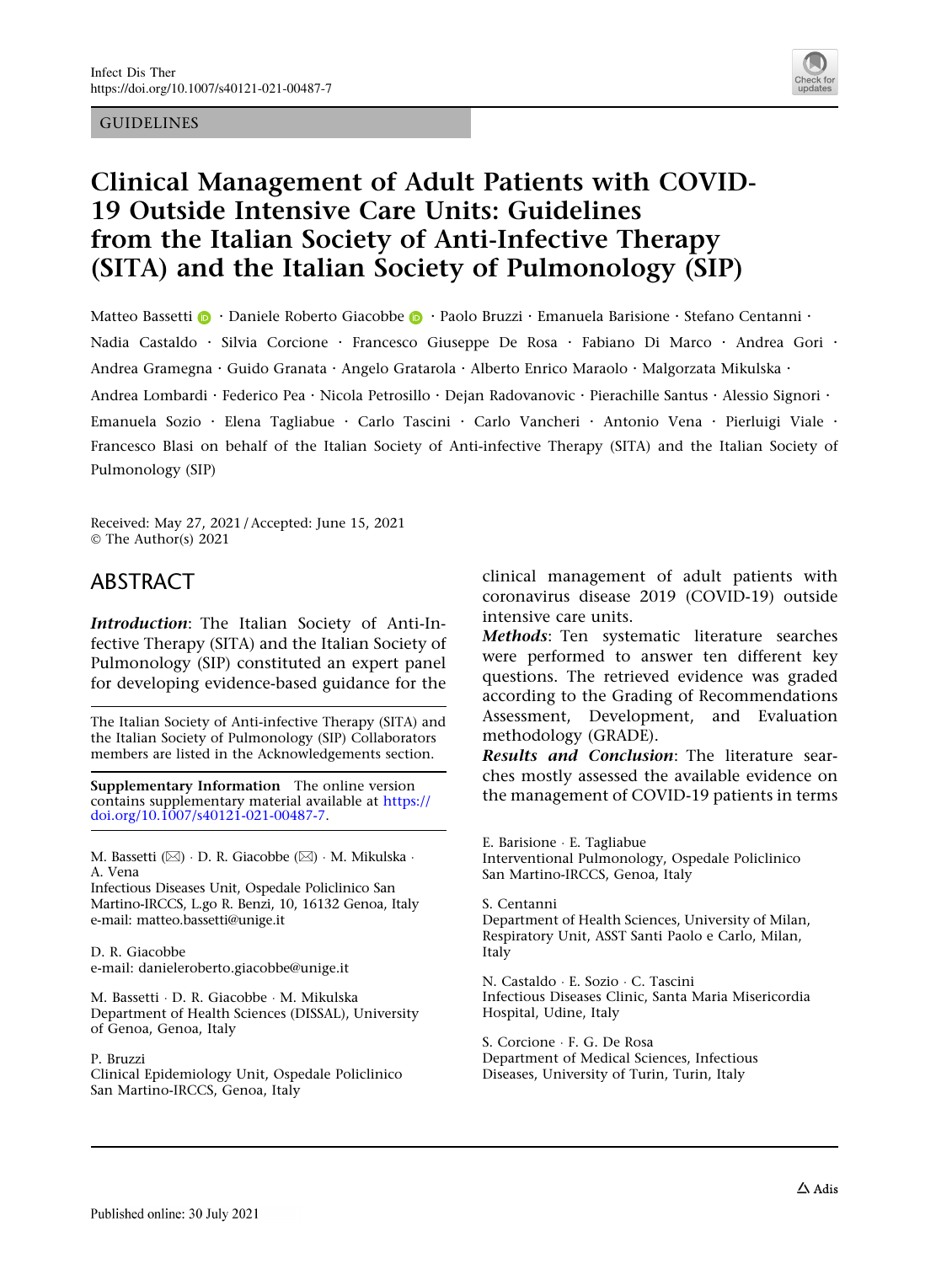GUIDELINES

# Clinical Management of Adult Patients with COVID-19 Outside Intensive Care Units: Guidelines from the Italian Society of Anti-Infective Therapy (SITA) and the Italian Society of Pulmonology (SIP)

Matteo Bassetti · Daniele Roberto Giacobbe · Paolo Bruzzi · Emanuela Barisione · Stefano Centanni · Nadia Castaldo · Silvia Corcione · Francesco Giuseppe De Rosa · Fabiano Di Marco · Andrea Gori · Andrea Gramegna · Guido Granata · Angelo Gratarola · Alberto Enrico Maraolo · Malgorzata Mikulska · Andrea Lombardi · Federico Pea · Nicola Petrosillo · Dejan Radovanovic · Pierachille Santus · Alessio Signori · Emanuela Sozio · Elena Tagliabue · Carlo Tascini · Carlo Vancheri · Antonio Vena · Pierluigi Viale · Francesco Blasi on behalf of the Italian Society of Anti-infective Therapy (SITA) and the Italian Society of Pulmonology (SIP)

Received: May 27, 2021 / Accepted: June 15, 2021
© The Author(s) 2021

## ABSTRACT

***Introduction***: The Italian Society of Anti-Infective Therapy (SITA) and the Italian Society of Pulmonology (SIP) constituted an expert panel for developing evidence-based guidance for the clinical management of adult patients with coronavirus disease 2019 (COVID-19) outside intensive care units.

***Methods***: Ten systematic literature searches were performed to answer ten different key questions. The retrieved evidence was graded according to the Grading of Recommendations Assessment, Development, and Evaluation methodology (GRADE).

***Results and Conclusion***: The literature searches mostly assessed the available evidence on the management of COVID-19 patients in terms

The Italian Society of Anti-infective Therapy (SITA) and the Italian Society of Pulmonology (SIP) Collaborators members are listed in the Acknowledgements section.

**Supplementary Information** The online version contains supplementary material available at https://doi.org/10.1007/s40121-021-00487-7.

M. Bassetti (✉) · D. R. Giacobbe (✉) · M. Mikulska · A. Vena
Infectious Diseases Unit, Ospedale Policlinico San Martino-IRCCS, L.go R. Benzi, 10, 16132 Genoa, Italy
e-mail: matteo.bassetti@unige.it

D. R. Giacobbe
e-mail: danieleroberto.giacobbe@unige.it

M. Bassetti · D. R. Giacobbe · M. Mikulska
Department of Health Sciences (DISSAL), University of Genoa, Genoa, Italy

P. Bruzzi
Clinical Epidemiology Unit, Ospedale Policlinico San Martino-IRCCS, Genoa, Italy

E. Barisione · E. Tagliabue
Interventional Pulmonology, Ospedale Policlinico San Martino-IRCCS, Genoa, Italy

S. Centanni
Department of Health Sciences, University of Milan, Respiratory Unit, ASST Santi Paolo e Carlo, Milan, Italy

N. Castaldo · E. Sozio · C. Tascini
Infectious Diseases Clinic, Santa Maria Misericordia Hospital, Udine, Italy

S. Corcione · F. G. De Rosa
Department of Medical Sciences, Infectious Diseases, University of Turin, Turin, Italy

Published online: 30 July 2021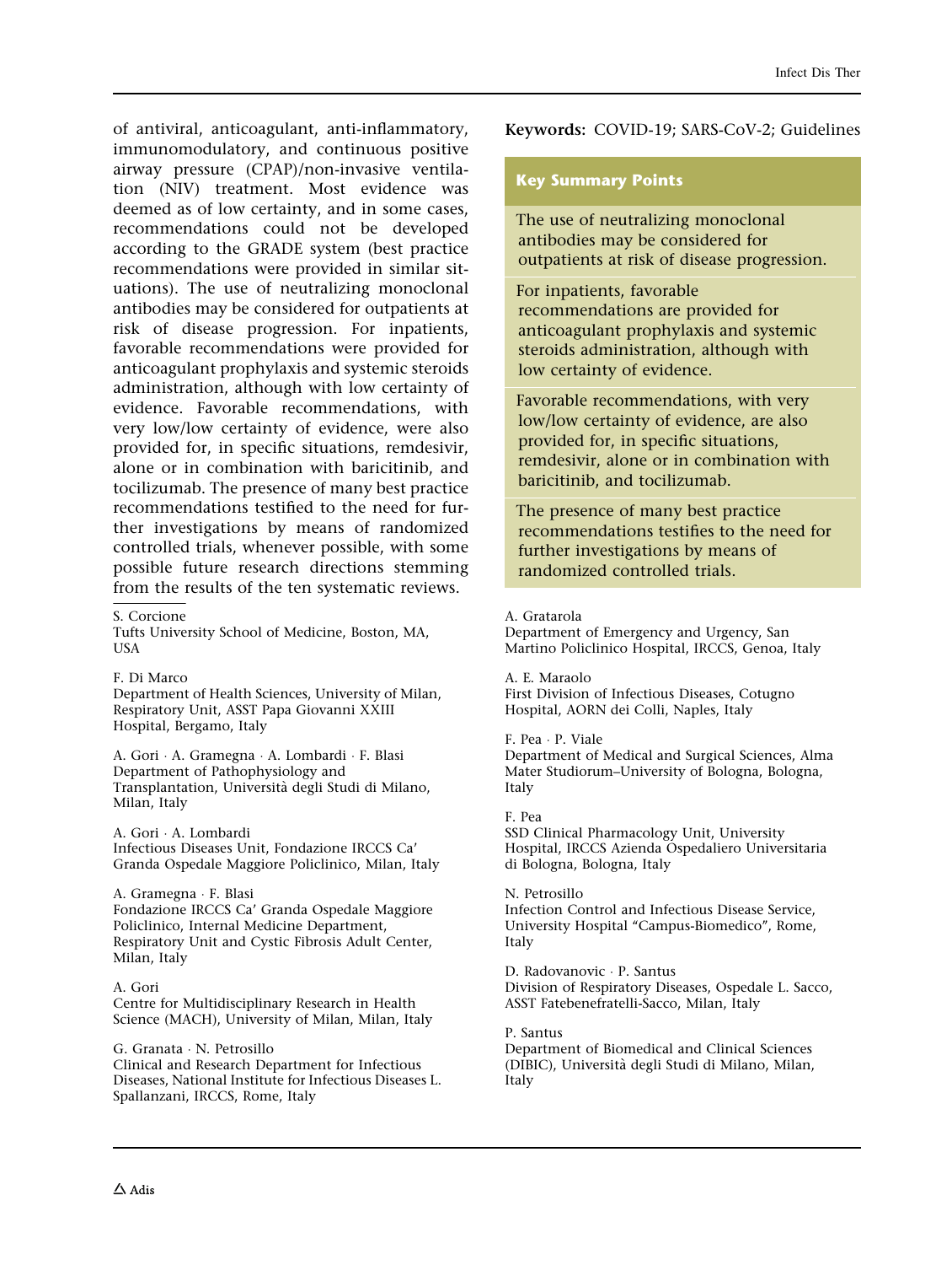of antiviral, anticoagulant, anti-inflammatory, immunomodulatory, and continuous positive airway pressure (CPAP)/non-invasive ventilation (NIV) treatment. Most evidence was deemed as of low certainty, and in some cases, recommendations could not be developed according to the GRADE system (best practice recommendations were provided in similar situations). The use of neutralizing monoclonal antibodies may be considered for outpatients at risk of disease progression. For inpatients, favorable recommendations were provided for anticoagulant prophylaxis and systemic steroids administration, although with low certainty of evidence. Favorable recommendations, with very low/low certainty of evidence, were also provided for, in specific situations, remdesivir, alone or in combination with baricitinib, and tocilizumab. The presence of many best practice recommendations testified to the need for further investigations by means of randomized controlled trials, whenever possible, with some possible future research directions stemming from the results of the ten systematic reviews.

**Keywords:** COVID-19; SARS-CoV-2; Guidelines

## Key Summary Points

The use of neutralizing monoclonal antibodies may be considered for outpatients at risk of disease progression.

For inpatients, favorable recommendations are provided for anticoagulant prophylaxis and systemic steroids administration, although with low certainty of evidence.

Favorable recommendations, with very low/low certainty of evidence, are also provided for, in specific situations, remdesivir, alone or in combination with baricitinib, and tocilizumab.

The presence of many best practice recommendations testifies to the need for further investigations by means of randomized controlled trials.

---

S. Corcione
Tufts University School of Medicine, Boston, MA, USA

F. Di Marco
Department of Health Sciences, University of Milan, Respiratory Unit, ASST Papa Giovanni XXIII Hospital, Bergamo, Italy

A. Gori · A. Gramegna · A. Lombardi · F. Blasi
Department of Pathophysiology and Transplantation, Università degli Studi di Milano, Milan, Italy

A. Gori · A. Lombardi
Infectious Diseases Unit, Fondazione IRCCS Ca' Granda Ospedale Maggiore Policlinico, Milan, Italy

A. Gramegna · F. Blasi
Fondazione IRCCS Ca' Granda Ospedale Maggiore Policlinico, Internal Medicine Department, Respiratory Unit and Cystic Fibrosis Adult Center, Milan, Italy

A. Gori
Centre for Multidisciplinary Research in Health Science (MACH), University of Milan, Milan, Italy

G. Granata · N. Petrosillo
Clinical and Research Department for Infectious Diseases, National Institute for Infectious Diseases L. Spallanzani, IRCCS, Rome, Italy

A. Gratarola
Department of Emergency and Urgency, San Martino Policlinico Hospital, IRCCS, Genoa, Italy

A. E. Maraolo
First Division of Infectious Diseases, Cotugno Hospital, AORN dei Colli, Naples, Italy

F. Pea · P. Viale
Department of Medical and Surgical Sciences, Alma Mater Studiorum–University of Bologna, Bologna, Italy

F. Pea
SSD Clinical Pharmacology Unit, University Hospital, IRCCS Azienda Ospedaliero Universitaria di Bologna, Bologna, Italy

N. Petrosillo
Infection Control and Infectious Disease Service, University Hospital "Campus-Biomedico", Rome, Italy

D. Radovanovic · P. Santus
Division of Respiratory Diseases, Ospedale L. Sacco, ASST Fatebenefratelli-Sacco, Milan, Italy

P. Santus
Department of Biomedical and Clinical Sciences (DIBIC), Università degli Studi di Milano, Milan, Italy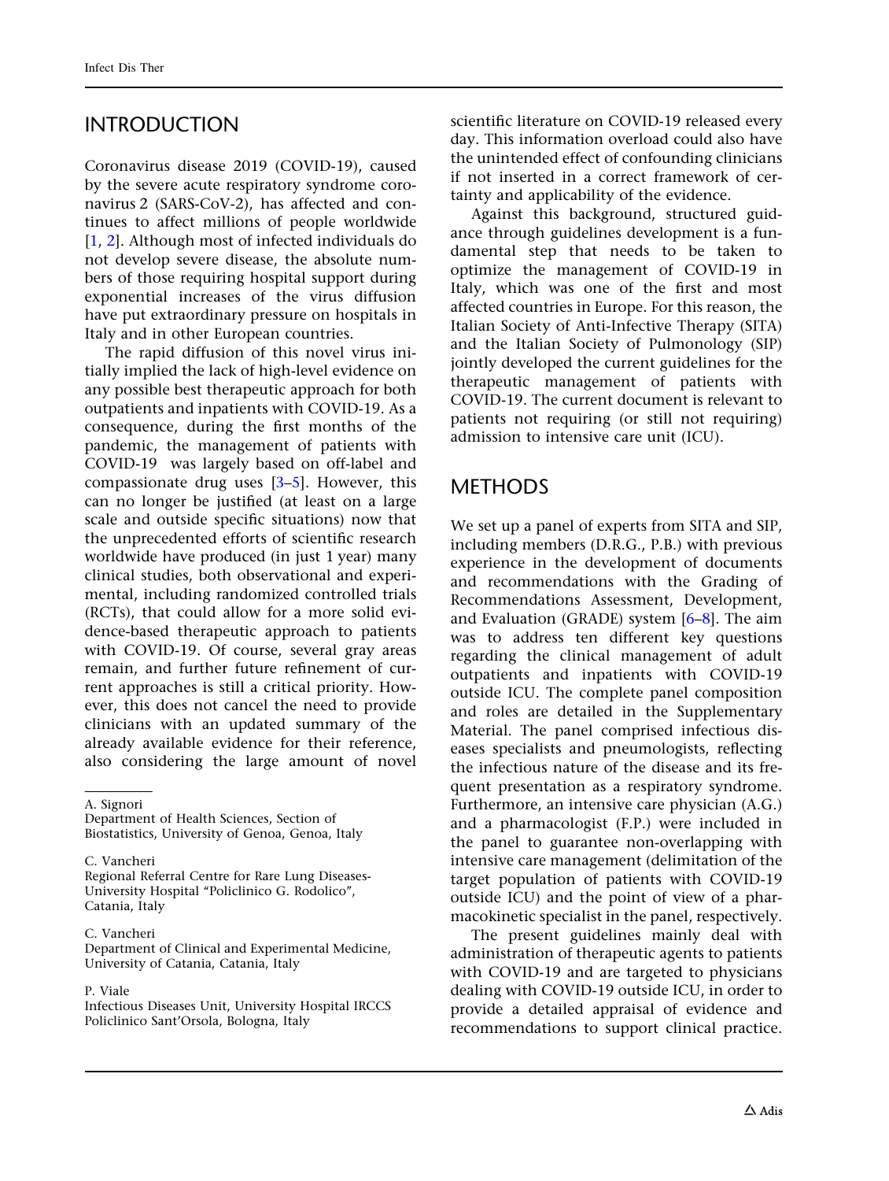## INTRODUCTION

Coronavirus disease 2019 (COVID-19), caused by the severe acute respiratory syndrome coronavirus 2 (SARS-CoV-2), has affected and continues to affect millions of people worldwide [1, 2]. Although most of infected individuals do not develop severe disease, the absolute numbers of those requiring hospital support during exponential increases of the virus diffusion have put extraordinary pressure on hospitals in Italy and in other European countries.

The rapid diffusion of this novel virus initially implied the lack of high-level evidence on any possible best therapeutic approach for both outpatients and inpatients with COVID-19. As a consequence, during the first months of the pandemic, the management of patients with COVID-19 was largely based on off-label and compassionate drug uses [3–5]. However, this can no longer be justified (at least on a large scale and outside specific situations) now that the unprecedented efforts of scientific research worldwide have produced (in just 1 year) many clinical studies, both observational and experimental, including randomized controlled trials (RCTs), that could allow for a more solid evidence-based therapeutic approach to patients with COVID-19. Of course, several gray areas remain, and further future refinement of current approaches is still a critical priority. However, this does not cancel the need to provide clinicians with an updated summary of the already available evidence for their reference, also considering the large amount of novel scientific literature on COVID-19 released every day. This information overload could also have the unintended effect of confounding clinicians if not inserted in a correct framework of certainty and applicability of the evidence.

Against this background, structured guidance through guidelines development is a fundamental step that needs to be taken to optimize the management of COVID-19 in Italy, which was one of the first and most affected countries in Europe. For this reason, the Italian Society of Anti-Infective Therapy (SITA) and the Italian Society of Pulmonology (SIP) jointly developed the current guidelines for the therapeutic management of patients with COVID-19. The current document is relevant to patients not requiring (or still not requiring) admission to intensive care unit (ICU).

## METHODS

We set up a panel of experts from SITA and SIP, including members (D.R.G., P.B.) with previous experience in the development of documents and recommendations with the Grading of Recommendations Assessment, Development, and Evaluation (GRADE) system [6–8]. The aim was to address ten different key questions regarding the clinical management of adult outpatients and inpatients with COVID-19 outside ICU. The complete panel composition and roles are detailed in the Supplementary Material. The panel comprised infectious diseases specialists and pneumologists, reflecting the infectious nature of the disease and its frequent presentation as a respiratory syndrome. Furthermore, an intensive care physician (A.G.) and a pharmacologist (F.P.) were included in the panel to guarantee non-overlapping with intensive care management (delimitation of the target population of patients with COVID-19 outside ICU) and the point of view of a pharmacokinetic specialist in the panel, respectively.

The present guidelines mainly deal with administration of therapeutic agents to patients with COVID-19 and are targeted to physicians dealing with COVID-19 outside ICU, in order to provide a detailed appraisal of evidence and recommendations to support clinical practice.

---

A. Signori
Department of Health Sciences, Section of Biostatistics, University of Genoa, Genoa, Italy

C. Vancheri
Regional Referral Centre for Rare Lung Diseases-University Hospital "Policlinico G. Rodolico", Catania, Italy

C. Vancheri
Department of Clinical and Experimental Medicine, University of Catania, Catania, Italy

P. Viale
Infectious Diseases Unit, University Hospital IRCCS Policlinico Sant'Orsola, Bologna, Italy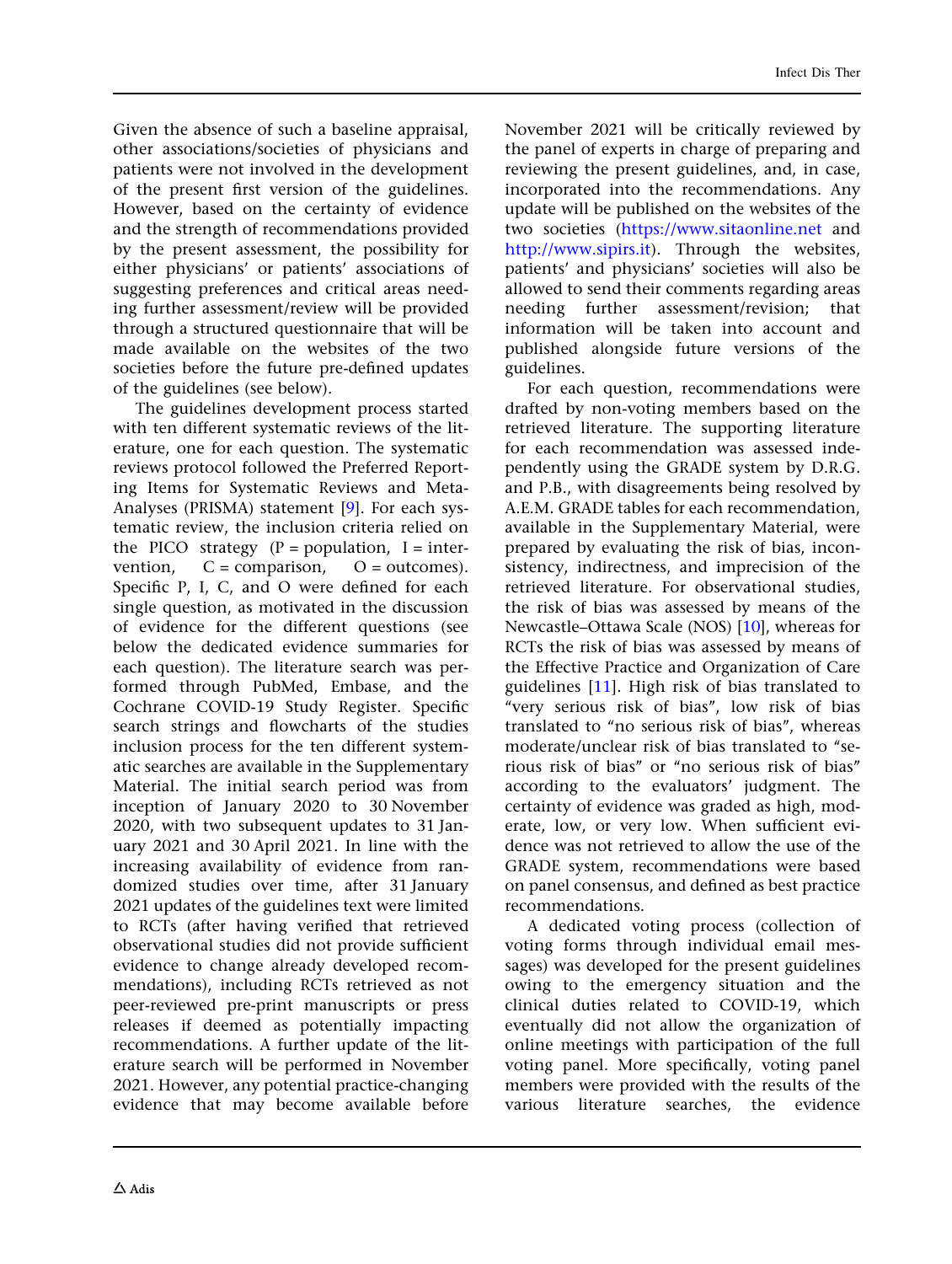Given the absence of such a baseline appraisal, other associations/societies of physicians and patients were not involved in the development of the present first version of the guidelines. However, based on the certainty of evidence and the strength of recommendations provided by the present assessment, the possibility for either physicians' or patients' associations of suggesting preferences and critical areas needing further assessment/review will be provided through a structured questionnaire that will be made available on the websites of the two societies before the future pre-defined updates of the guidelines (see below).

The guidelines development process started with ten different systematic reviews of the literature, one for each question. The systematic reviews protocol followed the Preferred Reporting Items for Systematic Reviews and Meta-Analyses (PRISMA) statement [9]. For each systematic review, the inclusion criteria relied on the PICO strategy (P = population, I = intervention, C = comparison, O = outcomes). Specific P, I, C, and O were defined for each single question, as motivated in the discussion of evidence for the different questions (see below the dedicated evidence summaries for each question). The literature search was performed through PubMed, Embase, and the Cochrane COVID-19 Study Register. Specific search strings and flowcharts of the studies inclusion process for the ten different systematic searches are available in the Supplementary Material. The initial search period was from inception of January 2020 to 30 November 2020, with two subsequent updates to 31 January 2021 and 30 April 2021. In line with the increasing availability of evidence from randomized studies over time, after 31 January 2021 updates of the guidelines text were limited to RCTs (after having verified that retrieved observational studies did not provide sufficient evidence to change already developed recommendations), including RCTs retrieved as not peer-reviewed pre-print manuscripts or press releases if deemed as potentially impacting recommendations. A further update of the literature search will be performed in November 2021. However, any potential practice-changing evidence that may become available before November 2021 will be critically reviewed by the panel of experts in charge of preparing and reviewing the present guidelines, and, in case, incorporated into the recommendations. Any update will be published on the websites of the two societies (https://www.sitaonline.net and http://www.sipirs.it). Through the websites, patients' and physicians' societies will also be allowed to send their comments regarding areas needing further assessment/revision; that information will be taken into account and published alongside future versions of the guidelines.

For each question, recommendations were drafted by non-voting members based on the retrieved literature. The supporting literature for each recommendation was assessed independently using the GRADE system by D.R.G. and P.B., with disagreements being resolved by A.E.M. GRADE tables for each recommendation, available in the Supplementary Material, were prepared by evaluating the risk of bias, inconsistency, indirectness, and imprecision of the retrieved literature. For observational studies, the risk of bias was assessed by means of the Newcastle–Ottawa Scale (NOS) [10], whereas for RCTs the risk of bias was assessed by means of the Effective Practice and Organization of Care guidelines [11]. High risk of bias translated to "very serious risk of bias", low risk of bias translated to "no serious risk of bias", whereas moderate/unclear risk of bias translated to "serious risk of bias" or "no serious risk of bias" according to the evaluators' judgment. The certainty of evidence was graded as high, moderate, low, or very low. When sufficient evidence was not retrieved to allow the use of the GRADE system, recommendations were based on panel consensus, and defined as best practice recommendations.

A dedicated voting process (collection of voting forms through individual email messages) was developed for the present guidelines owing to the emergency situation and the clinical duties related to COVID-19, which eventually did not allow the organization of online meetings with participation of the full voting panel. More specifically, voting panel members were provided with the results of the various literature searches, the evidence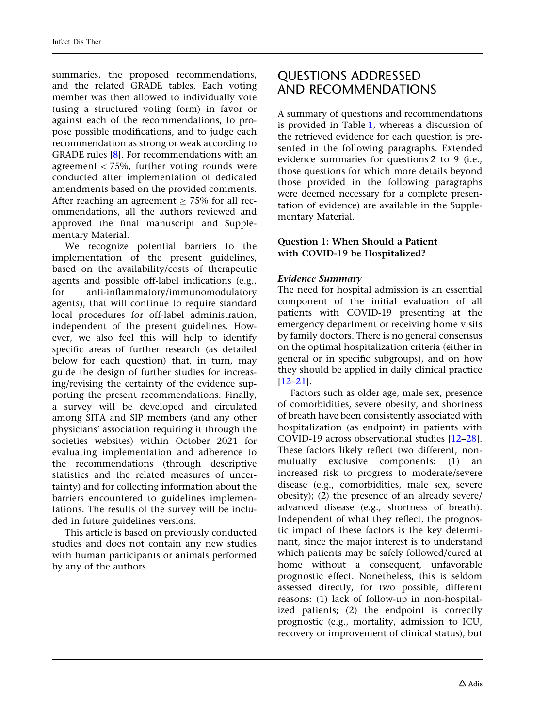summaries, the proposed recommendations, and the related GRADE tables. Each voting member was then allowed to individually vote (using a structured voting form) in favor or against each of the recommendations, to propose possible modifications, and to judge each recommendation as strong or weak according to GRADE rules [8]. For recommendations with an agreement < 75%, further voting rounds were conducted after implementation of dedicated amendments based on the provided comments. After reaching an agreement ≥ 75% for all recommendations, all the authors reviewed and approved the final manuscript and Supplementary Material.

We recognize potential barriers to the implementation of the present guidelines, based on the availability/costs of therapeutic agents and possible off-label indications (e.g., for anti-inflammatory/immunomodulatory agents), that will continue to require standard local procedures for off-label administration, independent of the present guidelines. However, we also feel this will help to identify specific areas of further research (as detailed below for each question) that, in turn, may guide the design of further studies for increasing/revising the certainty of the evidence supporting the present recommendations. Finally, a survey will be developed and circulated among SITA and SIP members (and any other physicians' association requiring it through the societies websites) within October 2021 for evaluating implementation and adherence to the recommendations (through descriptive statistics and the related measures of uncertainty) and for collecting information about the barriers encountered to guidelines implementations. The results of the survey will be included in future guidelines versions.

This article is based on previously conducted studies and does not contain any new studies with human participants or animals performed by any of the authors.

## QUESTIONS ADDRESSED AND RECOMMENDATIONS

A summary of questions and recommendations is provided in Table 1, whereas a discussion of the retrieved evidence for each question is presented in the following paragraphs. Extended evidence summaries for questions 2 to 9 (i.e., those questions for which more details beyond those provided in the following paragraphs were deemed necessary for a complete presentation of evidence) are available in the Supplementary Material.

### Question 1: When Should a Patient with COVID-19 be Hospitalized?

#### *Evidence Summary*

The need for hospital admission is an essential component of the initial evaluation of all patients with COVID-19 presenting at the emergency department or receiving home visits by family doctors. There is no general consensus on the optimal hospitalization criteria (either in general or in specific subgroups), and on how they should be applied in daily clinical practice [12–21].

Factors such as older age, male sex, presence of comorbidities, severe obesity, and shortness of breath have been consistently associated with hospitalization (as endpoint) in patients with COVID-19 across observational studies [12–28]. These factors likely reflect two different, non-mutually exclusive components: (1) an increased risk to progress to moderate/severe disease (e.g., comorbidities, male sex, severe obesity); (2) the presence of an already severe/advanced disease (e.g., shortness of breath). Independent of what they reflect, the prognostic impact of these factors is the key determinant, since the major interest is to understand which patients may be safely followed/cured at home without a consequent, unfavorable prognostic effect. Nonetheless, this is seldom assessed directly, for two possible, different reasons: (1) lack of follow-up in non-hospitalized patients; (2) the endpoint is correctly prognostic (e.g., mortality, admission to ICU, recovery or improvement of clinical status), but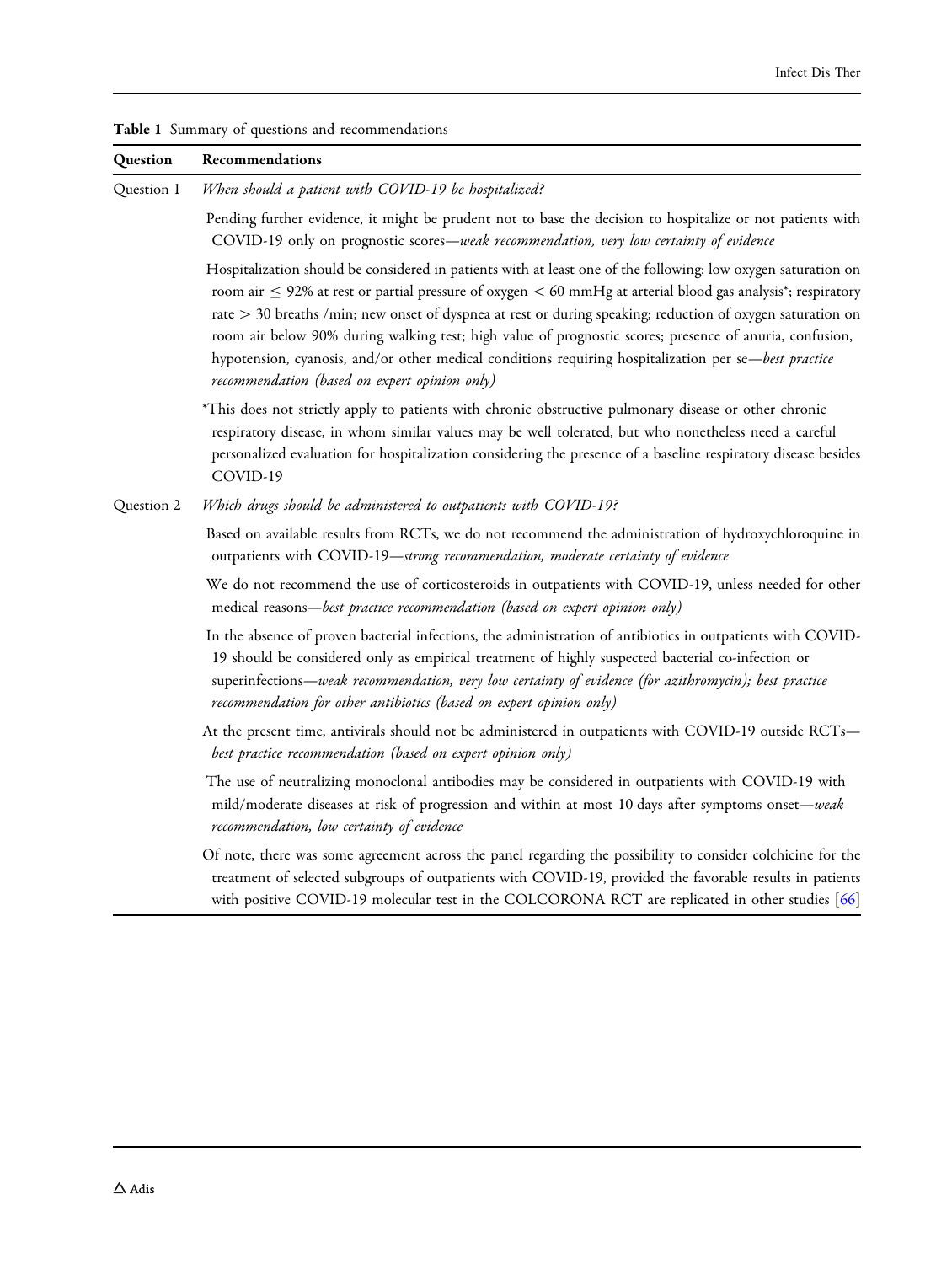**Table 1** Summary of questions and recommendations

| Question | Recommendations |
|---|---|
| Question 1 | *When should a patient with COVID-19 be hospitalized?* |
| | Pending further evidence, it might be prudent not to base the decision to hospitalize or not patients with COVID-19 only on prognostic scores—*weak recommendation, very low certainty of evidence* |
| | Hospitalization should be considered in patients with at least one of the following: low oxygen saturation on room air $\leq$ 92% at rest or partial pressure of oxygen < 60 mmHg at arterial blood gas analysis*; respiratory rate > 30 breaths /min; new onset of dyspnea at rest or during speaking; reduction of oxygen saturation on room air below 90% during walking test; high value of prognostic scores; presence of anuria, confusion, hypotension, cyanosis, and/or other medical conditions requiring hospitalization per se—*best practice recommendation (based on expert opinion only)* |
| | *This does not strictly apply to patients with chronic obstructive pulmonary disease or other chronic respiratory disease, in whom similar values may be well tolerated, but who nonetheless need a careful personalized evaluation for hospitalization considering the presence of a baseline respiratory disease besides COVID-19 |
| Question 2 | *Which drugs should be administered to outpatients with COVID-19?* |
| | Based on available results from RCTs, we do not recommend the administration of hydroxychloroquine in outpatients with COVID-19—*strong recommendation, moderate certainty of evidence* |
| | We do not recommend the use of corticosteroids in outpatients with COVID-19, unless needed for other medical reasons—*best practice recommendation (based on expert opinion only)* |
| | In the absence of proven bacterial infections, the administration of antibiotics in outpatients with COVID-19 should be considered only as empirical treatment of highly suspected bacterial co-infection or superinfections—*weak recommendation, very low certainty of evidence (for azithromycin); best practice recommendation for other antibiotics (based on expert opinion only)* |
| | At the present time, antivirals should not be administered in outpatients with COVID-19 outside RCTs—*best practice recommendation (based on expert opinion only)* |
| | The use of neutralizing monoclonal antibodies may be considered in outpatients with COVID-19 with mild/moderate diseases at risk of progression and within at most 10 days after symptoms onset—*weak recommendation, low certainty of evidence* |
| | Of note, there was some agreement across the panel regarding the possibility to consider colchicine for the treatment of selected subgroups of outpatients with COVID-19, provided the favorable results in patients with positive COVID-19 molecular test in the COLCORONA RCT are replicated in other studies [66] |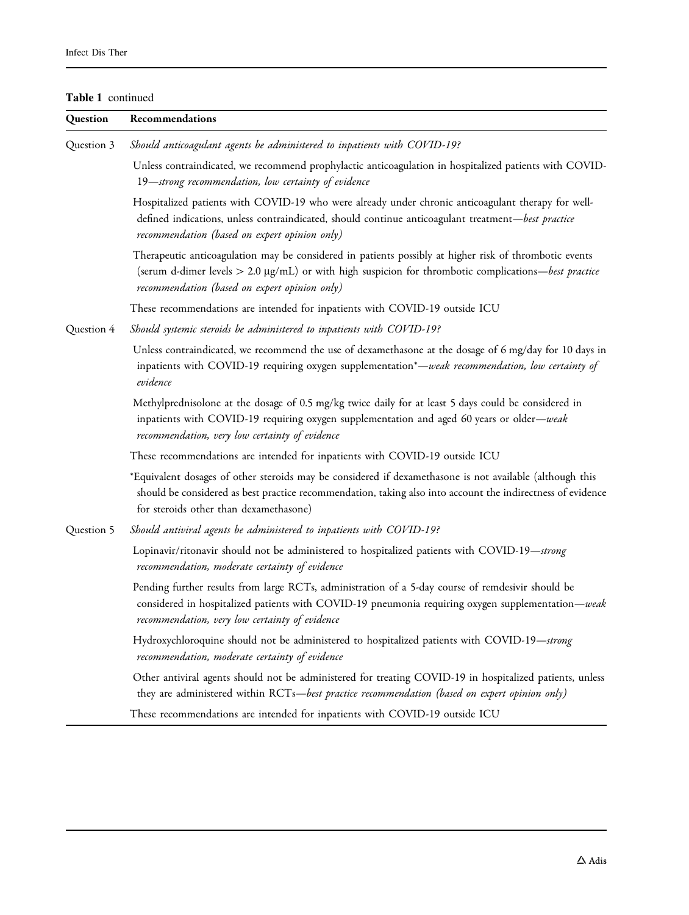**Table 1** continued

| Question | Recommendations |
| --- | --- |
| Question 3 | *Should anticoagulant agents be administered to inpatients with COVID-19?* |
| | Unless contraindicated, we recommend prophylactic anticoagulation in hospitalized patients with COVID-19—*strong recommendation, low certainty of evidence* |
| | Hospitalized patients with COVID-19 who were already under chronic anticoagulant therapy for well-defined indications, unless contraindicated, should continue anticoagulant treatment—*best practice recommendation (based on expert opinion only)* |
| | Therapeutic anticoagulation may be considered in patients possibly at higher risk of thrombotic events (serum d-dimer levels > 2.0 μg/mL) or with high suspicion for thrombotic complications—*best practice recommendation (based on expert opinion only)* |
| | These recommendations are intended for inpatients with COVID-19 outside ICU |
| Question 4 | *Should systemic steroids be administered to inpatients with COVID-19?* |
| | Unless contraindicated, we recommend the use of dexamethasone at the dosage of 6 mg/day for 10 days in inpatients with COVID-19 requiring oxygen supplementation*—*weak recommendation, low certainty of evidence* |
| | Methylprednisolone at the dosage of 0.5 mg/kg twice daily for at least 5 days could be considered in inpatients with COVID-19 requiring oxygen supplementation and aged 60 years or older—*weak recommendation, very low certainty of evidence* |
| | These recommendations are intended for inpatients with COVID-19 outside ICU |
| | *Equivalent dosages of other steroids may be considered if dexamethasone is not available (although this should be considered as best practice recommendation, taking also into account the indirectness of evidence for steroids other than dexamethasone) |
| Question 5 | *Should antiviral agents be administered to inpatients with COVID-19?* |
| | Lopinavir/ritonavir should not be administered to hospitalized patients with COVID-19—*strong recommendation, moderate certainty of evidence* |
| | Pending further results from large RCTs, administration of a 5-day course of remdesivir should be considered in hospitalized patients with COVID-19 pneumonia requiring oxygen supplementation—*weak recommendation, very low certainty of evidence* |
| | Hydroxychloroquine should not be administered to hospitalized patients with COVID-19—*strong recommendation, moderate certainty of evidence* |
| | Other antiviral agents should not be administered for treating COVID-19 in hospitalized patients, unless they are administered within RCTs—*best practice recommendation (based on expert opinion only)* |
| | These recommendations are intended for inpatients with COVID-19 outside ICU |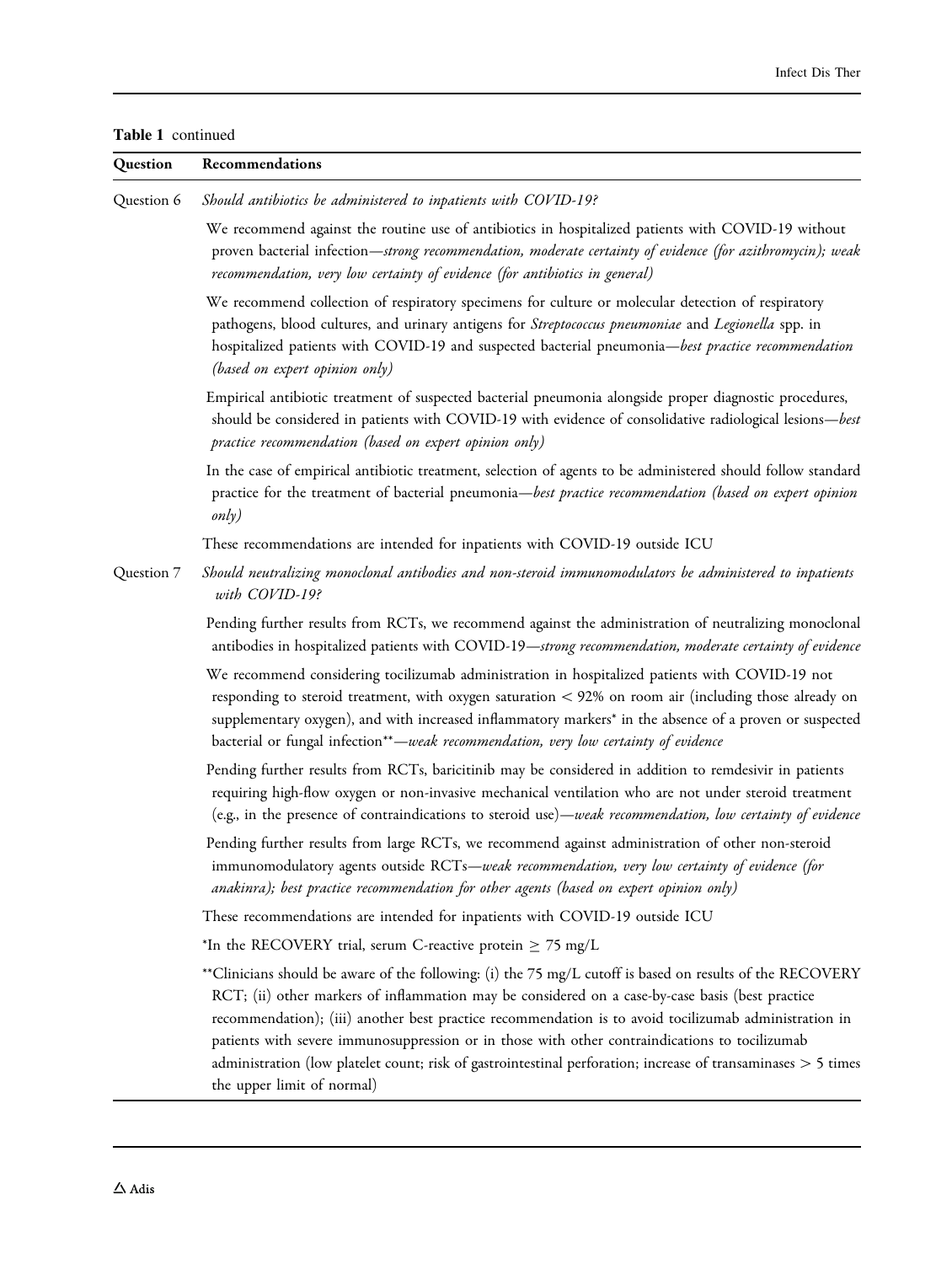**Table 1** continued

| Question | Recommendations |
|---|---|
| Question 6 | *Should antibiotics be administered to inpatients with COVID-19?* |
| | We recommend against the routine use of antibiotics in hospitalized patients with COVID-19 without proven bacterial infection—*strong recommendation, moderate certainty of evidence (for azithromycin); weak recommendation, very low certainty of evidence (for antibiotics in general)* |
| | We recommend collection of respiratory specimens for culture or molecular detection of respiratory pathogens, blood cultures, and urinary antigens for *Streptococcus pneumoniae* and *Legionella* spp. in hospitalized patients with COVID-19 and suspected bacterial pneumonia—*best practice recommendation (based on expert opinion only)* |
| | Empirical antibiotic treatment of suspected bacterial pneumonia alongside proper diagnostic procedures, should be considered in patients with COVID-19 with evidence of consolidative radiological lesions—*best practice recommendation (based on expert opinion only)* |
| | In the case of empirical antibiotic treatment, selection of agents to be administered should follow standard practice for the treatment of bacterial pneumonia—*best practice recommendation (based on expert opinion only)* |
| | These recommendations are intended for inpatients with COVID-19 outside ICU |
| Question 7 | *Should neutralizing monoclonal antibodies and non-steroid immunomodulators be administered to inpatients with COVID-19?* |
| | Pending further results from RCTs, we recommend against the administration of neutralizing monoclonal antibodies in hospitalized patients with COVID-19—*strong recommendation, moderate certainty of evidence* |
| | We recommend considering tocilizumab administration in hospitalized patients with COVID-19 not responding to steroid treatment, with oxygen saturation < 92% on room air (including those already on supplementary oxygen), and with increased inflammatory markers* in the absence of a proven or suspected bacterial or fungal infection**—*weak recommendation, very low certainty of evidence* |
| | Pending further results from RCTs, baricitinib may be considered in addition to remdesivir in patients requiring high-flow oxygen or non-invasive mechanical ventilation who are not under steroid treatment (e.g., in the presence of contraindications to steroid use)—*weak recommendation, low certainty of evidence* |
| | Pending further results from large RCTs, we recommend against administration of other non-steroid immunomodulatory agents outside RCTs—*weak recommendation, very low certainty of evidence (for anakinra); best practice recommendation for other agents (based on expert opinion only)* |
| | These recommendations are intended for inpatients with COVID-19 outside ICU |
| | *In the RECOVERY trial, serum C-reactive protein ≥ 75 mg/L |
| | **Clinicians should be aware of the following: (i) the 75 mg/L cutoff is based on results of the RECOVERY RCT; (ii) other markers of inflammation may be considered on a case-by-case basis (best practice recommendation); (iii) another best practice recommendation is to avoid tocilizumab administration in patients with severe immunosuppression or in those with other contraindications to tocilizumab administration (low platelet count; risk of gastrointestinal perforation; increase of transaminases > 5 times the upper limit of normal) |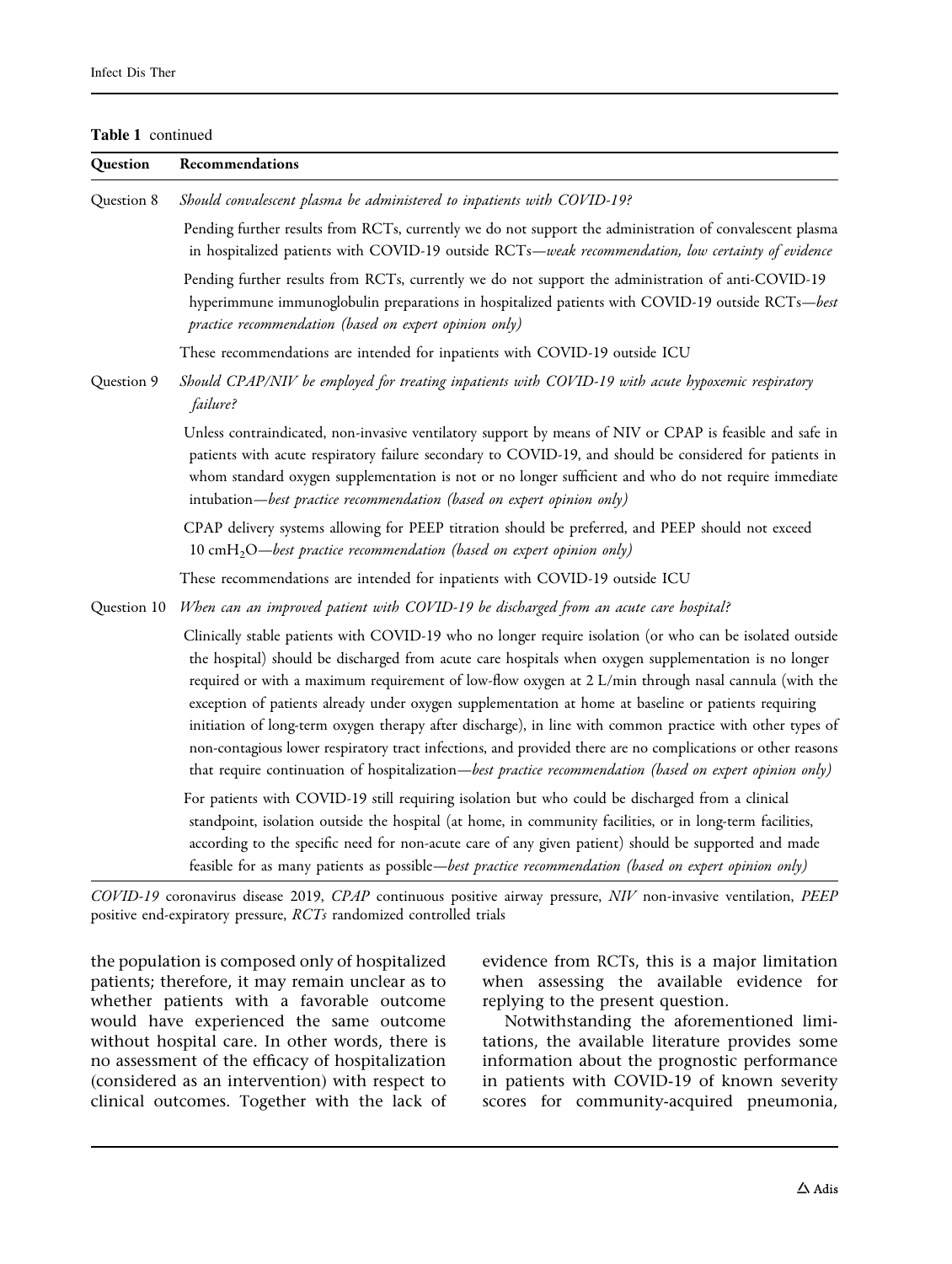**Table 1** continued

| Question | Recommendations |
|---|---|
| Question 8 | *Should convalescent plasma be administered to inpatients with COVID-19?* |
| | Pending further results from RCTs, currently we do not support the administration of convalescent plasma in hospitalized patients with COVID-19 outside RCTs—*weak recommendation, low certainty of evidence* |
| | Pending further results from RCTs, currently we do not support the administration of anti-COVID-19 hyperimmune immunoglobulin preparations in hospitalized patients with COVID-19 outside RCTs—*best practice recommendation (based on expert opinion only)* |
| | These recommendations are intended for inpatients with COVID-19 outside ICU |
| Question 9 | *Should CPAP/NIV be employed for treating inpatients with COVID-19 with acute hypoxemic respiratory failure?* |
| | Unless contraindicated, non-invasive ventilatory support by means of NIV or CPAP is feasible and safe in patients with acute respiratory failure secondary to COVID-19, and should be considered for patients in whom standard oxygen supplementation is not or no longer sufficient and who do not require immediate intubation—*best practice recommendation (based on expert opinion only)* |
| | CPAP delivery systems allowing for PEEP titration should be preferred, and PEEP should not exceed 10 $cmH_2O$—*best practice recommendation (based on expert opinion only)* |
| | These recommendations are intended for inpatients with COVID-19 outside ICU |
| Question 10 | *When can an improved patient with COVID-19 be discharged from an acute care hospital?* |
| | Clinically stable patients with COVID-19 who no longer require isolation (or who can be isolated outside the hospital) should be discharged from acute care hospitals when oxygen supplementation is no longer required or with a maximum requirement of low-flow oxygen at 2 L/min through nasal cannula (with the exception of patients already under oxygen supplementation at home at baseline or patients requiring initiation of long-term oxygen therapy after discharge), in line with common practice with other types of non-contagious lower respiratory tract infections, and provided there are no complications or other reasons that require continuation of hospitalization—*best practice recommendation (based on expert opinion only)* |
| | For patients with COVID-19 still requiring isolation but who could be discharged from a clinical standpoint, isolation outside the hospital (at home, in community facilities, or in long-term facilities, according to the specific need for non-acute care of any given patient) should be supported and made feasible for as many patients as possible—*best practice recommendation (based on expert opinion only)* |

*COVID-19* coronavirus disease 2019, *CPAP* continuous positive airway pressure, *NIV* non-invasive ventilation, *PEEP* positive end-expiratory pressure, *RCTs* randomized controlled trials

the population is composed only of hospitalized patients; therefore, it may remain unclear as to whether patients with a favorable outcome would have experienced the same outcome without hospital care. In other words, there is no assessment of the efficacy of hospitalization (considered as an intervention) with respect to clinical outcomes. Together with the lack of evidence from RCTs, this is a major limitation when assessing the available evidence for replying to the present question.

Notwithstanding the aforementioned limitations, the available literature provides some information about the prognostic performance in patients with COVID-19 of known severity scores for community-acquired pneumonia,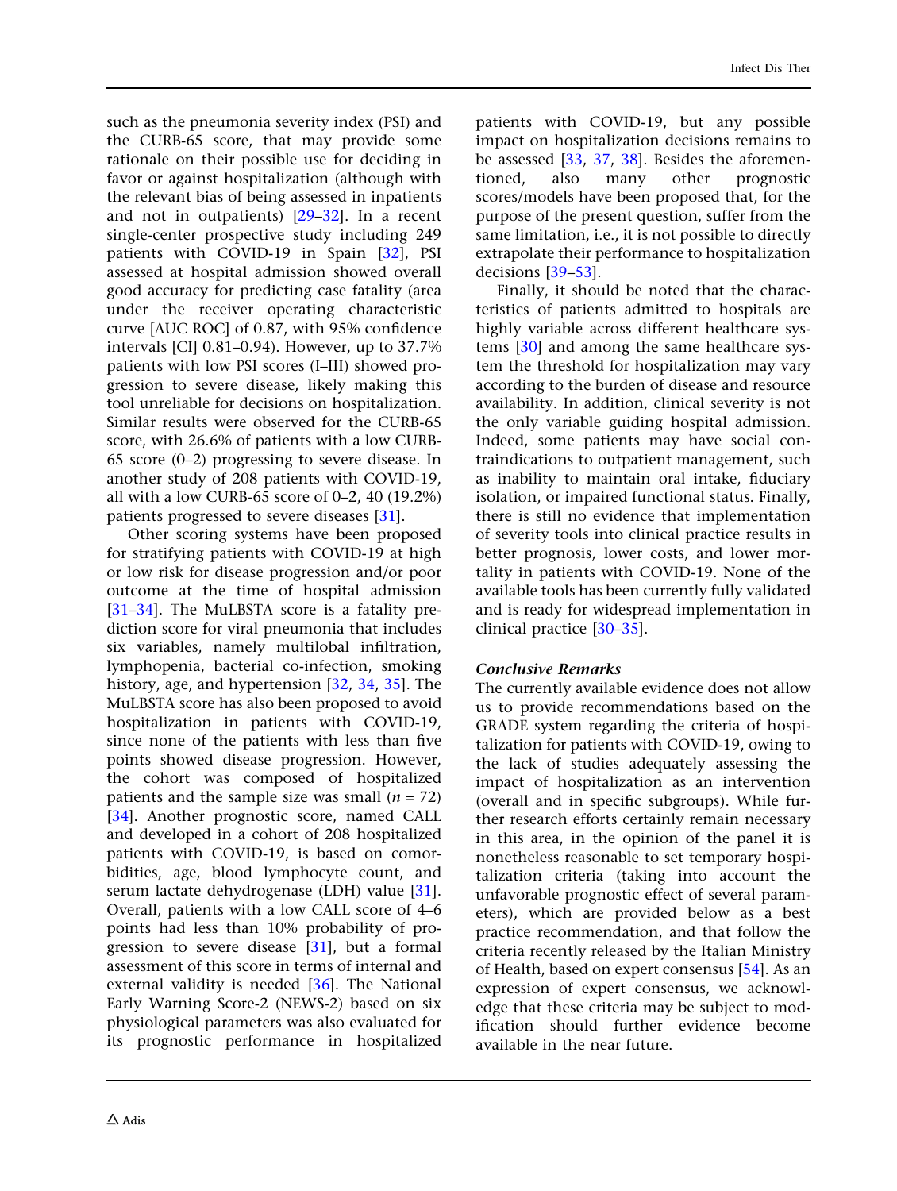such as the pneumonia severity index (PSI) and the CURB-65 score, that may provide some rationale on their possible use for deciding in favor or against hospitalization (although with the relevant bias of being assessed in inpatients and not in outpatients) [29–32]. In a recent single-center prospective study including 249 patients with COVID-19 in Spain [32], PSI assessed at hospital admission showed overall good accuracy for predicting case fatality (area under the receiver operating characteristic curve [AUC ROC] of 0.87, with 95% confidence intervals [CI] 0.81–0.94). However, up to 37.7% patients with low PSI scores (I–III) showed progression to severe disease, likely making this tool unreliable for decisions on hospitalization. Similar results were observed for the CURB-65 score, with 26.6% of patients with a low CURB-65 score (0–2) progressing to severe disease. In another study of 208 patients with COVID-19, all with a low CURB-65 score of 0–2, 40 (19.2%) patients progressed to severe diseases [31].

Other scoring systems have been proposed for stratifying patients with COVID-19 at high or low risk for disease progression and/or poor outcome at the time of hospital admission [31–34]. The MuLBSTA score is a fatality prediction score for viral pneumonia that includes six variables, namely multilobal infiltration, lymphopenia, bacterial co-infection, smoking history, age, and hypertension [32, 34, 35]. The MuLBSTA score has also been proposed to avoid hospitalization in patients with COVID-19, since none of the patients with less than five points showed disease progression. However, the cohort was composed of hospitalized patients and the sample size was small ($n = 72$) [34]. Another prognostic score, named CALL and developed in a cohort of 208 hospitalized patients with COVID-19, is based on comorbidities, age, blood lymphocyte count, and serum lactate dehydrogenase (LDH) value [31]. Overall, patients with a low CALL score of 4–6 points had less than 10% probability of progression to severe disease [31], but a formal assessment of this score in terms of internal and external validity is needed [36]. The National Early Warning Score-2 (NEWS-2) based on six physiological parameters was also evaluated for its prognostic performance in hospitalized patients with COVID-19, but any possible impact on hospitalization decisions remains to be assessed [33, 37, 38]. Besides the aforementioned, also many other prognostic scores/models have been proposed that, for the purpose of the present question, suffer from the same limitation, i.e., it is not possible to directly extrapolate their performance to hospitalization decisions [39–53].

Finally, it should be noted that the characteristics of patients admitted to hospitals are highly variable across different healthcare systems [30] and among the same healthcare system the threshold for hospitalization may vary according to the burden of disease and resource availability. In addition, clinical severity is not the only variable guiding hospital admission. Indeed, some patients may have social contraindications to outpatient management, such as inability to maintain oral intake, fiduciary isolation, or impaired functional status. Finally, there is still no evidence that implementation of severity tools into clinical practice results in better prognosis, lower costs, and lower mortality in patients with COVID-19. None of the available tools has been currently fully validated and is ready for widespread implementation in clinical practice [30–35].

#### *Conclusive Remarks*

The currently available evidence does not allow us to provide recommendations based on the GRADE system regarding the criteria of hospitalization for patients with COVID-19, owing to the lack of studies adequately assessing the impact of hospitalization as an intervention (overall and in specific subgroups). While further research efforts certainly remain necessary in this area, in the opinion of the panel it is nonetheless reasonable to set temporary hospitalization criteria (taking into account the unfavorable prognostic effect of several parameters), which are provided below as a best practice recommendation, and that follow the criteria recently released by the Italian Ministry of Health, based on expert consensus [54]. As an expression of expert consensus, we acknowledge that these criteria may be subject to modification should further evidence become available in the near future.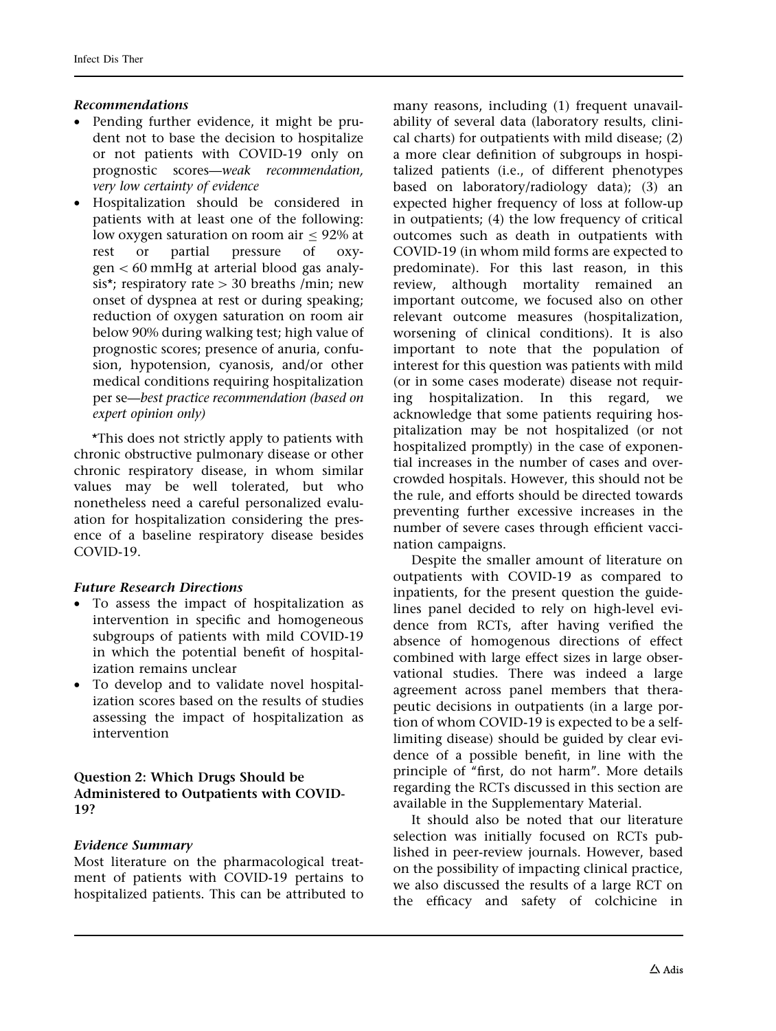#### *Recommendations*

- Pending further evidence, it might be prudent not to base the decision to hospitalize or not patients with COVID-19 only on prognostic scores—*weak recommendation, very low certainty of evidence*
- Hospitalization should be considered in patients with at least one of the following: low oxygen saturation on room air $\leq$ 92% at rest or partial pressure of oxygen < 60 mmHg at arterial blood gas analysis*; respiratory rate > 30 breaths /min; new onset of dyspnea at rest or during speaking; reduction of oxygen saturation on room air below 90% during walking test; high value of prognostic scores; presence of anuria, confusion, hypotension, cyanosis, and/or other medical conditions requiring hospitalization per se—*best practice recommendation (based on expert opinion only)*

*This does not strictly apply to patients with chronic obstructive pulmonary disease or other chronic respiratory disease, in whom similar values may be well tolerated, but who nonetheless need a careful personalized evaluation for hospitalization considering the presence of a baseline respiratory disease besides COVID-19.

#### *Future Research Directions*

- To assess the impact of hospitalization as intervention in specific and homogeneous subgroups of patients with mild COVID-19 in which the potential benefit of hospitalization remains unclear
- To develop and to validate novel hospitalization scores based on the results of studies assessing the impact of hospitalization as intervention

### Question 2: Which Drugs Should be Administered to Outpatients with COVID-19?

#### *Evidence Summary*

Most literature on the pharmacological treatment of patients with COVID-19 pertains to hospitalized patients. This can be attributed to many reasons, including (1) frequent unavailability of several data (laboratory results, clinical charts) for outpatients with mild disease; (2) a more clear definition of subgroups in hospitalized patients (i.e., of different phenotypes based on laboratory/radiology data); (3) an expected higher frequency of loss at follow-up in outpatients; (4) the low frequency of critical outcomes such as death in outpatients with COVID-19 (in whom mild forms are expected to predominate). For this last reason, in this review, although mortality remained an important outcome, we focused also on other relevant outcome measures (hospitalization, worsening of clinical conditions). It is also important to note that the population of interest for this question was patients with mild (or in some cases moderate) disease not requiring hospitalization. In this regard, we acknowledge that some patients requiring hospitalization may be not hospitalized (or not hospitalized promptly) in the case of exponential increases in the number of cases and overcrowded hospitals. However, this should not be the rule, and efforts should be directed towards preventing further excessive increases in the number of severe cases through efficient vaccination campaigns.

Despite the smaller amount of literature on outpatients with COVID-19 as compared to inpatients, for the present question the guidelines panel decided to rely on high-level evidence from RCTs, after having verified the absence of homogenous directions of effect combined with large effect sizes in large observational studies. There was indeed a large agreement across panel members that therapeutic decisions in outpatients (in a large portion of whom COVID-19 is expected to be a self-limiting disease) should be guided by clear evidence of a possible benefit, in line with the principle of "first, do not harm". More details regarding the RCTs discussed in this section are available in the Supplementary Material.

It should also be noted that our literature selection was initially focused on RCTs published in peer-review journals. However, based on the possibility of impacting clinical practice, we also discussed the results of a large RCT on the efficacy and safety of colchicine in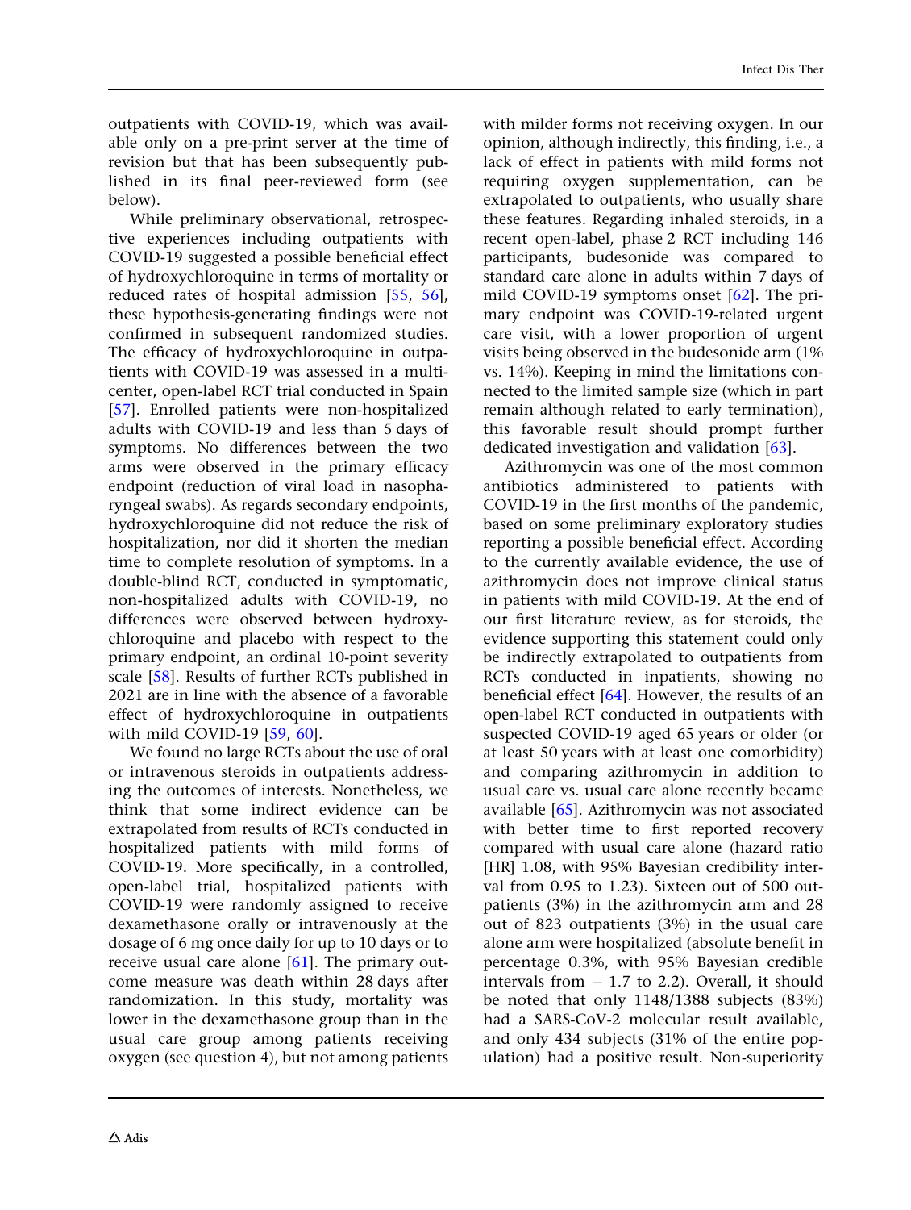outpatients with COVID-19, which was available only on a pre-print server at the time of revision but that has been subsequently published in its final peer-reviewed form (see below).

While preliminary observational, retrospective experiences including outpatients with COVID-19 suggested a possible beneficial effect of hydroxychloroquine in terms of mortality or reduced rates of hospital admission [55, 56], these hypothesis-generating findings were not confirmed in subsequent randomized studies. The efficacy of hydroxychloroquine in outpatients with COVID-19 was assessed in a multicenter, open-label RCT trial conducted in Spain [57]. Enrolled patients were non-hospitalized adults with COVID-19 and less than 5 days of symptoms. No differences between the two arms were observed in the primary efficacy endpoint (reduction of viral load in nasopharyngeal swabs). As regards secondary endpoints, hydroxychloroquine did not reduce the risk of hospitalization, nor did it shorten the median time to complete resolution of symptoms. In a double-blind RCT, conducted in symptomatic, non-hospitalized adults with COVID-19, no differences were observed between hydroxychloroquine and placebo with respect to the primary endpoint, an ordinal 10-point severity scale [58]. Results of further RCTs published in 2021 are in line with the absence of a favorable effect of hydroxychloroquine in outpatients with mild COVID-19 [59, 60].

We found no large RCTs about the use of oral or intravenous steroids in outpatients addressing the outcomes of interests. Nonetheless, we think that some indirect evidence can be extrapolated from results of RCTs conducted in hospitalized patients with mild forms of COVID-19. More specifically, in a controlled, open-label trial, hospitalized patients with COVID-19 were randomly assigned to receive dexamethasone orally or intravenously at the dosage of 6 mg once daily for up to 10 days or to receive usual care alone [61]. The primary outcome measure was death within 28 days after randomization. In this study, mortality was lower in the dexamethasone group than in the usual care group among patients receiving oxygen (see question 4), but not among patients with milder forms not receiving oxygen. In our opinion, although indirectly, this finding, i.e., a lack of effect in patients with mild forms not requiring oxygen supplementation, can be extrapolated to outpatients, who usually share these features. Regarding inhaled steroids, in a recent open-label, phase 2 RCT including 146 participants, budesonide was compared to standard care alone in adults within 7 days of mild COVID-19 symptoms onset [62]. The primary endpoint was COVID-19-related urgent care visit, with a lower proportion of urgent visits being observed in the budesonide arm (1% vs. 14%). Keeping in mind the limitations connected to the limited sample size (which in part remain although related to early termination), this favorable result should prompt further dedicated investigation and validation [63].

Azithromycin was one of the most common antibiotics administered to patients with COVID-19 in the first months of the pandemic, based on some preliminary exploratory studies reporting a possible beneficial effect. According to the currently available evidence, the use of azithromycin does not improve clinical status in patients with mild COVID-19. At the end of our first literature review, as for steroids, the evidence supporting this statement could only be indirectly extrapolated to outpatients from RCTs conducted in inpatients, showing no beneficial effect [64]. However, the results of an open-label RCT conducted in outpatients with suspected COVID-19 aged 65 years or older (or at least 50 years with at least one comorbidity) and comparing azithromycin in addition to usual care vs. usual care alone recently became available [65]. Azithromycin was not associated with better time to first reported recovery compared with usual care alone (hazard ratio [HR] 1.08, with 95% Bayesian credibility interval from 0.95 to 1.23). Sixteen out of 500 outpatients (3%) in the azithromycin arm and 28 out of 823 outpatients (3%) in the usual care alone arm were hospitalized (absolute benefit in percentage 0.3%, with 95% Bayesian credible intervals from − 1.7 to 2.2). Overall, it should be noted that only 1148/1388 subjects (83%) had a SARS-CoV-2 molecular result available, and only 434 subjects (31% of the entire population) had a positive result. Non-superiority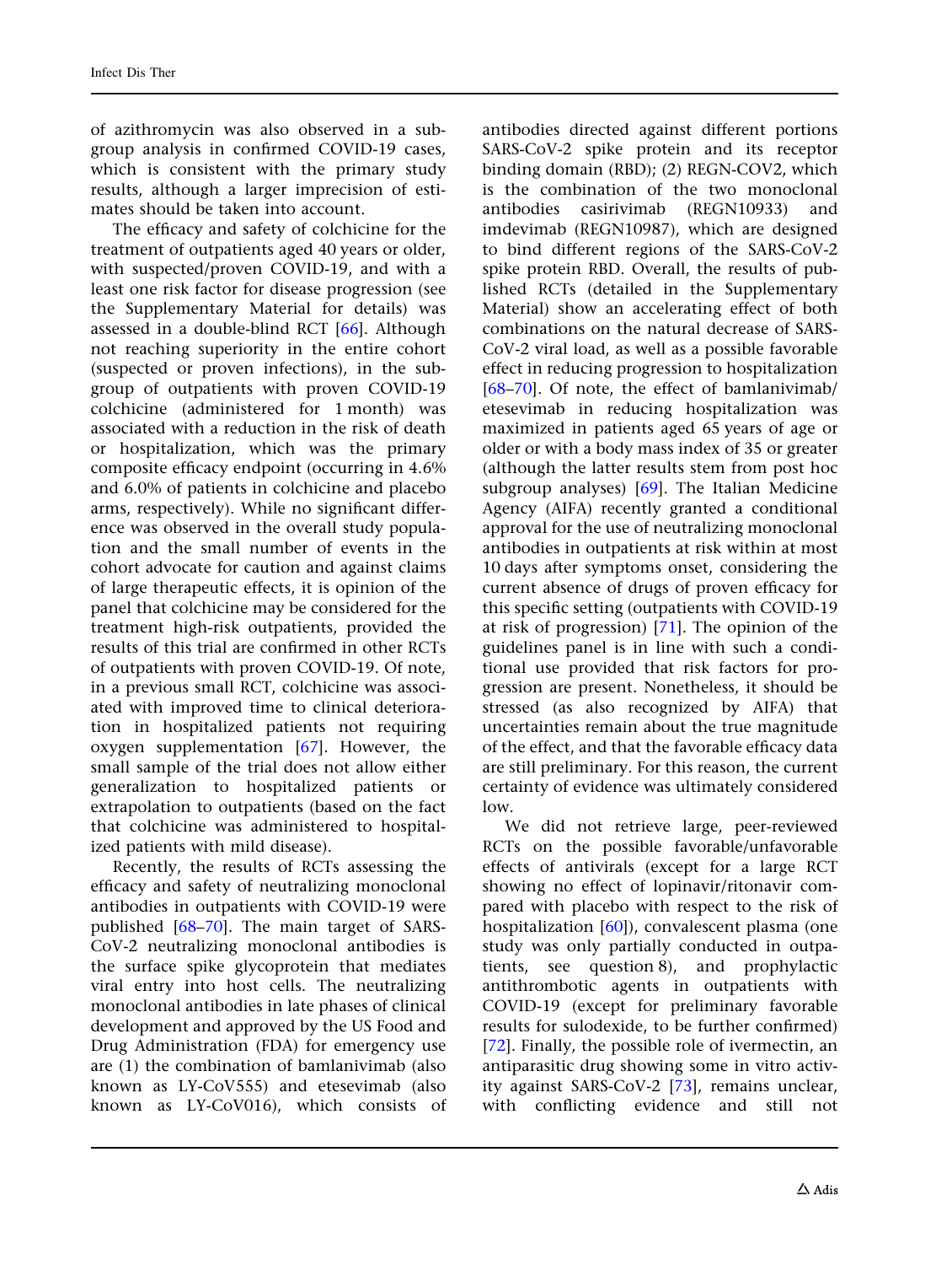of azithromycin was also observed in a subgroup analysis in confirmed COVID-19 cases, which is consistent with the primary study results, although a larger imprecision of estimates should be taken into account.

The efficacy and safety of colchicine for the treatment of outpatients aged 40 years or older, with suspected/proven COVID-19, and with a least one risk factor for disease progression (see the Supplementary Material for details) was assessed in a double-blind RCT [66]. Although not reaching superiority in the entire cohort (suspected or proven infections), in the subgroup of outpatients with proven COVID-19 colchicine (administered for 1 month) was associated with a reduction in the risk of death or hospitalization, which was the primary composite efficacy endpoint (occurring in 4.6% and 6.0% of patients in colchicine and placebo arms, respectively). While no significant difference was observed in the overall study population and the small number of events in the cohort advocate for caution and against claims of large therapeutic effects, it is opinion of the panel that colchicine may be considered for the treatment high-risk outpatients, provided the results of this trial are confirmed in other RCTs of outpatients with proven COVID-19. Of note, in a previous small RCT, colchicine was associated with improved time to clinical deterioration in hospitalized patients not requiring oxygen supplementation [67]. However, the small sample of the trial does not allow either generalization to hospitalized patients or extrapolation to outpatients (based on the fact that colchicine was administered to hospitalized patients with mild disease).

Recently, the results of RCTs assessing the efficacy and safety of neutralizing monoclonal antibodies in outpatients with COVID-19 were published [68–70]. The main target of SARS-CoV-2 neutralizing monoclonal antibodies is the surface spike glycoprotein that mediates viral entry into host cells. The neutralizing monoclonal antibodies in late phases of clinical development and approved by the US Food and Drug Administration (FDA) for emergency use are (1) the combination of bamlanivimab (also known as LY-CoV555) and etesevimab (also known as LY-CoV016), which consists of antibodies directed against different portions SARS-CoV-2 spike protein and its receptor binding domain (RBD); (2) REGN-COV2, which is the combination of the two monoclonal antibodies casirivimab (REGN10933) and imdevimab (REGN10987), which are designed to bind different regions of the SARS-CoV-2 spike protein RBD. Overall, the results of published RCTs (detailed in the Supplementary Material) show an accelerating effect of both combinations on the natural decrease of SARS-CoV-2 viral load, as well as a possible favorable effect in reducing progression to hospitalization [68–70]. Of note, the effect of bamlanivimab/etesevimab in reducing hospitalization was maximized in patients aged 65 years of age or older or with a body mass index of 35 or greater (although the latter results stem from post hoc subgroup analyses) [69]. The Italian Medicine Agency (AIFA) recently granted a conditional approval for the use of neutralizing monoclonal antibodies in outpatients at risk within at most 10 days after symptoms onset, considering the current absence of drugs of proven efficacy for this specific setting (outpatients with COVID-19 at risk of progression) [71]. The opinion of the guidelines panel is in line with such a conditional use provided that risk factors for progression are present. Nonetheless, it should be stressed (as also recognized by AIFA) that uncertainties remain about the true magnitude of the effect, and that the favorable efficacy data are still preliminary. For this reason, the current certainty of evidence was ultimately considered low.

We did not retrieve large, peer-reviewed RCTs on the possible favorable/unfavorable effects of antivirals (except for a large RCT showing no effect of lopinavir/ritonavir compared with placebo with respect to the risk of hospitalization [60]), convalescent plasma (one study was only partially conducted in outpatients, see question 8), and prophylactic antithrombotic agents in outpatients with COVID-19 (except for preliminary favorable results for sulodexide, to be further confirmed) [72]. Finally, the possible role of ivermectin, an antiparasitic drug showing some in vitro activity against SARS-CoV-2 [73], remains unclear, with conflicting evidence and still not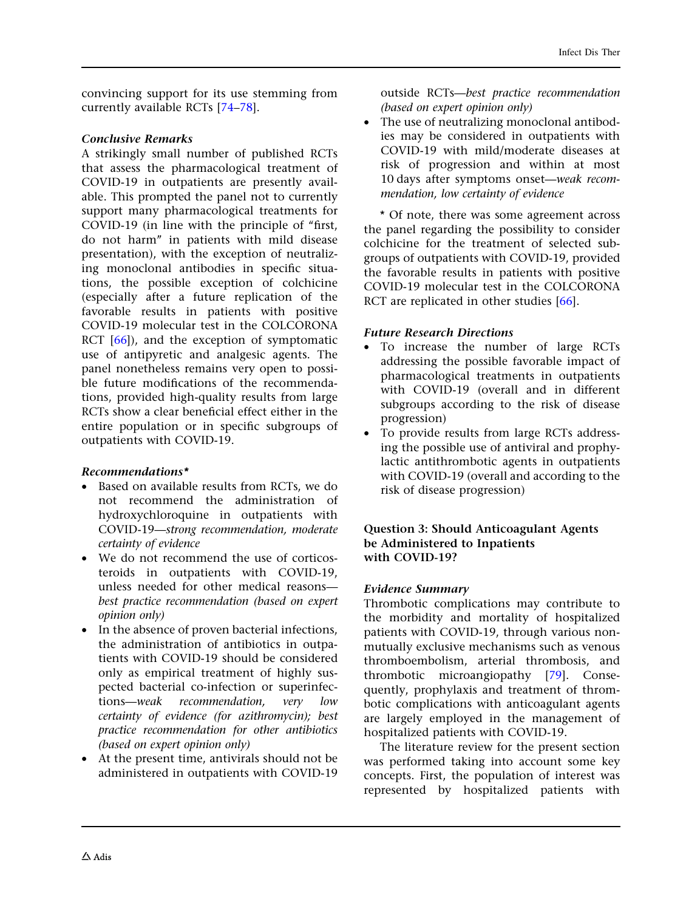convincing support for its use stemming from currently available RCTs [74–78].

#### *Conclusive Remarks*

A strikingly small number of published RCTs that assess the pharmacological treatment of COVID-19 in outpatients are presently available. This prompted the panel not to currently support many pharmacological treatments for COVID-19 (in line with the principle of "first, do not harm" in patients with mild disease presentation), with the exception of neutralizing monoclonal antibodies in specific situations, the possible exception of colchicine (especially after a future replication of the favorable results in patients with positive COVID-19 molecular test in the COLCORONA RCT [66]), and the exception of symptomatic use of antipyretic and analgesic agents. The panel nonetheless remains very open to possible future modifications of the recommendations, provided high-quality results from large RCTs show a clear beneficial effect either in the entire population or in specific subgroups of outpatients with COVID-19.

#### *Recommendations**

- Based on available results from RCTs, we do not recommend the administration of hydroxychloroquine in outpatients with COVID-19—*strong recommendation, moderate certainty of evidence*
- We do not recommend the use of corticosteroids in outpatients with COVID-19, unless needed for other medical reasons—*best practice recommendation (based on expert opinion only)*
- In the absence of proven bacterial infections, the administration of antibiotics in outpatients with COVID-19 should be considered only as empirical treatment of highly suspected bacterial co-infection or superinfections—*weak recommendation, very low certainty of evidence (for azithromycin); best practice recommendation for other antibiotics (based on expert opinion only)*
- At the present time, antivirals should not be administered in outpatients with COVID-19 outside RCTs—*best practice recommendation (based on expert opinion only)*
- The use of neutralizing monoclonal antibodies may be considered in outpatients with COVID-19 with mild/moderate diseases at risk of progression and within at most 10 days after symptoms onset—*weak recommendation, low certainty of evidence*

* Of note, there was some agreement across the panel regarding the possibility to consider colchicine for the treatment of selected subgroups of outpatients with COVID-19, provided the favorable results in patients with positive COVID-19 molecular test in the COLCORONA RCT are replicated in other studies [66].

#### *Future Research Directions*

- To increase the number of large RCTs addressing the possible favorable impact of pharmacological treatments in outpatients with COVID-19 (overall and in different subgroups according to the risk of disease progression)
- To provide results from large RCTs addressing the possible use of antiviral and prophylactic antithrombotic agents in outpatients with COVID-19 (overall and according to the risk of disease progression)

### Question 3: Should Anticoagulant Agents be Administered to Inpatients with COVID-19?

#### *Evidence Summary*

Thrombotic complications may contribute to the morbidity and mortality of hospitalized patients with COVID-19, through various non-mutually exclusive mechanisms such as venous thromboembolism, arterial thrombosis, and thrombotic microangiopathy [79]. Consequently, prophylaxis and treatment of thrombotic complications with anticoagulant agents are largely employed in the management of hospitalized patients with COVID-19.

The literature review for the present section was performed taking into account some key concepts. First, the population of interest was represented by hospitalized patients with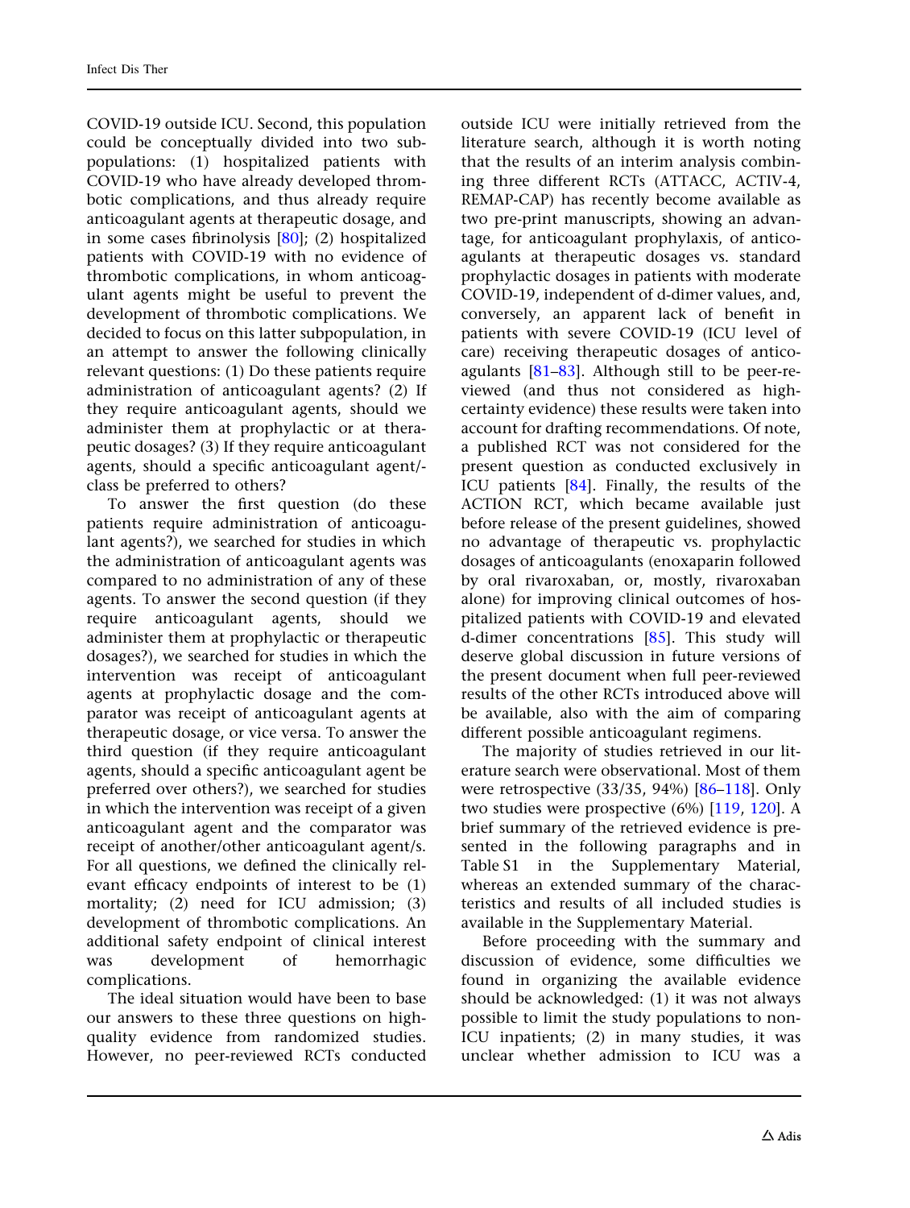COVID-19 outside ICU. Second, this population could be conceptually divided into two subpopulations: (1) hospitalized patients with COVID-19 who have already developed thrombotic complications, and thus already require anticoagulant agents at therapeutic dosage, and in some cases fibrinolysis [80]; (2) hospitalized patients with COVID-19 with no evidence of thrombotic complications, in whom anticoagulant agents might be useful to prevent the development of thrombotic complications. We decided to focus on this latter subpopulation, in an attempt to answer the following clinically relevant questions: (1) Do these patients require administration of anticoagulant agents? (2) If they require anticoagulant agents, should we administer them at prophylactic or at therapeutic dosages? (3) If they require anticoagulant agents, should a specific anticoagulant agent/-class be preferred to others?

To answer the first question (do these patients require administration of anticoagulant agents?), we searched for studies in which the administration of anticoagulant agents was compared to no administration of any of these agents. To answer the second question (if they require anticoagulant agents, should we administer them at prophylactic or therapeutic dosages?), we searched for studies in which the intervention was receipt of anticoagulant agents at prophylactic dosage and the comparator was receipt of anticoagulant agents at therapeutic dosage, or vice versa. To answer the third question (if they require anticoagulant agents, should a specific anticoagulant agent be preferred over others?), we searched for studies in which the intervention was receipt of a given anticoagulant agent and the comparator was receipt of another/other anticoagulant agent/s. For all questions, we defined the clinically relevant efficacy endpoints of interest to be (1) mortality; (2) need for ICU admission; (3) development of thrombotic complications. An additional safety endpoint of clinical interest was development of hemorrhagic complications.

The ideal situation would have been to base our answers to these three questions on high-quality evidence from randomized studies. However, no peer-reviewed RCTs conducted outside ICU were initially retrieved from the literature search, although it is worth noting that the results of an interim analysis combining three different RCTs (ATTACC, ACTIV-4, REMAP-CAP) has recently become available as two pre-print manuscripts, showing an advantage, for anticoagulant prophylaxis, of anticoagulants at therapeutic dosages vs. standard prophylactic dosages in patients with moderate COVID-19, independent of d-dimer values, and, conversely, an apparent lack of benefit in patients with severe COVID-19 (ICU level of care) receiving therapeutic dosages of anticoagulants [81–83]. Although still to be peer-reviewed (and thus not considered as high-certainty evidence) these results were taken into account for drafting recommendations. Of note, a published RCT was not considered for the present question as conducted exclusively in ICU patients [84]. Finally, the results of the ACTION RCT, which became available just before release of the present guidelines, showed no advantage of therapeutic vs. prophylactic dosages of anticoagulants (enoxaparin followed by oral rivaroxaban, or, mostly, rivaroxaban alone) for improving clinical outcomes of hospitalized patients with COVID-19 and elevated d-dimer concentrations [85]. This study will deserve global discussion in future versions of the present document when full peer-reviewed results of the other RCTs introduced above will be available, also with the aim of comparing different possible anticoagulant regimens.

The majority of studies retrieved in our literature search were observational. Most of them were retrospective (33/35, 94%) [86–118]. Only two studies were prospective (6%) [119, 120]. A brief summary of the retrieved evidence is presented in the following paragraphs and in Table S1 in the Supplementary Material, whereas an extended summary of the characteristics and results of all included studies is available in the Supplementary Material.

Before proceeding with the summary and discussion of evidence, some difficulties we found in organizing the available evidence should be acknowledged: (1) it was not always possible to limit the study populations to non-ICU inpatients; (2) in many studies, it was unclear whether admission to ICU was a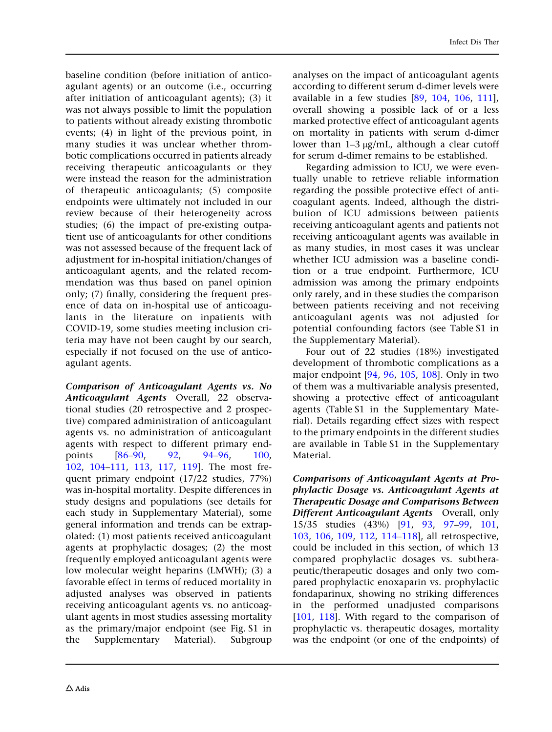baseline condition (before initiation of anticoagulant agents) or an outcome (i.e., occurring after initiation of anticoagulant agents); (3) it was not always possible to limit the population to patients without already existing thrombotic events; (4) in light of the previous point, in many studies it was unclear whether thrombotic complications occurred in patients already receiving therapeutic anticoagulants or they were instead the reason for the administration of therapeutic anticoagulants; (5) composite endpoints were ultimately not included in our review because of their heterogeneity across studies; (6) the impact of pre-existing outpatient use of anticoagulants for other conditions was not assessed because of the frequent lack of adjustment for in-hospital initiation/changes of anticoagulant agents, and the related recommendation was thus based on panel opinion only; (7) finally, considering the frequent presence of data on in-hospital use of anticoagulants in the literature on inpatients with COVID-19, some studies meeting inclusion criteria may have not been caught by our search, especially if not focused on the use of anticoagulant agents.

***Comparison of Anticoagulant Agents vs. No Anticoagulant Agents*** Overall, 22 observational studies (20 retrospective and 2 prospective) compared administration of anticoagulant agents vs. no administration of anticoagulant agents with respect to different primary endpoints [86–90, 92, 94–96, 100, 102, 104–111, 113, 117, 119]. The most frequent primary endpoint (17/22 studies, 77%) was in-hospital mortality. Despite differences in study designs and populations (see details for each study in Supplementary Material), some general information and trends can be extrapolated: (1) most patients received anticoagulant agents at prophylactic dosages; (2) the most frequently employed anticoagulant agents were low molecular weight heparins (LMWH); (3) a favorable effect in terms of reduced mortality in adjusted analyses was observed in patients receiving anticoagulant agents vs. no anticoagulant agents in most studies assessing mortality as the primary/major endpoint (see Fig. S1 in the Supplementary Material). Subgroup analyses on the impact of anticoagulant agents according to different serum d-dimer levels were available in a few studies [89, 104, 106, 111], overall showing a possible lack of or a less marked protective effect of anticoagulant agents on mortality in patients with serum d-dimer lower than 1–3 μg/mL, although a clear cutoff for serum d-dimer remains to be established.

Regarding admission to ICU, we were eventually unable to retrieve reliable information regarding the possible protective effect of anticoagulant agents. Indeed, although the distribution of ICU admissions between patients receiving anticoagulant agents and patients not receiving anticoagulant agents was available in as many studies, in most cases it was unclear whether ICU admission was a baseline condition or a true endpoint. Furthermore, ICU admission was among the primary endpoints only rarely, and in these studies the comparison between patients receiving and not receiving anticoagulant agents was not adjusted for potential confounding factors (see Table S1 in the Supplementary Material).

Four out of 22 studies (18%) investigated development of thrombotic complications as a major endpoint [94, 96, 105, 108]. Only in two of them was a multivariable analysis presented, showing a protective effect of anticoagulant agents (Table S1 in the Supplementary Material). Details regarding effect sizes with respect to the primary endpoints in the different studies are available in Table S1 in the Supplementary Material.

***Comparisons of Anticoagulant Agents at Prophylactic Dosage vs. Anticoagulant Agents at Therapeutic Dosage and Comparisons Between Different Anticoagulant Agents*** Overall, only 15/35 studies (43%) [91, 93, 97–99, 101, 103, 106, 109, 112, 114–118], all retrospective, could be included in this section, of which 13 compared prophylactic dosages vs. subtherapeutic/therapeutic dosages and only two compared prophylactic enoxaparin vs. prophylactic fondaparinux, showing no striking differences in the performed unadjusted comparisons [101, 118]. With regard to the comparison of prophylactic vs. therapeutic dosages, mortality was the endpoint (or one of the endpoints) of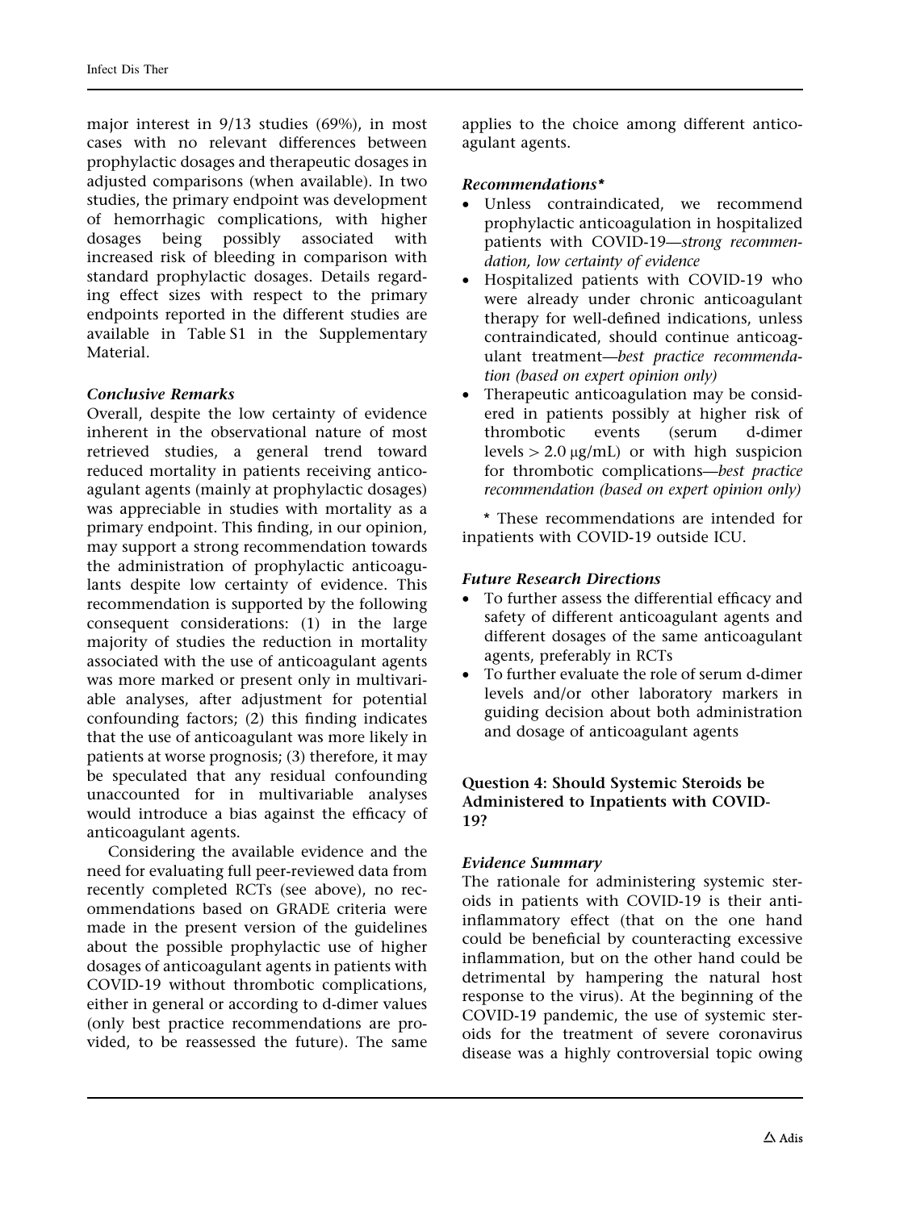major interest in 9/13 studies (69%), in most cases with no relevant differences between prophylactic dosages and therapeutic dosages in adjusted comparisons (when available). In two studies, the primary endpoint was development of hemorrhagic complications, with higher dosages being possibly associated with increased risk of bleeding in comparison with standard prophylactic dosages. Details regarding effect sizes with respect to the primary endpoints reported in the different studies are available in Table S1 in the Supplementary Material.

#### *Conclusive Remarks*

Overall, despite the low certainty of evidence inherent in the observational nature of most retrieved studies, a general trend toward reduced mortality in patients receiving anticoagulant agents (mainly at prophylactic dosages) was appreciable in studies with mortality as a primary endpoint. This finding, in our opinion, may support a strong recommendation towards the administration of prophylactic anticoagulants despite low certainty of evidence. This recommendation is supported by the following consequent considerations: (1) in the large majority of studies the reduction in mortality associated with the use of anticoagulant agents was more marked or present only in multivariable analyses, after adjustment for potential confounding factors; (2) this finding indicates that the use of anticoagulant was more likely in patients at worse prognosis; (3) therefore, it may be speculated that any residual confounding unaccounted for in multivariable analyses would introduce a bias against the efficacy of anticoagulant agents.

Considering the available evidence and the need for evaluating full peer-reviewed data from recently completed RCTs (see above), no recommendations based on GRADE criteria were made in the present version of the guidelines about the possible prophylactic use of higher dosages of anticoagulant agents in patients with COVID-19 without thrombotic complications, either in general or according to d-dimer values (only best practice recommendations are provided, to be reassessed the future). The same applies to the choice among different anticoagulant agents.

#### *Recommendations**

- Unless contraindicated, we recommend prophylactic anticoagulation in hospitalized patients with COVID-19—*strong recommendation, low certainty of evidence*
- Hospitalized patients with COVID-19 who were already under chronic anticoagulant therapy for well-defined indications, unless contraindicated, should continue anticoagulant treatment—*best practice recommendation (based on expert opinion only)*
- Therapeutic anticoagulation may be considered in patients possibly at higher risk of thrombotic events (serum d-dimer levels $> 2.0\ \mu g/mL$) or with high suspicion for thrombotic complications—*best practice recommendation (based on expert opinion only)*

\* These recommendations are intended for inpatients with COVID-19 outside ICU.

#### *Future Research Directions*

- To further assess the differential efficacy and safety of different anticoagulant agents and different dosages of the same anticoagulant agents, preferably in RCTs
- To further evaluate the role of serum d-dimer levels and/or other laboratory markers in guiding decision about both administration and dosage of anticoagulant agents

### Question 4: Should Systemic Steroids be Administered to Inpatients with COVID-19?

#### *Evidence Summary*

The rationale for administering systemic steroids in patients with COVID-19 is their anti-inflammatory effect (that on the one hand could be beneficial by counteracting excessive inflammation, but on the other hand could be detrimental by hampering the natural host response to the virus). At the beginning of the COVID-19 pandemic, the use of systemic steroids for the treatment of severe coronavirus disease was a highly controversial topic owing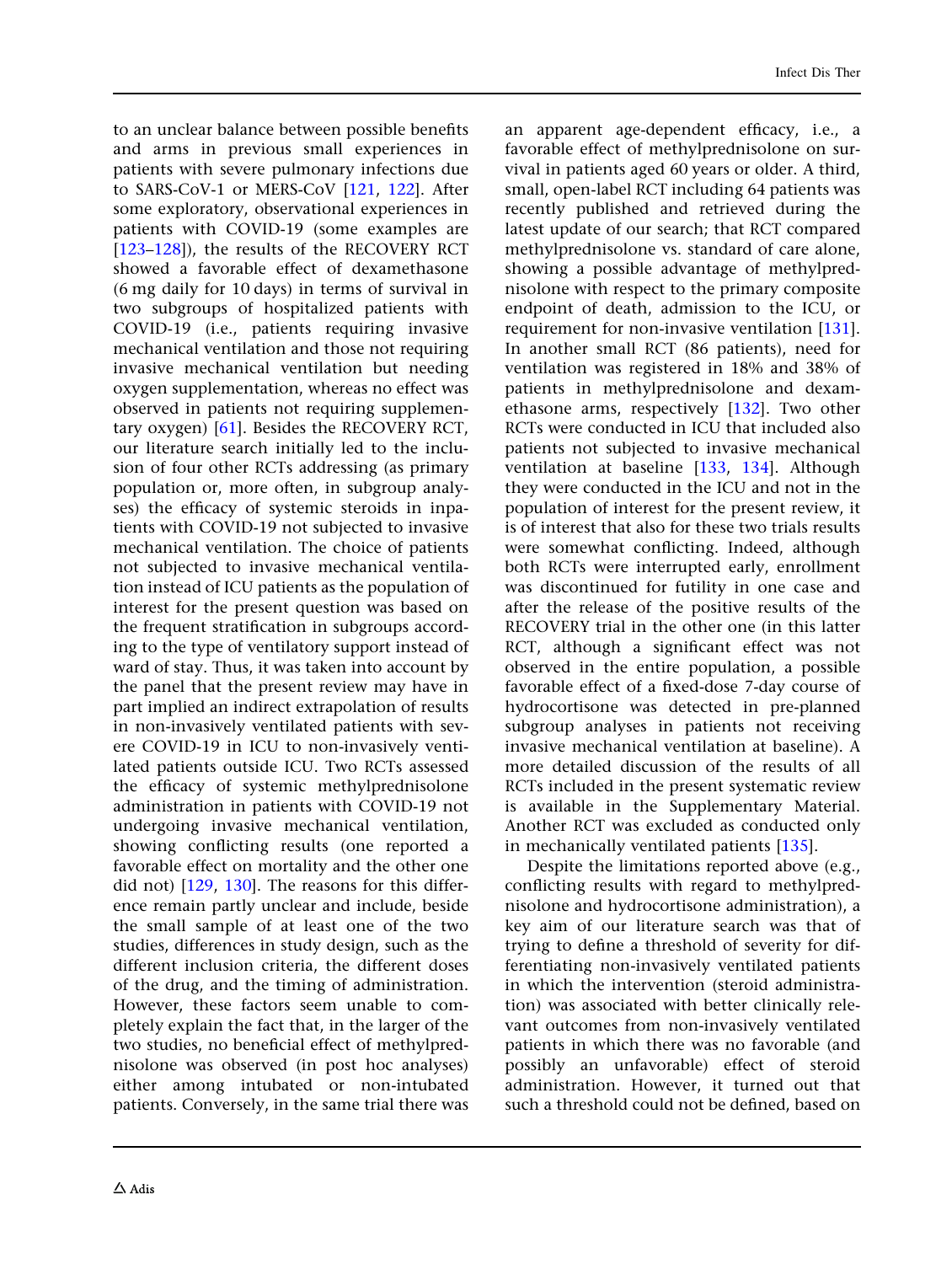to an unclear balance between possible benefits and arms in previous small experiences in patients with severe pulmonary infections due to SARS-CoV-1 or MERS-CoV [121, 122]. After some exploratory, observational experiences in patients with COVID-19 (some examples are [123–128]), the results of the RECOVERY RCT showed a favorable effect of dexamethasone (6 mg daily for 10 days) in terms of survival in two subgroups of hospitalized patients with COVID-19 (i.e., patients requiring invasive mechanical ventilation and those not requiring invasive mechanical ventilation but needing oxygen supplementation, whereas no effect was observed in patients not requiring supplementary oxygen) [61]. Besides the RECOVERY RCT, our literature search initially led to the inclusion of four other RCTs addressing (as primary population or, more often, in subgroup analyses) the efficacy of systemic steroids in inpatients with COVID-19 not subjected to invasive mechanical ventilation. The choice of patients not subjected to invasive mechanical ventilation instead of ICU patients as the population of interest for the present question was based on the frequent stratification in subgroups according to the type of ventilatory support instead of ward of stay. Thus, it was taken into account by the panel that the present review may have in part implied an indirect extrapolation of results in non-invasively ventilated patients with severe COVID-19 in ICU to non-invasively ventilated patients outside ICU. Two RCTs assessed the efficacy of systemic methylprednisolone administration in patients with COVID-19 not undergoing invasive mechanical ventilation, showing conflicting results (one reported a favorable effect on mortality and the other one did not) [129, 130]. The reasons for this difference remain partly unclear and include, beside the small sample of at least one of the two studies, differences in study design, such as the different inclusion criteria, the different doses of the drug, and the timing of administration. However, these factors seem unable to completely explain the fact that, in the larger of the two studies, no beneficial effect of methylprednisolone was observed (in post hoc analyses) either among intubated or non-intubated patients. Conversely, in the same trial there was an apparent age-dependent efficacy, i.e., a favorable effect of methylprednisolone on survival in patients aged 60 years or older. A third, small, open-label RCT including 64 patients was recently published and retrieved during the latest update of our search; that RCT compared methylprednisolone vs. standard of care alone, showing a possible advantage of methylprednisolone with respect to the primary composite endpoint of death, admission to the ICU, or requirement for non-invasive ventilation [131]. In another small RCT (86 patients), need for ventilation was registered in 18% and 38% of patients in methylprednisolone and dexamethasone arms, respectively [132]. Two other RCTs were conducted in ICU that included also patients not subjected to invasive mechanical ventilation at baseline [133, 134]. Although they were conducted in the ICU and not in the population of interest for the present review, it is of interest that also for these two trials results were somewhat conflicting. Indeed, although both RCTs were interrupted early, enrollment was discontinued for futility in one case and after the release of the positive results of the RECOVERY trial in the other one (in this latter RCT, although a significant effect was not observed in the entire population, a possible favorable effect of a fixed-dose 7-day course of hydrocortisone was detected in pre-planned subgroup analyses in patients not receiving invasive mechanical ventilation at baseline). A more detailed discussion of the results of all RCTs included in the present systematic review is available in the Supplementary Material. Another RCT was excluded as conducted only in mechanically ventilated patients [135].

Despite the limitations reported above (e.g., conflicting results with regard to methylprednisolone and hydrocortisone administration), a key aim of our literature search was that of trying to define a threshold of severity for differentiating non-invasively ventilated patients in which the intervention (steroid administration) was associated with better clinically relevant outcomes from non-invasively ventilated patients in which there was no favorable (and possibly an unfavorable) effect of steroid administration. However, it turned out that such a threshold could not be defined, based on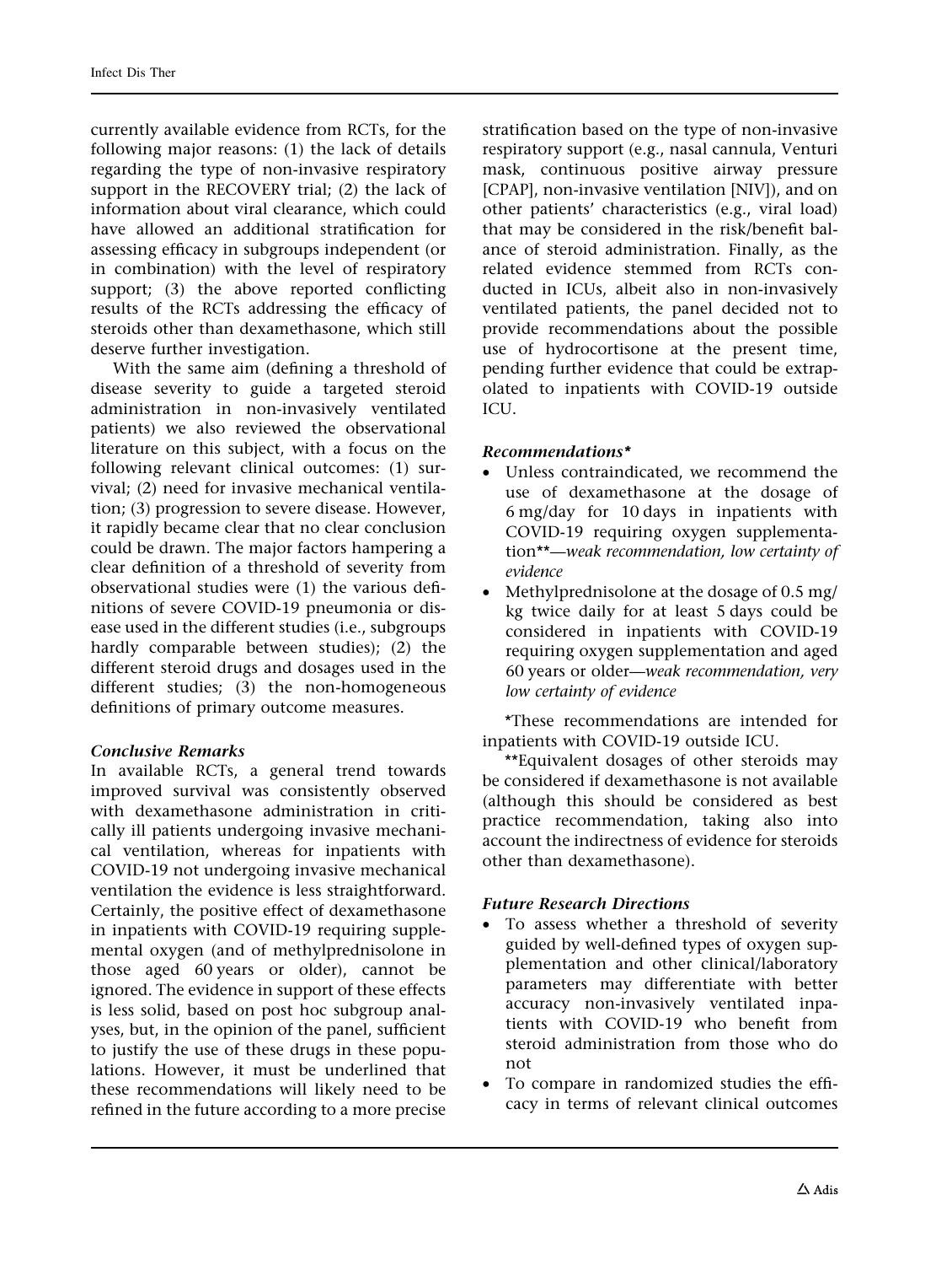currently available evidence from RCTs, for the following major reasons: (1) the lack of details regarding the type of non-invasive respiratory support in the RECOVERY trial; (2) the lack of information about viral clearance, which could have allowed an additional stratification for assessing efficacy in subgroups independent (or in combination) with the level of respiratory support; (3) the above reported conflicting results of the RCTs addressing the efficacy of steroids other than dexamethasone, which still deserve further investigation.

With the same aim (defining a threshold of disease severity to guide a targeted steroid administration in non-invasively ventilated patients) we also reviewed the observational literature on this subject, with a focus on the following relevant clinical outcomes: (1) survival; (2) need for invasive mechanical ventilation; (3) progression to severe disease. However, it rapidly became clear that no clear conclusion could be drawn. The major factors hampering a clear definition of a threshold of severity from observational studies were (1) the various definitions of severe COVID-19 pneumonia or disease used in the different studies (i.e., subgroups hardly comparable between studies); (2) the different steroid drugs and dosages used in the different studies; (3) the non-homogeneous definitions of primary outcome measures.

***Conclusive Remarks***

In available RCTs, a general trend towards improved survival was consistently observed with dexamethasone administration in critically ill patients undergoing invasive mechanical ventilation, whereas for inpatients with COVID-19 not undergoing invasive mechanical ventilation the evidence is less straightforward. Certainly, the positive effect of dexamethasone in inpatients with COVID-19 requiring supplemental oxygen (and of methylprednisolone in those aged 60 years or older), cannot be ignored. The evidence in support of these effects is less solid, based on post hoc subgroup analyses, but, in the opinion of the panel, sufficient to justify the use of these drugs in these populations. However, it must be underlined that these recommendations will likely need to be refined in the future according to a more precise stratification based on the type of non-invasive respiratory support (e.g., nasal cannula, Venturi mask, continuous positive airway pressure [CPAP], non-invasive ventilation [NIV]), and on other patients' characteristics (e.g., viral load) that may be considered in the risk/benefit balance of steroid administration. Finally, as the related evidence stemmed from RCTs conducted in ICUs, albeit also in non-invasively ventilated patients, the panel decided not to provide recommendations about the possible use of hydrocortisone at the present time, pending further evidence that could be extrapolated to inpatients with COVID-19 outside ICU.

***Recommendations****

- Unless contraindicated, we recommend the use of dexamethasone at the dosage of 6 mg/day for 10 days in inpatients with COVID-19 requiring oxygen supplementation**—*weak recommendation, low certainty of evidence*
- Methylprednisolone at the dosage of 0.5 mg/kg twice daily for at least 5 days could be considered in inpatients with COVID-19 requiring oxygen supplementation and aged 60 years or older—*weak recommendation, very low certainty of evidence*

*These recommendations are intended for inpatients with COVID-19 outside ICU.

**Equivalent dosages of other steroids may be considered if dexamethasone is not available (although this should be considered as best practice recommendation, taking also into account the indirectness of evidence for steroids other than dexamethasone).

***Future Research Directions***

- To assess whether a threshold of severity guided by well-defined types of oxygen supplementation and other clinical/laboratory parameters may differentiate with better accuracy non-invasively ventilated inpatients with COVID-19 who benefit from steroid administration from those who do not
- To compare in randomized studies the efficacy in terms of relevant clinical outcomes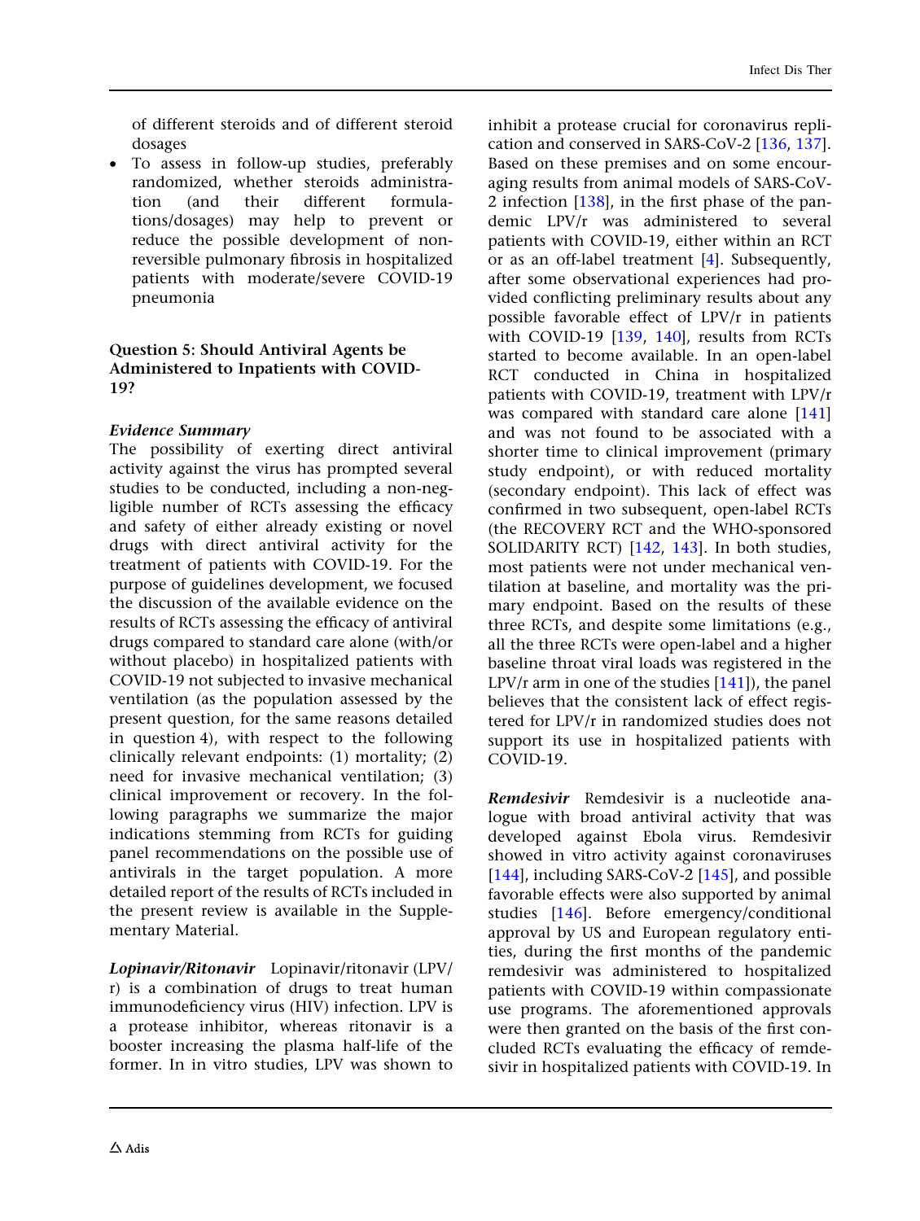of different steroids and of different steroid dosages

- To assess in follow-up studies, preferably randomized, whether steroids administration (and their different formulations/dosages) may help to prevent or reduce the possible development of non-reversible pulmonary fibrosis in hospitalized patients with moderate/severe COVID-19 pneumonia

### Question 5: Should Antiviral Agents be Administered to Inpatients with COVID-19?

#### *Evidence Summary*

The possibility of exerting direct antiviral activity against the virus has prompted several studies to be conducted, including a non-negligible number of RCTs assessing the efficacy and safety of either already existing or novel drugs with direct antiviral activity for the treatment of patients with COVID-19. For the purpose of guidelines development, we focused the discussion of the available evidence on the results of RCTs assessing the efficacy of antiviral drugs compared to standard care alone (with/or without placebo) in hospitalized patients with COVID-19 not subjected to invasive mechanical ventilation (as the population assessed by the present question, for the same reasons detailed in question 4), with respect to the following clinically relevant endpoints: (1) mortality; (2) need for invasive mechanical ventilation; (3) clinical improvement or recovery. In the following paragraphs we summarize the major indications stemming from RCTs for guiding panel recommendations on the possible use of antivirals in the target population. A more detailed report of the results of RCTs included in the present review is available in the Supplementary Material.

***Lopinavir/Ritonavir*** Lopinavir/ritonavir (LPV/r) is a combination of drugs to treat human immunodeficiency virus (HIV) infection. LPV is a protease inhibitor, whereas ritonavir is a booster increasing the plasma half-life of the former. In in vitro studies, LPV was shown to inhibit a protease crucial for coronavirus replication and conserved in SARS-CoV-2 [136, 137]. Based on these premises and on some encouraging results from animal models of SARS-CoV-2 infection [138], in the first phase of the pandemic LPV/r was administered to several patients with COVID-19, either within an RCT or as an off-label treatment [4]. Subsequently, after some observational experiences had provided conflicting preliminary results about any possible favorable effect of LPV/r in patients with COVID-19 [139, 140], results from RCTs started to become available. In an open-label RCT conducted in China in hospitalized patients with COVID-19, treatment with LPV/r was compared with standard care alone [141] and was not found to be associated with a shorter time to clinical improvement (primary study endpoint), or with reduced mortality (secondary endpoint). This lack of effect was confirmed in two subsequent, open-label RCTs (the RECOVERY RCT and the WHO-sponsored SOLIDARITY RCT) [142, 143]. In both studies, most patients were not under mechanical ventilation at baseline, and mortality was the primary endpoint. Based on the results of these three RCTs, and despite some limitations (e.g., all the three RCTs were open-label and a higher baseline throat viral loads was registered in the LPV/r arm in one of the studies [141]), the panel believes that the consistent lack of effect registered for LPV/r in randomized studies does not support its use in hospitalized patients with COVID-19.

***Remdesivir*** Remdesivir is a nucleotide analogue with broad antiviral activity that was developed against Ebola virus. Remdesivir showed in vitro activity against coronaviruses [144], including SARS-CoV-2 [145], and possible favorable effects were also supported by animal studies [146]. Before emergency/conditional approval by US and European regulatory entities, during the first months of the pandemic remdesivir was administered to hospitalized patients with COVID-19 within compassionate use programs. The aforementioned approvals were then granted on the basis of the first concluded RCTs evaluating the efficacy of remdesivir in hospitalized patients with COVID-19. In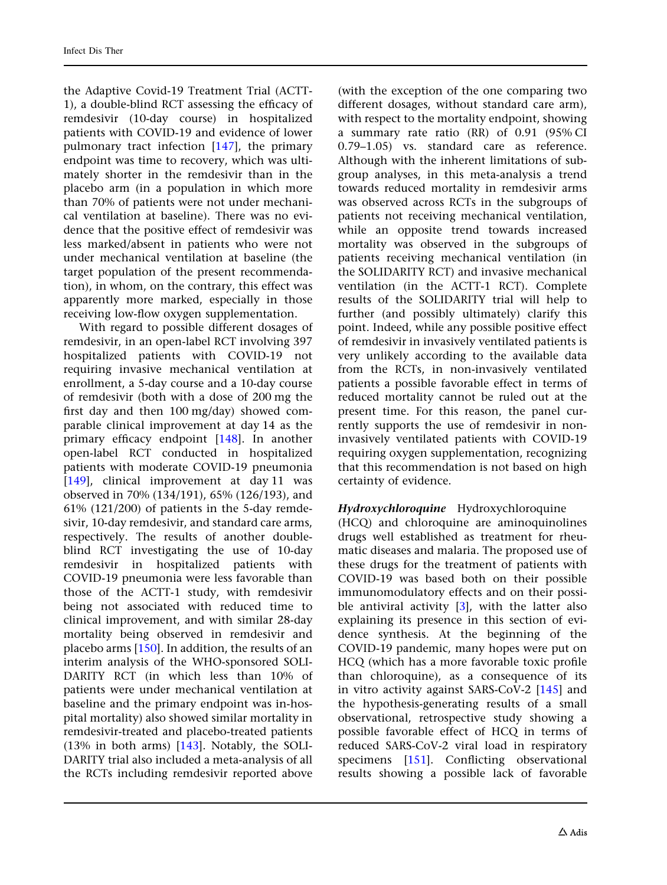the Adaptive Covid-19 Treatment Trial (ACTT-1), a double-blind RCT assessing the efficacy of remdesivir (10-day course) in hospitalized patients with COVID-19 and evidence of lower pulmonary tract infection [147], the primary endpoint was time to recovery, which was ultimately shorter in the remdesivir than in the placebo arm (in a population in which more than 70% of patients were not under mechanical ventilation at baseline). There was no evidence that the positive effect of remdesivir was less marked/absent in patients who were not under mechanical ventilation at baseline (the target population of the present recommendation), in whom, on the contrary, this effect was apparently more marked, especially in those receiving low-flow oxygen supplementation.

With regard to possible different dosages of remdesivir, in an open-label RCT involving 397 hospitalized patients with COVID-19 not requiring invasive mechanical ventilation at enrollment, a 5-day course and a 10-day course of remdesivir (both with a dose of 200 mg the first day and then 100 mg/day) showed comparable clinical improvement at day 14 as the primary efficacy endpoint [148]. In another open-label RCT conducted in hospitalized patients with moderate COVID-19 pneumonia [149], clinical improvement at day 11 was observed in 70% (134/191), 65% (126/193), and 61% (121/200) of patients in the 5-day remdesivir, 10-day remdesivir, and standard care arms, respectively. The results of another double-blind RCT investigating the use of 10-day remdesivir in hospitalized patients with COVID-19 pneumonia were less favorable than those of the ACTT-1 study, with remdesivir being not associated with reduced time to clinical improvement, and with similar 28-day mortality being observed in remdesivir and placebo arms [150]. In addition, the results of an interim analysis of the WHO-sponsored SOLIDARITY RCT (in which less than 10% of patients were under mechanical ventilation at baseline and the primary endpoint was in-hospital mortality) also showed similar mortality in remdesivir-treated and placebo-treated patients (13% in both arms) [143]. Notably, the SOLIDARITY trial also included a meta-analysis of all the RCTs including remdesivir reported above (with the exception of the one comparing two different dosages, without standard care arm), with respect to the mortality endpoint, showing a summary rate ratio (RR) of 0.91 (95% CI 0.79–1.05) vs. standard care as reference. Although with the inherent limitations of subgroup analyses, in this meta-analysis a trend towards reduced mortality in remdesivir arms was observed across RCTs in the subgroups of patients not receiving mechanical ventilation, while an opposite trend towards increased mortality was observed in the subgroups of patients receiving mechanical ventilation (in the SOLIDARITY RCT) and invasive mechanical ventilation (in the ACTT-1 RCT). Complete results of the SOLIDARITY trial will help to further (and possibly ultimately) clarify this point. Indeed, while any possible positive effect of remdesivir in invasively ventilated patients is very unlikely according to the available data from the RCTs, in non-invasively ventilated patients a possible favorable effect in terms of reduced mortality cannot be ruled out at the present time. For this reason, the panel currently supports the use of remdesivir in non-invasively ventilated patients with COVID-19 requiring oxygen supplementation, recognizing that this recommendation is not based on high certainty of evidence.

***Hydroxychloroquine*** Hydroxychloroquine (HCQ) and chloroquine are aminoquinolines drugs well established as treatment for rheumatic diseases and malaria. The proposed use of these drugs for the treatment of patients with COVID-19 was based both on their possible immunomodulatory effects and on their possible antiviral activity [3], with the latter also explaining its presence in this section of evidence synthesis. At the beginning of the COVID-19 pandemic, many hopes were put on HCQ (which has a more favorable toxic profile than chloroquine), as a consequence of its in vitro activity against SARS-CoV-2 [145] and the hypothesis-generating results of a small observational, retrospective study showing a possible favorable effect of HCQ in terms of reduced SARS-CoV-2 viral load in respiratory specimens [151]. Conflicting observational results showing a possible lack of favorable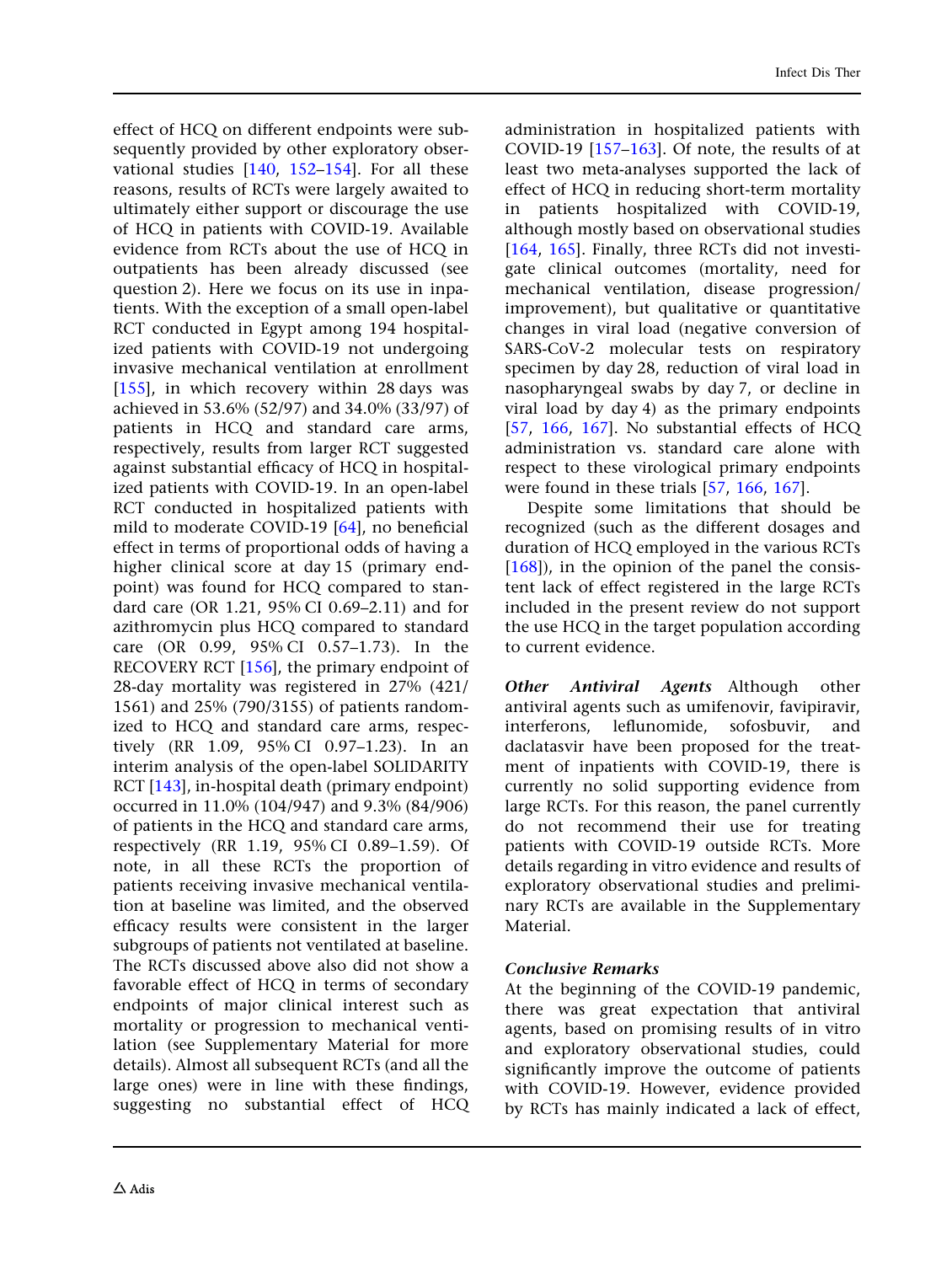effect of HCQ on different endpoints were subsequently provided by other exploratory observational studies [140, 152–154]. For all these reasons, results of RCTs were largely awaited to ultimately either support or discourage the use of HCQ in patients with COVID-19. Available evidence from RCTs about the use of HCQ in outpatients has been already discussed (see question 2). Here we focus on its use in inpatients. With the exception of a small open-label RCT conducted in Egypt among 194 hospitalized patients with COVID-19 not undergoing invasive mechanical ventilation at enrollment [155], in which recovery within 28 days was achieved in 53.6% (52/97) and 34.0% (33/97) of patients in HCQ and standard care arms, respectively, results from larger RCT suggested against substantial efficacy of HCQ in hospitalized patients with COVID-19. In an open-label RCT conducted in hospitalized patients with mild to moderate COVID-19 [64], no beneficial effect in terms of proportional odds of having a higher clinical score at day 15 (primary endpoint) was found for HCQ compared to standard care (OR 1.21, 95% CI 0.69–2.11) and for azithromycin plus HCQ compared to standard care (OR 0.99, 95% CI 0.57–1.73). In the RECOVERY RCT [156], the primary endpoint of 28-day mortality was registered in 27% (421/1561) and 25% (790/3155) of patients randomized to HCQ and standard care arms, respectively (RR 1.09, 95% CI 0.97–1.23). In an interim analysis of the open-label SOLIDARITY RCT [143], in-hospital death (primary endpoint) occurred in 11.0% (104/947) and 9.3% (84/906) of patients in the HCQ and standard care arms, respectively (RR 1.19, 95% CI 0.89–1.59). Of note, in all these RCTs the proportion of patients receiving invasive mechanical ventilation at baseline was limited, and the observed efficacy results were consistent in the larger subgroups of patients not ventilated at baseline. The RCTs discussed above also did not show a favorable effect of HCQ in terms of secondary endpoints of major clinical interest such as mortality or progression to mechanical ventilation (see Supplementary Material for more details). Almost all subsequent RCTs (and all the large ones) were in line with these findings, suggesting no substantial effect of HCQ administration in hospitalized patients with COVID-19 [157–163]. Of note, the results of at least two meta-analyses supported the lack of effect of HCQ in reducing short-term mortality in patients hospitalized with COVID-19, although mostly based on observational studies [164, 165]. Finally, three RCTs did not investigate clinical outcomes (mortality, need for mechanical ventilation, disease progression/improvement), but qualitative or quantitative changes in viral load (negative conversion of SARS-CoV-2 molecular tests on respiratory specimen by day 28, reduction of viral load in nasopharyngeal swabs by day 7, or decline in viral load by day 4) as the primary endpoints [57, 166, 167]. No substantial effects of HCQ administration vs. standard care alone with respect to these virological primary endpoints were found in these trials [57, 166, 167].

Despite some limitations that should be recognized (such as the different dosages and duration of HCQ employed in the various RCTs [168]), in the opinion of the panel the consistent lack of effect registered in the large RCTs included in the present review do not support the use HCQ in the target population according to current evidence.

***Other Antiviral Agents*** Although other antiviral agents such as umifenovir, favipiravir, interferons, leflunomide, sofosbuvir, and daclatasvir have been proposed for the treatment of inpatients with COVID-19, there is currently no solid supporting evidence from large RCTs. For this reason, the panel currently do not recommend their use for treating patients with COVID-19 outside RCTs. More details regarding in vitro evidence and results of exploratory observational studies and preliminary RCTs are available in the Supplementary Material.

***Conclusive Remarks***

At the beginning of the COVID-19 pandemic, there was great expectation that antiviral agents, based on promising results of in vitro and exploratory observational studies, could significantly improve the outcome of patients with COVID-19. However, evidence provided by RCTs has mainly indicated a lack of effect,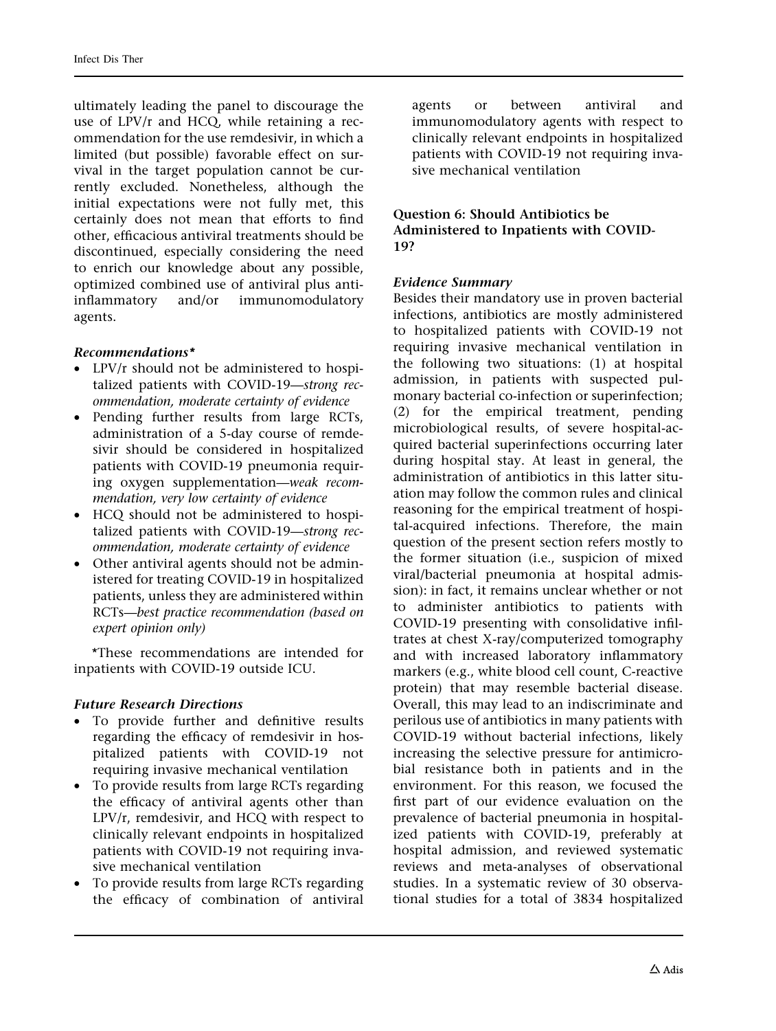ultimately leading the panel to discourage the use of LPV/r and HCQ, while retaining a recommendation for the use remdesivir, in which a limited (but possible) favorable effect on survival in the target population cannot be currently excluded. Nonetheless, although the initial expectations were not fully met, this certainly does not mean that efforts to find other, efficacious antiviral treatments should be discontinued, especially considering the need to enrich our knowledge about any possible, optimized combined use of antiviral plus anti-inflammatory and/or immunomodulatory agents.

#### *Recommendations**

- LPV/r should not be administered to hospitalized patients with COVID-19—*strong recommendation, moderate certainty of evidence*
- Pending further results from large RCTs, administration of a 5-day course of remdesivir should be considered in hospitalized patients with COVID-19 pneumonia requiring oxygen supplementation—*weak recommendation, very low certainty of evidence*
- HCQ should not be administered to hospitalized patients with COVID-19—*strong recommendation, moderate certainty of evidence*
- Other antiviral agents should not be administered for treating COVID-19 in hospitalized patients, unless they are administered within RCTs—*best practice recommendation (based on expert opinion only)*

*These recommendations are intended for inpatients with COVID-19 outside ICU.

#### *Future Research Directions*

- To provide further and definitive results regarding the efficacy of remdesivir in hospitalized patients with COVID-19 not requiring invasive mechanical ventilation
- To provide results from large RCTs regarding the efficacy of antiviral agents other than LPV/r, remdesivir, and HCQ with respect to clinically relevant endpoints in hospitalized patients with COVID-19 not requiring invasive mechanical ventilation
- To provide results from large RCTs regarding the efficacy of combination of antiviral agents or between antiviral and immunomodulatory agents with respect to clinically relevant endpoints in hospitalized patients with COVID-19 not requiring invasive mechanical ventilation

### Question 6: Should Antibiotics be Administered to Inpatients with COVID-19?

#### *Evidence Summary*

Besides their mandatory use in proven bacterial infections, antibiotics are mostly administered to hospitalized patients with COVID-19 not requiring invasive mechanical ventilation in the following two situations: (1) at hospital admission, in patients with suspected pulmonary bacterial co-infection or superinfection; (2) for the empirical treatment, pending microbiological results, of severe hospital-acquired bacterial superinfections occurring later during hospital stay. At least in general, the administration of antibiotics in this latter situation may follow the common rules and clinical reasoning for the empirical treatment of hospital-acquired infections. Therefore, the main question of the present section refers mostly to the former situation (i.e., suspicion of mixed viral/bacterial pneumonia at hospital admission): in fact, it remains unclear whether or not to administer antibiotics to patients with COVID-19 presenting with consolidative infiltrates at chest X-ray/computerized tomography and with increased laboratory inflammatory markers (e.g., white blood cell count, C-reactive protein) that may resemble bacterial disease. Overall, this may lead to an indiscriminate and perilous use of antibiotics in many patients with COVID-19 without bacterial infections, likely increasing the selective pressure for antimicrobial resistance both in patients and in the environment. For this reason, we focused the first part of our evidence evaluation on the prevalence of bacterial pneumonia in hospitalized patients with COVID-19, preferably at hospital admission, and reviewed systematic reviews and meta-analyses of observational studies. In a systematic review of 30 observational studies for a total of 3834 hospitalized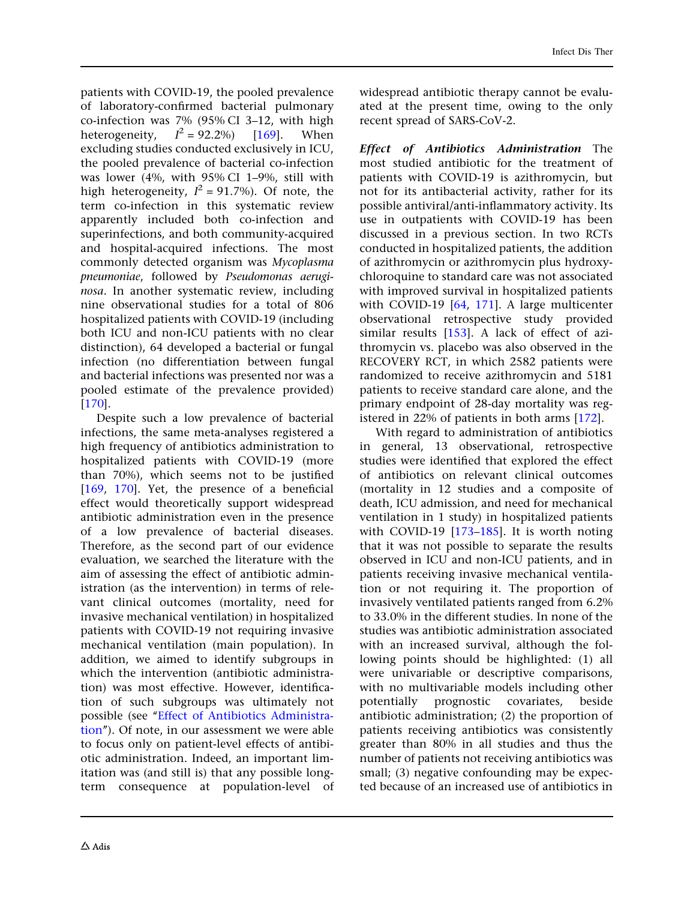patients with COVID-19, the pooled prevalence of laboratory-confirmed bacterial pulmonary co-infection was 7% (95% CI 3–12, with high heterogeneity, $I^2 = 92.2\%$) [169]. When excluding studies conducted exclusively in ICU, the pooled prevalence of bacterial co-infection was lower (4%, with 95% CI 1–9%, still with high heterogeneity, $I^2 = 91.7\%$). Of note, the term co-infection in this systematic review apparently included both co-infection and superinfections, and both community-acquired and hospital-acquired infections. The most commonly detected organism was *Mycoplasma pneumoniae*, followed by *Pseudomonas aeruginosa*. In another systematic review, including nine observational studies for a total of 806 hospitalized patients with COVID-19 (including both ICU and non-ICU patients with no clear distinction), 64 developed a bacterial or fungal infection (no differentiation between fungal and bacterial infections was presented nor was a pooled estimate of the prevalence provided) [170].

Despite such a low prevalence of bacterial infections, the same meta-analyses registered a high frequency of antibiotics administration to hospitalized patients with COVID-19 (more than 70%), which seems not to be justified [169, 170]. Yet, the presence of a beneficial effect would theoretically support widespread antibiotic administration even in the presence of a low prevalence of bacterial diseases. Therefore, as the second part of our evidence evaluation, we searched the literature with the aim of assessing the effect of antibiotic administration (as the intervention) in terms of relevant clinical outcomes (mortality, need for invasive mechanical ventilation) in hospitalized patients with COVID-19 not requiring invasive mechanical ventilation (main population). In addition, we aimed to identify subgroups in which the intervention (antibiotic administration) was most effective. However, identification of such subgroups was ultimately not possible (see "Effect of Antibiotics Administration"). Of note, in our assessment we were able to focus only on patient-level effects of antibiotic administration. Indeed, an important limitation was (and still is) that any possible long-term consequence at population-level of widespread antibiotic therapy cannot be evaluated at the present time, owing to the only recent spread of SARS-CoV-2.

***Effect of Antibiotics Administration*** The most studied antibiotic for the treatment of patients with COVID-19 is azithromycin, but not for its antibacterial activity, rather for its possible antiviral/anti-inflammatory activity. Its use in outpatients with COVID-19 has been discussed in a previous section. In two RCTs conducted in hospitalized patients, the addition of azithromycin or azithromycin plus hydroxychloroquine to standard care was not associated with improved survival in hospitalized patients with COVID-19 [64, 171]. A large multicenter observational retrospective study provided similar results [153]. A lack of effect of azithromycin vs. placebo was also observed in the RECOVERY RCT, in which 2582 patients were randomized to receive azithromycin and 5181 patients to receive standard care alone, and the primary endpoint of 28-day mortality was registered in 22% of patients in both arms [172].

With regard to administration of antibiotics in general, 13 observational, retrospective studies were identified that explored the effect of antibiotics on relevant clinical outcomes (mortality in 12 studies and a composite of death, ICU admission, and need for mechanical ventilation in 1 study) in hospitalized patients with COVID-19 [173–185]. It is worth noting that it was not possible to separate the results observed in ICU and non-ICU patients, and in patients receiving invasive mechanical ventilation or not requiring it. The proportion of invasively ventilated patients ranged from 6.2% to 33.0% in the different studies. In none of the studies was antibiotic administration associated with an increased survival, although the following points should be highlighted: (1) all were univariable or descriptive comparisons, with no multivariable models including other potentially prognostic covariates, beside antibiotic administration; (2) the proportion of patients receiving antibiotics was consistently greater than 80% in all studies and thus the number of patients not receiving antibiotics was small; (3) negative confounding may be expected because of an increased use of antibiotics in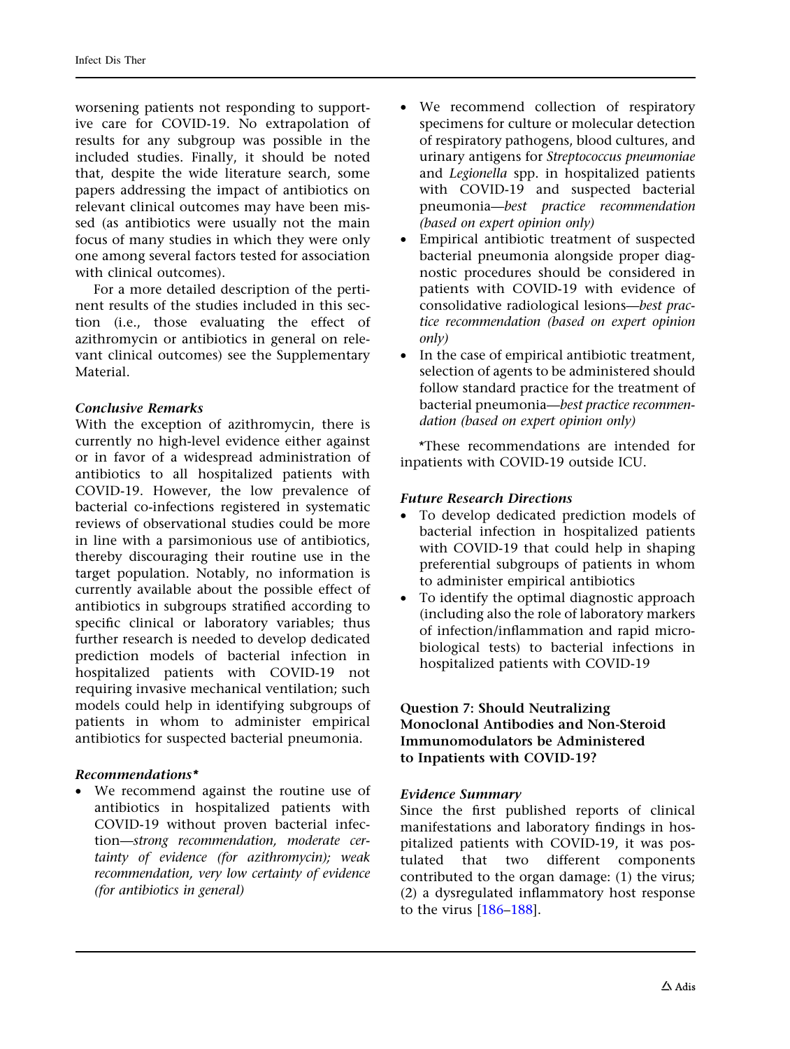worsening patients not responding to supportive care for COVID-19. No extrapolation of results for any subgroup was possible in the included studies. Finally, it should be noted that, despite the wide literature search, some papers addressing the impact of antibiotics on relevant clinical outcomes may have been missed (as antibiotics were usually not the main focus of many studies in which they were only one among several factors tested for association with clinical outcomes).

For a more detailed description of the pertinent results of the studies included in this section (i.e., those evaluating the effect of azithromycin or antibiotics in general on relevant clinical outcomes) see the Supplementary Material.

#### *Conclusive Remarks*

With the exception of azithromycin, there is currently no high-level evidence either against or in favor of a widespread administration of antibiotics to all hospitalized patients with COVID-19. However, the low prevalence of bacterial co-infections registered in systematic reviews of observational studies could be more in line with a parsimonious use of antibiotics, thereby discouraging their routine use in the target population. Notably, no information is currently available about the possible effect of antibiotics in subgroups stratified according to specific clinical or laboratory variables; thus further research is needed to develop dedicated prediction models of bacterial infection in hospitalized patients with COVID-19 not requiring invasive mechanical ventilation; such models could help in identifying subgroups of patients in whom to administer empirical antibiotics for suspected bacterial pneumonia.

#### *Recommendations**

- We recommend against the routine use of antibiotics in hospitalized patients with COVID-19 without proven bacterial infection—*strong recommendation, moderate certainty of evidence (for azithromycin); weak recommendation, very low certainty of evidence (for antibiotics in general)*
- We recommend collection of respiratory specimens for culture or molecular detection of respiratory pathogens, blood cultures, and urinary antigens for *Streptococcus pneumoniae* and *Legionella* spp. in hospitalized patients with COVID-19 and suspected bacterial pneumonia—*best practice recommendation (based on expert opinion only)*
- Empirical antibiotic treatment of suspected bacterial pneumonia alongside proper diagnostic procedures should be considered in patients with COVID-19 with evidence of consolidative radiological lesions—*best practice recommendation (based on expert opinion only)*
- In the case of empirical antibiotic treatment, selection of agents to be administered should follow standard practice for the treatment of bacterial pneumonia—*best practice recommendation (based on expert opinion only)*

*These recommendations are intended for inpatients with COVID-19 outside ICU.

#### *Future Research Directions*

- To develop dedicated prediction models of bacterial infection in hospitalized patients with COVID-19 that could help in shaping preferential subgroups of patients in whom to administer empirical antibiotics
- To identify the optimal diagnostic approach (including also the role of laboratory markers of infection/inflammation and rapid microbiological tests) to bacterial infections in hospitalized patients with COVID-19

### Question 7: Should Neutralizing Monoclonal Antibodies and Non-Steroid Immunomodulators be Administered to Inpatients with COVID-19?

#### *Evidence Summary*

Since the first published reports of clinical manifestations and laboratory findings in hospitalized patients with COVID-19, it was postulated that two different components contributed to the organ damage: (1) the virus; (2) a dysregulated inflammatory host response to the virus [186–188].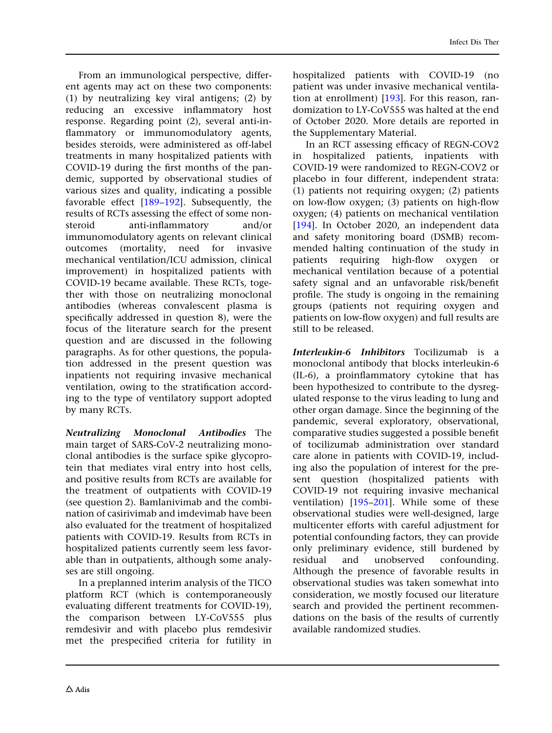From an immunological perspective, different agents may act on these two components: (1) by neutralizing key viral antigens; (2) by reducing an excessive inflammatory host response. Regarding point (2), several anti-inflammatory or immunomodulatory agents, besides steroids, were administered as off-label treatments in many hospitalized patients with COVID-19 during the first months of the pandemic, supported by observational studies of various sizes and quality, indicating a possible favorable effect [189–192]. Subsequently, the results of RCTs assessing the effect of some non-steroid anti-inflammatory and/or immunomodulatory agents on relevant clinical outcomes (mortality, need for invasive mechanical ventilation/ICU admission, clinical improvement) in hospitalized patients with COVID-19 became available. These RCTs, together with those on neutralizing monoclonal antibodies (whereas convalescent plasma is specifically addressed in question 8), were the focus of the literature search for the present question and are discussed in the following paragraphs. As for other questions, the population addressed in the present question was inpatients not requiring invasive mechanical ventilation, owing to the stratification according to the type of ventilatory support adopted by many RCTs.

***Neutralizing Monoclonal Antibodies*** The main target of SARS-CoV-2 neutralizing monoclonal antibodies is the surface spike glycoprotein that mediates viral entry into host cells, and positive results from RCTs are available for the treatment of outpatients with COVID-19 (see question 2). Bamlanivimab and the combination of casirivimab and imdevimab have been also evaluated for the treatment of hospitalized patients with COVID-19. Results from RCTs in hospitalized patients currently seem less favorable than in outpatients, although some analyses are still ongoing.

In a preplanned interim analysis of the TICO platform RCT (which is contemporaneously evaluating different treatments for COVID-19), the comparison between LY-CoV555 plus remdesivir and with placebo plus remdesivir met the prespecified criteria for futility in hospitalized patients with COVID-19 (no patient was under invasive mechanical ventilation at enrollment) [193]. For this reason, randomization to LY-CoV555 was halted at the end of October 2020. More details are reported in the Supplementary Material.

In an RCT assessing efficacy of REGN-COV2 in hospitalized patients, inpatients with COVID-19 were randomized to REGN-COV2 or placebo in four different, independent strata: (1) patients not requiring oxygen; (2) patients on low-flow oxygen; (3) patients on high-flow oxygen; (4) patients on mechanical ventilation [194]. In October 2020, an independent data and safety monitoring board (DSMB) recommended halting continuation of the study in patients requiring high-flow oxygen or mechanical ventilation because of a potential safety signal and an unfavorable risk/benefit profile. The study is ongoing in the remaining groups (patients not requiring oxygen and patients on low-flow oxygen) and full results are still to be released.

***Interleukin-6 Inhibitors*** Tocilizumab is a monoclonal antibody that blocks interleukin-6 (IL-6), a proinflammatory cytokine that has been hypothesized to contribute to the dysregulated response to the virus leading to lung and other organ damage. Since the beginning of the pandemic, several exploratory, observational, comparative studies suggested a possible benefit of tocilizumab administration over standard care alone in patients with COVID-19, including also the population of interest for the present question (hospitalized patients with COVID-19 not requiring invasive mechanical ventilation) [195–201]. While some of these observational studies were well-designed, large multicenter efforts with careful adjustment for potential confounding factors, they can provide only preliminary evidence, still burdened by residual and unobserved confounding. Although the presence of favorable results in observational studies was taken somewhat into consideration, we mostly focused our literature search and provided the pertinent recommendations on the basis of the results of currently available randomized studies.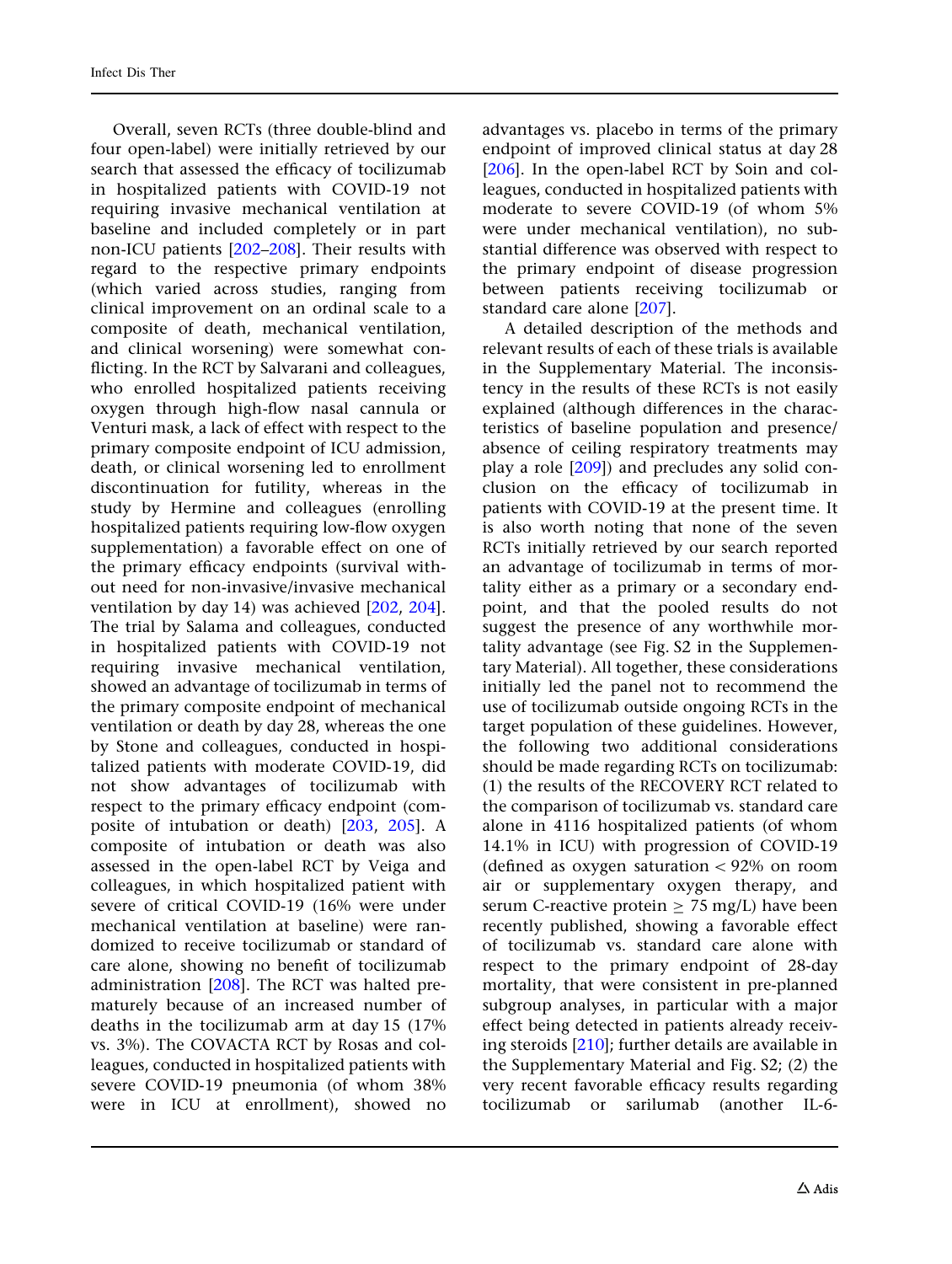Overall, seven RCTs (three double-blind and four open-label) were initially retrieved by our search that assessed the efficacy of tocilizumab in hospitalized patients with COVID-19 not requiring invasive mechanical ventilation at baseline and included completely or in part non-ICU patients [202–208]. Their results with regard to the respective primary endpoints (which varied across studies, ranging from clinical improvement on an ordinal scale to a composite of death, mechanical ventilation, and clinical worsening) were somewhat conflicting. In the RCT by Salvarani and colleagues, who enrolled hospitalized patients receiving oxygen through high-flow nasal cannula or Venturi mask, a lack of effect with respect to the primary composite endpoint of ICU admission, death, or clinical worsening led to enrollment discontinuation for futility, whereas in the study by Hermine and colleagues (enrolling hospitalized patients requiring low-flow oxygen supplementation) a favorable effect on one of the primary efficacy endpoints (survival without need for non-invasive/invasive mechanical ventilation by day 14) was achieved [202, 204]. The trial by Salama and colleagues, conducted in hospitalized patients with COVID-19 not requiring invasive mechanical ventilation, showed an advantage of tocilizumab in terms of the primary composite endpoint of mechanical ventilation or death by day 28, whereas the one by Stone and colleagues, conducted in hospitalized patients with moderate COVID-19, did not show advantages of tocilizumab with respect to the primary efficacy endpoint (composite of intubation or death) [203, 205]. A composite of intubation or death was also assessed in the open-label RCT by Veiga and colleagues, in which hospitalized patient with severe of critical COVID-19 (16% were under mechanical ventilation at baseline) were randomized to receive tocilizumab or standard of care alone, showing no benefit of tocilizumab administration [208]. The RCT was halted prematurely because of an increased number of deaths in the tocilizumab arm at day 15 (17% vs. 3%). The COVACTA RCT by Rosas and colleagues, conducted in hospitalized patients with severe COVID-19 pneumonia (of whom 38% were in ICU at enrollment), showed no advantages vs. placebo in terms of the primary endpoint of improved clinical status at day 28 [206]. In the open-label RCT by Soin and colleagues, conducted in hospitalized patients with moderate to severe COVID-19 (of whom 5% were under mechanical ventilation), no substantial difference was observed with respect to the primary endpoint of disease progression between patients receiving tocilizumab or standard care alone [207].

A detailed description of the methods and relevant results of each of these trials is available in the Supplementary Material. The inconsistency in the results of these RCTs is not easily explained (although differences in the characteristics of baseline population and presence/absence of ceiling respiratory treatments may play a role [209]) and precludes any solid conclusion on the efficacy of tocilizumab in patients with COVID-19 at the present time. It is also worth noting that none of the seven RCTs initially retrieved by our search reported an advantage of tocilizumab in terms of mortality either as a primary or a secondary endpoint, and that the pooled results do not suggest the presence of any worthwhile mortality advantage (see Fig. S2 in the Supplementary Material). All together, these considerations initially led the panel not to recommend the use of tocilizumab outside ongoing RCTs in the target population of these guidelines. However, the following two additional considerations should be made regarding RCTs on tocilizumab: (1) the results of the RECOVERY RCT related to the comparison of tocilizumab vs. standard care alone in 4116 hospitalized patients (of whom 14.1% in ICU) with progression of COVID-19 (defined as oxygen saturation < 92% on room air or supplementary oxygen therapy, and serum C-reactive protein ≥ 75 mg/L) have been recently published, showing a favorable effect of tocilizumab vs. standard care alone with respect to the primary endpoint of 28-day mortality, that were consistent in pre-planned subgroup analyses, in particular with a major effect being detected in patients already receiving steroids [210]; further details are available in the Supplementary Material and Fig. S2; (2) the very recent favorable efficacy results regarding tocilizumab or sarilumab (another IL-6-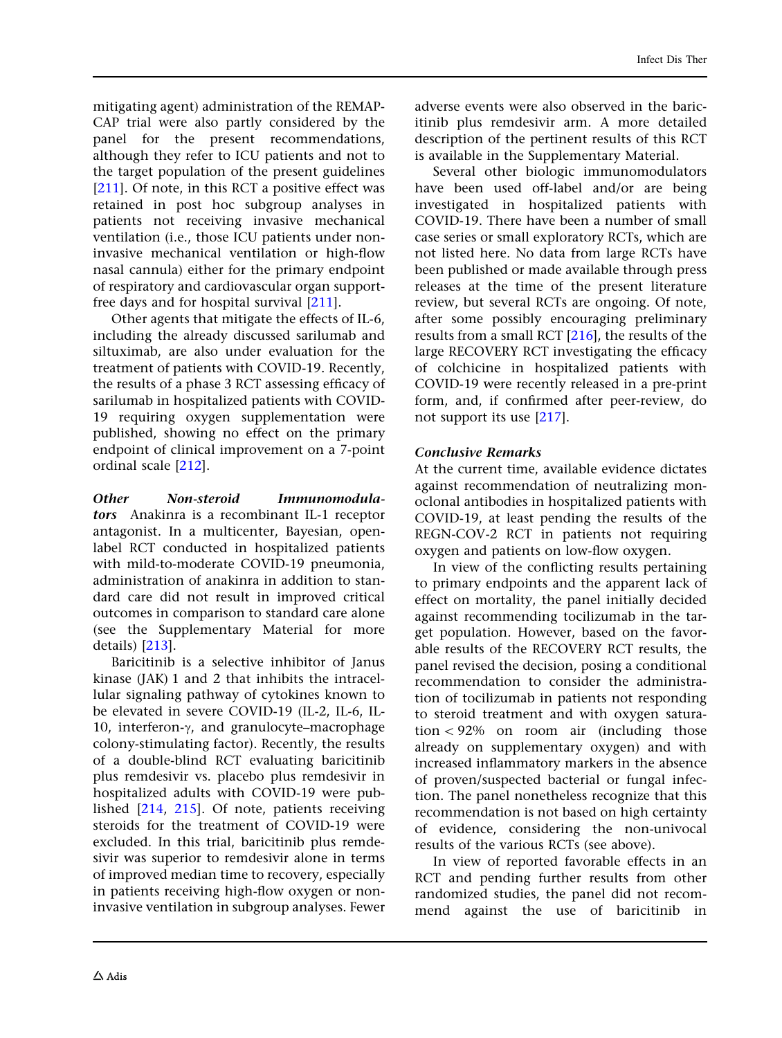mitigating agent) administration of the REMAP-CAP trial were also partly considered by the panel for the present recommendations, although they refer to ICU patients and not to the target population of the present guidelines [211]. Of note, in this RCT a positive effect was retained in post hoc subgroup analyses in patients not receiving invasive mechanical ventilation (i.e., those ICU patients under non-invasive mechanical ventilation or high-flow nasal cannula) either for the primary endpoint of respiratory and cardiovascular organ support-free days and for hospital survival [211].

Other agents that mitigate the effects of IL-6, including the already discussed sarilumab and siltuximab, are also under evaluation for the treatment of patients with COVID-19. Recently, the results of a phase 3 RCT assessing efficacy of sarilumab in hospitalized patients with COVID-19 requiring oxygen supplementation were published, showing no effect on the primary endpoint of clinical improvement on a 7-point ordinal scale [212].

***Other Non-steroid Immunomodulators*** Anakinra is a recombinant IL-1 receptor antagonist. In a multicenter, Bayesian, open-label RCT conducted in hospitalized patients with mild-to-moderate COVID-19 pneumonia, administration of anakinra in addition to standard care did not result in improved critical outcomes in comparison to standard care alone (see the Supplementary Material for more details) [213].

Baricitinib is a selective inhibitor of Janus kinase (JAK) 1 and 2 that inhibits the intracellular signaling pathway of cytokines known to be elevated in severe COVID-19 (IL-2, IL-6, IL-10, interferon-γ, and granulocyte–macrophage colony-stimulating factor). Recently, the results of a double-blind RCT evaluating baricitinib plus remdesivir vs. placebo plus remdesivir in hospitalized adults with COVID-19 were published [214, 215]. Of note, patients receiving steroids for the treatment of COVID-19 were excluded. In this trial, baricitinib plus remdesivir was superior to remdesivir alone in terms of improved median time to recovery, especially in patients receiving high-flow oxygen or non-invasive ventilation in subgroup analyses. Fewer adverse events were also observed in the baricitinib plus remdesivir arm. A more detailed description of the pertinent results of this RCT is available in the Supplementary Material.

Several other biologic immunomodulators have been used off-label and/or are being investigated in hospitalized patients with COVID-19. There have been a number of small case series or small exploratory RCTs, which are not listed here. No data from large RCTs have been published or made available through press releases at the time of the present literature review, but several RCTs are ongoing. Of note, after some possibly encouraging preliminary results from a small RCT [216], the results of the large RECOVERY RCT investigating the efficacy of colchicine in hospitalized patients with COVID-19 were recently released in a pre-print form, and, if confirmed after peer-review, do not support its use [217].

***Conclusive Remarks***

At the current time, available evidence dictates against recommendation of neutralizing monoclonal antibodies in hospitalized patients with COVID-19, at least pending the results of the REGN-COV-2 RCT in patients not requiring oxygen and patients on low-flow oxygen.

In view of the conflicting results pertaining to primary endpoints and the apparent lack of effect on mortality, the panel initially decided against recommending tocilizumab in the target population. However, based on the favorable results of the RECOVERY RCT results, the panel revised the decision, posing a conditional recommendation to consider the administration of tocilizumab in patients not responding to steroid treatment and with oxygen saturation < 92% on room air (including those already on supplementary oxygen) and with increased inflammatory markers in the absence of proven/suspected bacterial or fungal infection. The panel nonetheless recognize that this recommendation is not based on high certainty of evidence, considering the non-univocal results of the various RCTs (see above).

In view of reported favorable effects in an RCT and pending further results from other randomized studies, the panel did not recommend against the use of baricitinib in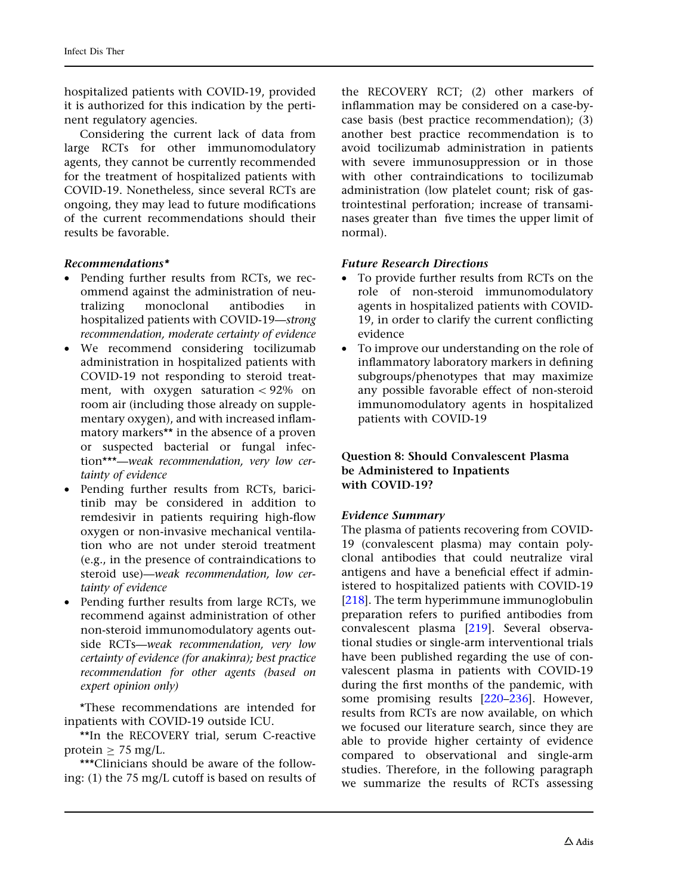hospitalized patients with COVID-19, provided it is authorized for this indication by the pertinent regulatory agencies.

Considering the current lack of data from large RCTs for other immunomodulatory agents, they cannot be currently recommended for the treatment of hospitalized patients with COVID-19. Nonetheless, since several RCTs are ongoing, they may lead to future modifications of the current recommendations should their results be favorable.

### *Recommendations**

- Pending further results from RCTs, we recommend against the administration of neutralizing monoclonal antibodies in hospitalized patients with COVID-19—*strong recommendation, moderate certainty of evidence*
- We recommend considering tocilizumab administration in hospitalized patients with COVID-19 not responding to steroid treatment, with oxygen saturation < 92% on room air (including those already on supplementary oxygen), and with increased inflammatory markers** in the absence of a proven or suspected bacterial or fungal infection***—*weak recommendation, very low certainty of evidence*
- Pending further results from RCTs, baricitinib may be considered in addition to remdesivir in patients requiring high-flow oxygen or non-invasive mechanical ventilation who are not under steroid treatment (e.g., in the presence of contraindications to steroid use)—*weak recommendation, low certainty of evidence*
- Pending further results from large RCTs, we recommend against administration of other non-steroid immunomodulatory agents outside RCTs—*weak recommendation, very low certainty of evidence (for anakinra); best practice recommendation for other agents (based on expert opinion only)*

*These recommendations are intended for inpatients with COVID-19 outside ICU.

**In the RECOVERY trial, serum C-reactive protein ≥ 75 mg/L.

***Clinicians should be aware of the following: (1) the 75 mg/L cutoff is based on results of the RECOVERY RCT; (2) other markers of inflammation may be considered on a case-by-case basis (best practice recommendation); (3) another best practice recommendation is to avoid tocilizumab administration in patients with severe immunosuppression or in those with other contraindications to tocilizumab administration (low platelet count; risk of gastrointestinal perforation; increase of transaminases greater than five times the upper limit of normal).

### *Future Research Directions*

- To provide further results from RCTs on the role of non-steroid immunomodulatory agents in hospitalized patients with COVID-19, in order to clarify the current conflicting evidence
- To improve our understanding on the role of inflammatory laboratory markers in defining subgroups/phenotypes that may maximize any possible favorable effect of non-steroid immunomodulatory agents in hospitalized patients with COVID-19

## Question 8: Should Convalescent Plasma be Administered to Inpatients with COVID-19?

### *Evidence Summary*

The plasma of patients recovering from COVID-19 (convalescent plasma) may contain polyclonal antibodies that could neutralize viral antigens and have a beneficial effect if administered to hospitalized patients with COVID-19 [218]. The term hyperimmune immunoglobulin preparation refers to purified antibodies from convalescent plasma [219]. Several observational studies or single-arm interventional trials have been published regarding the use of convalescent plasma in patients with COVID-19 during the first months of the pandemic, with some promising results [220–236]. However, results from RCTs are now available, on which we focused our literature search, since they are able to provide higher certainty of evidence compared to observational and single-arm studies. Therefore, in the following paragraph we summarize the results of RCTs assessing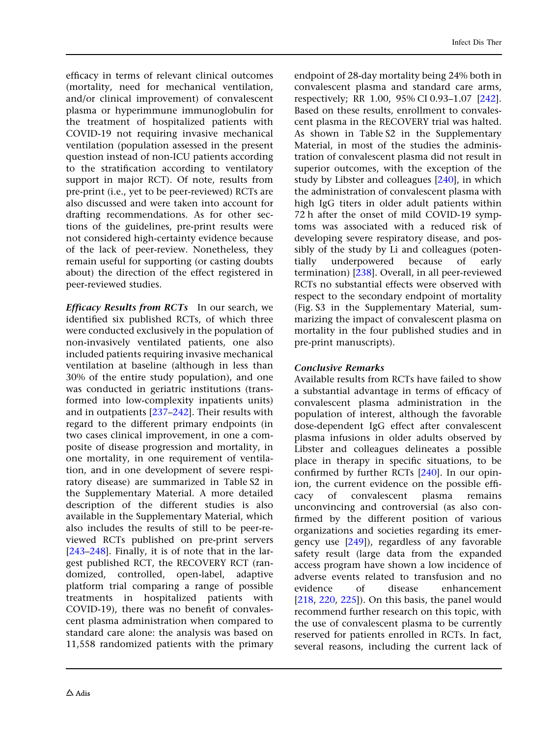efficacy in terms of relevant clinical outcomes (mortality, need for mechanical ventilation, and/or clinical improvement) of convalescent plasma or hyperimmune immunoglobulin for the treatment of hospitalized patients with COVID-19 not requiring invasive mechanical ventilation (population assessed in the present question instead of non-ICU patients according to the stratification according to ventilatory support in major RCT). Of note, results from pre-print (i.e., yet to be peer-reviewed) RCTs are also discussed and were taken into account for drafting recommendations. As for other sections of the guidelines, pre-print results were not considered high-certainty evidence because of the lack of peer-review. Nonetheless, they remain useful for supporting (or casting doubts about) the direction of the effect registered in peer-reviewed studies.

***Efficacy Results from RCTs*** In our search, we identified six published RCTs, of which three were conducted exclusively in the population of non-invasively ventilated patients, one also included patients requiring invasive mechanical ventilation at baseline (although in less than 30% of the entire study population), and one was conducted in geriatric institutions (transformed into low-complexity inpatients units) and in outpatients [237–242]. Their results with regard to the different primary endpoints (in two cases clinical improvement, in one a composite of disease progression and mortality, in one mortality, in one requirement of ventilation, and in one development of severe respiratory disease) are summarized in Table S2 in the Supplementary Material. A more detailed description of the different studies is also available in the Supplementary Material, which also includes the results of still to be peer-reviewed RCTs published on pre-print servers [243–248]. Finally, it is of note that in the largest published RCT, the RECOVERY RCT (randomized, controlled, open-label, adaptive platform trial comparing a range of possible treatments in hospitalized patients with COVID-19), there was no benefit of convalescent plasma administration when compared to standard care alone: the analysis was based on 11,558 randomized patients with the primary endpoint of 28-day mortality being 24% both in convalescent plasma and standard care arms, respectively; RR 1.00, 95% CI 0.93–1.07 [242]. Based on these results, enrollment to convalescent plasma in the RECOVERY trial was halted. As shown in Table S2 in the Supplementary Material, in most of the studies the administration of convalescent plasma did not result in superior outcomes, with the exception of the study by Libster and colleagues [240], in which the administration of convalescent plasma with high IgG titers in older adult patients within 72 h after the onset of mild COVID-19 symptoms was associated with a reduced risk of developing severe respiratory disease, and possibly of the study by Li and colleagues (potentially underpowered because of early termination) [238]. Overall, in all peer-reviewed RCTs no substantial effects were observed with respect to the secondary endpoint of mortality (Fig. S3 in the Supplementary Material, summarizing the impact of convalescent plasma on mortality in the four published studies and in pre-print manuscripts).

***Conclusive Remarks***

Available results from RCTs have failed to show a substantial advantage in terms of efficacy of convalescent plasma administration in the population of interest, although the favorable dose-dependent IgG effect after convalescent plasma infusions in older adults observed by Libster and colleagues delineates a possible place in therapy in specific situations, to be confirmed by further RCTs [240]. In our opinion, the current evidence on the possible efficacy of convalescent plasma remains unconvincing and controversial (as also confirmed by the different position of various organizations and societies regarding its emergency use [249]), regardless of any favorable safety result (large data from the expanded access program have shown a low incidence of adverse events related to transfusion and no evidence of disease enhancement [218, 220, 225]). On this basis, the panel would recommend further research on this topic, with the use of convalescent plasma to be currently reserved for patients enrolled in RCTs. In fact, several reasons, including the current lack of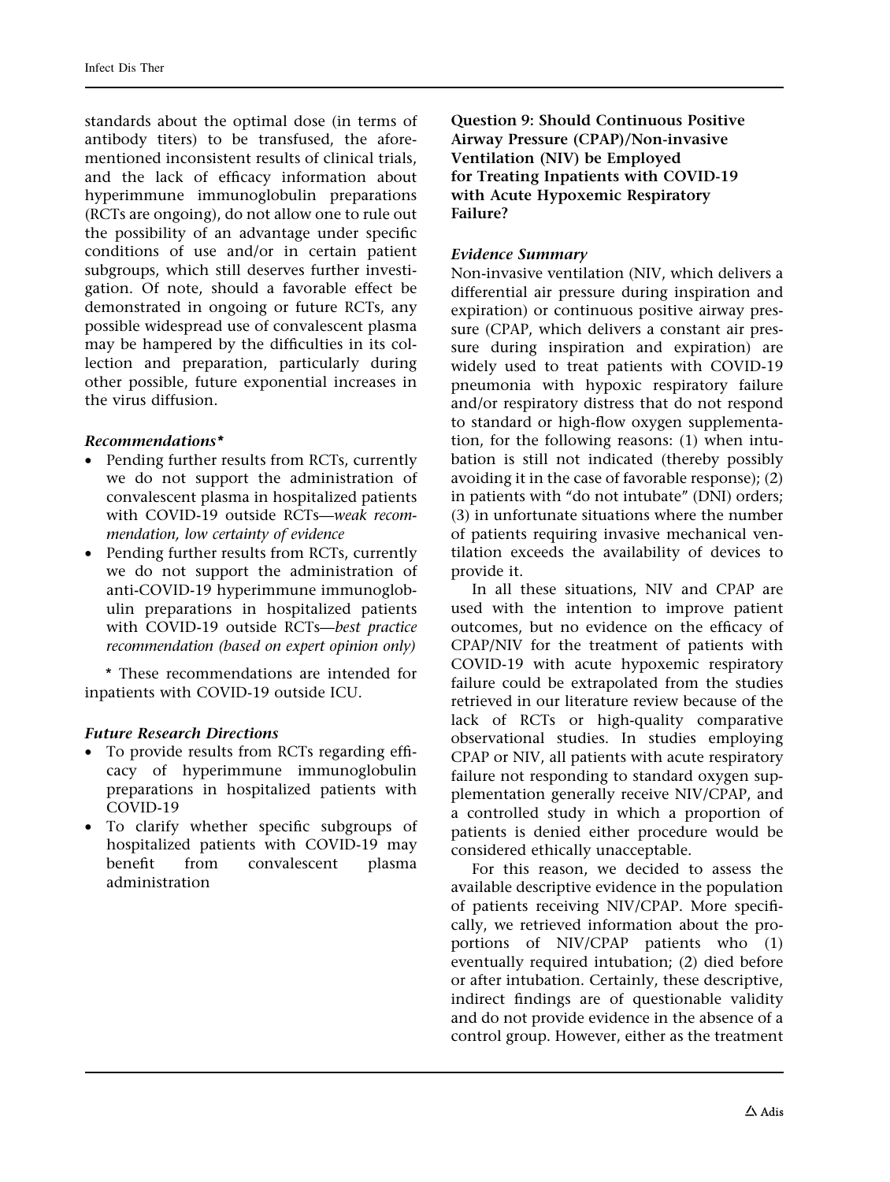standards about the optimal dose (in terms of antibody titers) to be transfused, the aforementioned inconsistent results of clinical trials, and the lack of efficacy information about hyperimmune immunoglobulin preparations (RCTs are ongoing), do not allow one to rule out the possibility of an advantage under specific conditions of use and/or in certain patient subgroups, which still deserves further investigation. Of note, should a favorable effect be demonstrated in ongoing or future RCTs, any possible widespread use of convalescent plasma may be hampered by the difficulties in its collection and preparation, particularly during other possible, future exponential increases in the virus diffusion.

#### *Recommendations**

- Pending further results from RCTs, currently we do not support the administration of convalescent plasma in hospitalized patients with COVID-19 outside RCTs—*weak recommendation, low certainty of evidence*
- Pending further results from RCTs, currently we do not support the administration of anti-COVID-19 hyperimmune immunoglobulin preparations in hospitalized patients with COVID-19 outside RCTs—*best practice recommendation (based on expert opinion only)*

\* These recommendations are intended for inpatients with COVID-19 outside ICU.

#### *Future Research Directions*

- To provide results from RCTs regarding efficacy of hyperimmune immunoglobulin preparations in hospitalized patients with COVID-19
- To clarify whether specific subgroups of hospitalized patients with COVID-19 may benefit from convalescent plasma administration

### Question 9: Should Continuous Positive Airway Pressure (CPAP)/Non-invasive Ventilation (NIV) be Employed for Treating Inpatients with COVID-19 with Acute Hypoxemic Respiratory Failure?

#### *Evidence Summary*

Non-invasive ventilation (NIV, which delivers a differential air pressure during inspiration and expiration) or continuous positive airway pressure (CPAP, which delivers a constant air pressure during inspiration and expiration) are widely used to treat patients with COVID-19 pneumonia with hypoxic respiratory failure and/or respiratory distress that do not respond to standard or high-flow oxygen supplementation, for the following reasons: (1) when intubation is still not indicated (thereby possibly avoiding it in the case of favorable response); (2) in patients with "do not intubate" (DNI) orders; (3) in unfortunate situations where the number of patients requiring invasive mechanical ventilation exceeds the availability of devices to provide it.

In all these situations, NIV and CPAP are used with the intention to improve patient outcomes, but no evidence on the efficacy of CPAP/NIV for the treatment of patients with COVID-19 with acute hypoxemic respiratory failure could be extrapolated from the studies retrieved in our literature review because of the lack of RCTs or high-quality comparative observational studies. In studies employing CPAP or NIV, all patients with acute respiratory failure not responding to standard oxygen supplementation generally receive NIV/CPAP, and a controlled study in which a proportion of patients is denied either procedure would be considered ethically unacceptable.

For this reason, we decided to assess the available descriptive evidence in the population of patients receiving NIV/CPAP. More specifically, we retrieved information about the proportions of NIV/CPAP patients who (1) eventually required intubation; (2) died before or after intubation. Certainly, these descriptive, indirect findings are of questionable validity and do not provide evidence in the absence of a control group. However, either as the treatment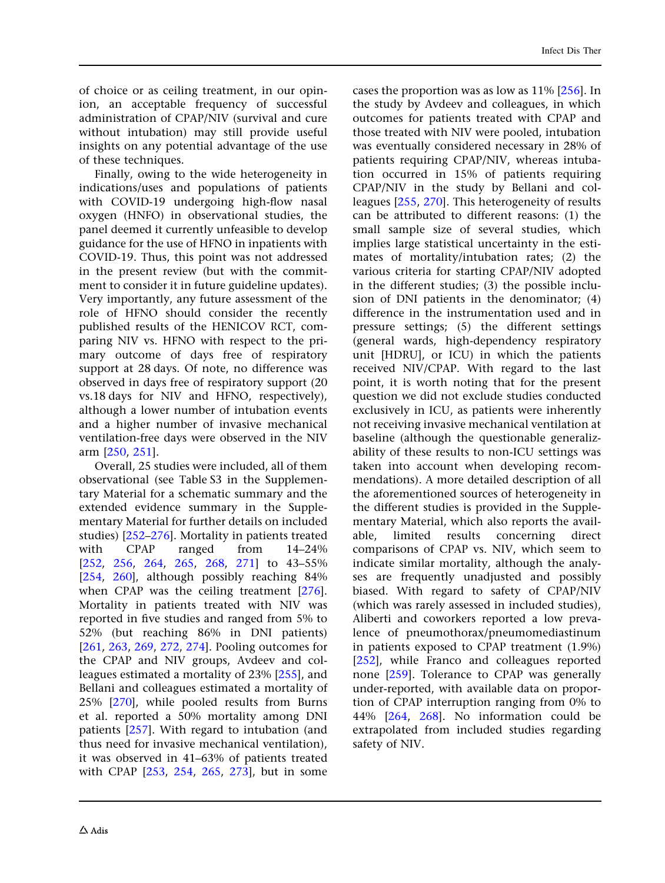of choice or as ceiling treatment, in our opinion, an acceptable frequency of successful administration of CPAP/NIV (survival and cure without intubation) may still provide useful insights on any potential advantage of the use of these techniques.

Finally, owing to the wide heterogeneity in indications/uses and populations of patients with COVID-19 undergoing high-flow nasal oxygen (HNFO) in observational studies, the panel deemed it currently unfeasible to develop guidance for the use of HFNO in inpatients with COVID-19. Thus, this point was not addressed in the present review (but with the commitment to consider it in future guideline updates). Very importantly, any future assessment of the role of HFNO should consider the recently published results of the HENICOV RCT, comparing NIV vs. HFNO with respect to the primary outcome of days free of respiratory support at 28 days. Of note, no difference was observed in days free of respiratory support (20 vs.18 days for NIV and HFNO, respectively), although a lower number of intubation events and a higher number of invasive mechanical ventilation-free days were observed in the NIV arm [250, 251].

Overall, 25 studies were included, all of them observational (see Table S3 in the Supplementary Material for a schematic summary and the extended evidence summary in the Supplementary Material for further details on included studies) [252–276]. Mortality in patients treated with CPAP ranged from 14–24% [252, 256, 264, 265, 268, 271] to 43–55% [254, 260], although possibly reaching 84% when CPAP was the ceiling treatment [276]. Mortality in patients treated with NIV was reported in five studies and ranged from 5% to 52% (but reaching 86% in DNI patients) [261, 263, 269, 272, 274]. Pooling outcomes for the CPAP and NIV groups, Avdeev and colleagues estimated a mortality of 23% [255], and Bellani and colleagues estimated a mortality of 25% [270], while pooled results from Burns et al. reported a 50% mortality among DNI patients [257]. With regard to intubation (and thus need for invasive mechanical ventilation), it was observed in 41–63% of patients treated with CPAP [253, 254, 265, 273], but in some cases the proportion was as low as 11% [256]. In the study by Avdeev and colleagues, in which outcomes for patients treated with CPAP and those treated with NIV were pooled, intubation was eventually considered necessary in 28% of patients requiring CPAP/NIV, whereas intubation occurred in 15% of patients requiring CPAP/NIV in the study by Bellani and colleagues [255, 270]. This heterogeneity of results can be attributed to different reasons: (1) the small sample size of several studies, which implies large statistical uncertainty in the estimates of mortality/intubation rates; (2) the various criteria for starting CPAP/NIV adopted in the different studies; (3) the possible inclusion of DNI patients in the denominator; (4) difference in the instrumentation used and in pressure settings; (5) the different settings (general wards, high-dependency respiratory unit [HDRU], or ICU) in which the patients received NIV/CPAP. With regard to the last point, it is worth noting that for the present question we did not exclude studies conducted exclusively in ICU, as patients were inherently not receiving invasive mechanical ventilation at baseline (although the questionable generalizability of these results to non-ICU settings was taken into account when developing recommendations). A more detailed description of all the aforementioned sources of heterogeneity in the different studies is provided in the Supplementary Material, which also reports the available, limited results concerning direct comparisons of CPAP vs. NIV, which seem to indicate similar mortality, although the analyses are frequently unadjusted and possibly biased. With regard to safety of CPAP/NIV (which was rarely assessed in included studies), Aliberti and coworkers reported a low prevalence of pneumothorax/pneumomediastinum in patients exposed to CPAP treatment (1.9%) [252], while Franco and colleagues reported none [259]. Tolerance to CPAP was generally under-reported, with available data on proportion of CPAP interruption ranging from 0% to 44% [264, 268]. No information could be extrapolated from included studies regarding safety of NIV.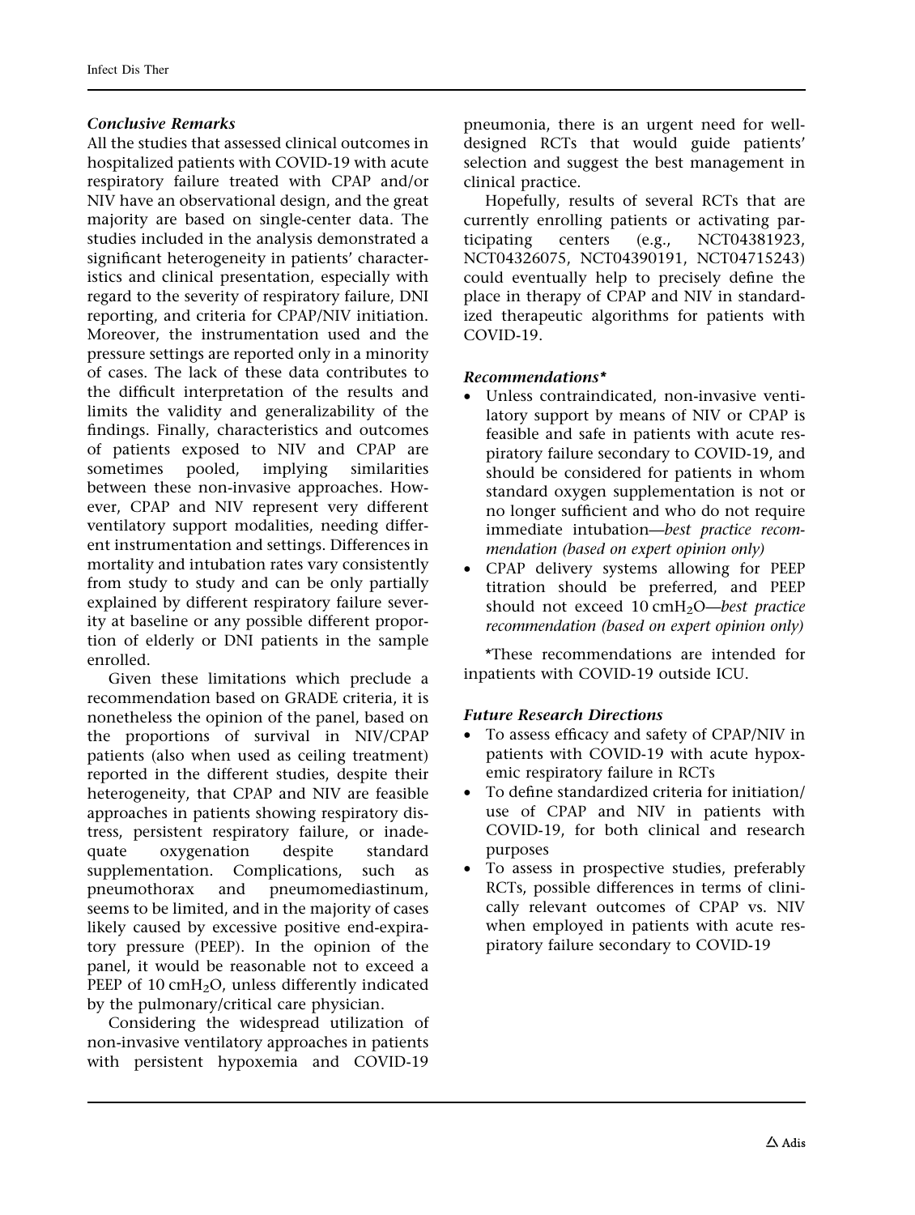### *Conclusive Remarks*

All the studies that assessed clinical outcomes in hospitalized patients with COVID-19 with acute respiratory failure treated with CPAP and/or NIV have an observational design, and the great majority are based on single-center data. The studies included in the analysis demonstrated a significant heterogeneity in patients' characteristics and clinical presentation, especially with regard to the severity of respiratory failure, DNI reporting, and criteria for CPAP/NIV initiation. Moreover, the instrumentation used and the pressure settings are reported only in a minority of cases. The lack of these data contributes to the difficult interpretation of the results and limits the validity and generalizability of the findings. Finally, characteristics and outcomes of patients exposed to NIV and CPAP are sometimes pooled, implying similarities between these non-invasive approaches. However, CPAP and NIV represent very different ventilatory support modalities, needing different instrumentation and settings. Differences in mortality and intubation rates vary consistently from study to study and can be only partially explained by different respiratory failure severity at baseline or any possible different proportion of elderly or DNI patients in the sample enrolled.

Given these limitations which preclude a recommendation based on GRADE criteria, it is nonetheless the opinion of the panel, based on the proportions of survival in NIV/CPAP patients (also when used as ceiling treatment) reported in the different studies, despite their heterogeneity, that CPAP and NIV are feasible approaches in patients showing respiratory distress, persistent respiratory failure, or inadequate oxygenation despite standard supplementation. Complications, such as pneumothorax and pneumomediastinum, seems to be limited, and in the majority of cases likely caused by excessive positive end-expiratory pressure (PEEP). In the opinion of the panel, it would be reasonable not to exceed a PEEP of 10 $cmH_2O$, unless differently indicated by the pulmonary/critical care physician.

Considering the widespread utilization of non-invasive ventilatory approaches in patients with persistent hypoxemia and COVID-19 pneumonia, there is an urgent need for well-designed RCTs that would guide patients' selection and suggest the best management in clinical practice.

Hopefully, results of several RCTs that are currently enrolling patients or activating participating centers (e.g., NCT04381923, NCT04326075, NCT04390191, NCT04715243) could eventually help to precisely define the place in therapy of CPAP and NIV in standardized therapeutic algorithms for patients with COVID-19.

### *Recommendations**

- Unless contraindicated, non-invasive ventilatory support by means of NIV or CPAP is feasible and safe in patients with acute respiratory failure secondary to COVID-19, and should be considered for patients in whom standard oxygen supplementation is not or no longer sufficient and who do not require immediate intubation—*best practice recommendation (based on expert opinion only)*
- CPAP delivery systems allowing for PEEP titration should be preferred, and PEEP should not exceed 10 $cmH_2O$—*best practice recommendation (based on expert opinion only)*

*These recommendations are intended for inpatients with COVID-19 outside ICU.

### *Future Research Directions*

- To assess efficacy and safety of CPAP/NIV in patients with COVID-19 with acute hypoxemic respiratory failure in RCTs
- To define standardized criteria for initiation/use of CPAP and NIV in patients with COVID-19, for both clinical and research purposes
- To assess in prospective studies, preferably RCTs, possible differences in terms of clinically relevant outcomes of CPAP vs. NIV when employed in patients with acute respiratory failure secondary to COVID-19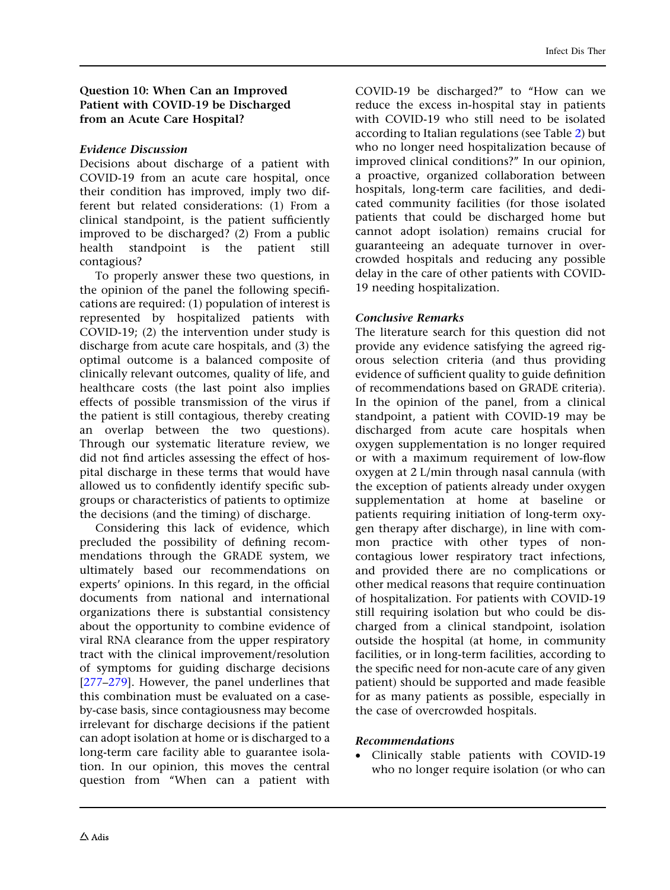### Question 10: When Can an Improved Patient with COVID-19 be Discharged from an Acute Care Hospital?

#### *Evidence Discussion*

Decisions about discharge of a patient with COVID-19 from an acute care hospital, once their condition has improved, imply two different but related considerations: (1) From a clinical standpoint, is the patient sufficiently improved to be discharged? (2) From a public health standpoint is the patient still contagious?

To properly answer these two questions, in the opinion of the panel the following specifications are required: (1) population of interest is represented by hospitalized patients with COVID-19; (2) the intervention under study is discharge from acute care hospitals, and (3) the optimal outcome is a balanced composite of clinically relevant outcomes, quality of life, and healthcare costs (the last point also implies effects of possible transmission of the virus if the patient is still contagious, thereby creating an overlap between the two questions). Through our systematic literature review, we did not find articles assessing the effect of hospital discharge in these terms that would have allowed us to confidently identify specific subgroups or characteristics of patients to optimize the decisions (and the timing) of discharge.

Considering this lack of evidence, which precluded the possibility of defining recommendations through the GRADE system, we ultimately based our recommendations on experts' opinions. In this regard, in the official documents from national and international organizations there is substantial consistency about the opportunity to combine evidence of viral RNA clearance from the upper respiratory tract with the clinical improvement/resolution of symptoms for guiding discharge decisions [277–279]. However, the panel underlines that this combination must be evaluated on a case-by-case basis, since contagiousness may become irrelevant for discharge decisions if the patient can adopt isolation at home or is discharged to a long-term care facility able to guarantee isolation. In our opinion, this moves the central question from "When can a patient with COVID-19 be discharged?" to "How can we reduce the excess in-hospital stay in patients with COVID-19 who still need to be isolated according to Italian regulations (see Table 2) but who no longer need hospitalization because of improved clinical conditions?" In our opinion, a proactive, organized collaboration between hospitals, long-term care facilities, and dedicated community facilities (for those isolated patients that could be discharged home but cannot adopt isolation) remains crucial for guaranteeing an adequate turnover in overcrowded hospitals and reducing any possible delay in the care of other patients with COVID-19 needing hospitalization.

#### *Conclusive Remarks*

The literature search for this question did not provide any evidence satisfying the agreed rigorous selection criteria (and thus providing evidence of sufficient quality to guide definition of recommendations based on GRADE criteria). In the opinion of the panel, from a clinical standpoint, a patient with COVID-19 may be discharged from acute care hospitals when oxygen supplementation is no longer required or with a maximum requirement of low-flow oxygen at 2 L/min through nasal cannula (with the exception of patients already under oxygen supplementation at home at baseline or patients requiring initiation of long-term oxygen therapy after discharge), in line with common practice with other types of non-contagious lower respiratory tract infections, and provided there are no complications or other medical reasons that require continuation of hospitalization. For patients with COVID-19 still requiring isolation but who could be discharged from a clinical standpoint, isolation outside the hospital (at home, in community facilities, or in long-term facilities, according to the specific need for non-acute care of any given patient) should be supported and made feasible for as many patients as possible, especially in the case of overcrowded hospitals.

#### *Recommendations*

- Clinically stable patients with COVID-19 who no longer require isolation (or who can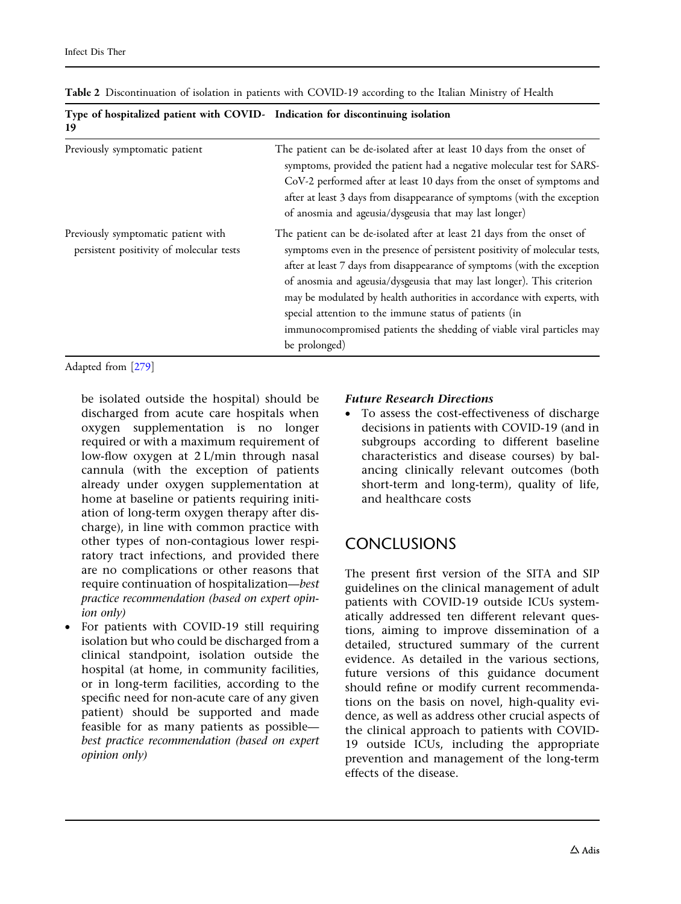Table 2 Discontinuation of isolation in patients with COVID-19 according to the Italian Ministry of Health

| Type of hospitalized patient with COVID-19 | Indication for discontinuing isolation |
|---|---|
| Previously symptomatic patient | The patient can be de-isolated after at least 10 days from the onset of symptoms, provided the patient had a negative molecular test for SARS-CoV-2 performed after at least 10 days from the onset of symptoms and after at least 3 days from disappearance of symptoms (with the exception of anosmia and ageusia/dysgeusia that may last longer) |
| Previously symptomatic patient with persistent positivity of molecular tests | The patient can be de-isolated after at least 21 days from the onset of symptoms even in the presence of persistent positivity of molecular tests, after at least 7 days from disappearance of symptoms (with the exception of anosmia and ageusia/dysgeusia that may last longer). This criterion may be modulated by health authorities in accordance with experts, with special attention to the immune status of patients (in immunocompromised patients the shedding of viable viral particles may be prolonged) |

Adapted from [279]

be isolated outside the hospital) should be discharged from acute care hospitals when oxygen supplementation is no longer required or with a maximum requirement of low-flow oxygen at 2 L/min through nasal cannula (with the exception of patients already under oxygen supplementation at home at baseline or patients requiring initiation of long-term oxygen therapy after discharge), in line with common practice with other types of non-contagious lower respiratory tract infections, and provided there are no complications or other reasons that require continuation of hospitalization—*best practice recommendation (based on expert opinion only)*

- For patients with COVID-19 still requiring isolation but who could be discharged from a clinical standpoint, isolation outside the hospital (at home, in community facilities, or in long-term facilities, according to the specific need for non-acute care of any given patient) should be supported and made feasible for as many patients as possible—*best practice recommendation (based on expert opinion only)*

***Future Research Directions***

- To assess the cost-effectiveness of discharge decisions in patients with COVID-19 (and in subgroups according to different baseline characteristics and disease courses) by balancing clinically relevant outcomes (both short-term and long-term), quality of life, and healthcare costs

## CONCLUSIONS

The present first version of the SITA and SIP guidelines on the clinical management of adult patients with COVID-19 outside ICUs systematically addressed ten different relevant questions, aiming to improve dissemination of a detailed, structured summary of the current evidence. As detailed in the various sections, future versions of this guidance document should refine or modify current recommendations on the basis on novel, high-quality evidence, as well as address other crucial aspects of the clinical approach to patients with COVID-19 outside ICUs, including the appropriate prevention and management of the long-term effects of the disease.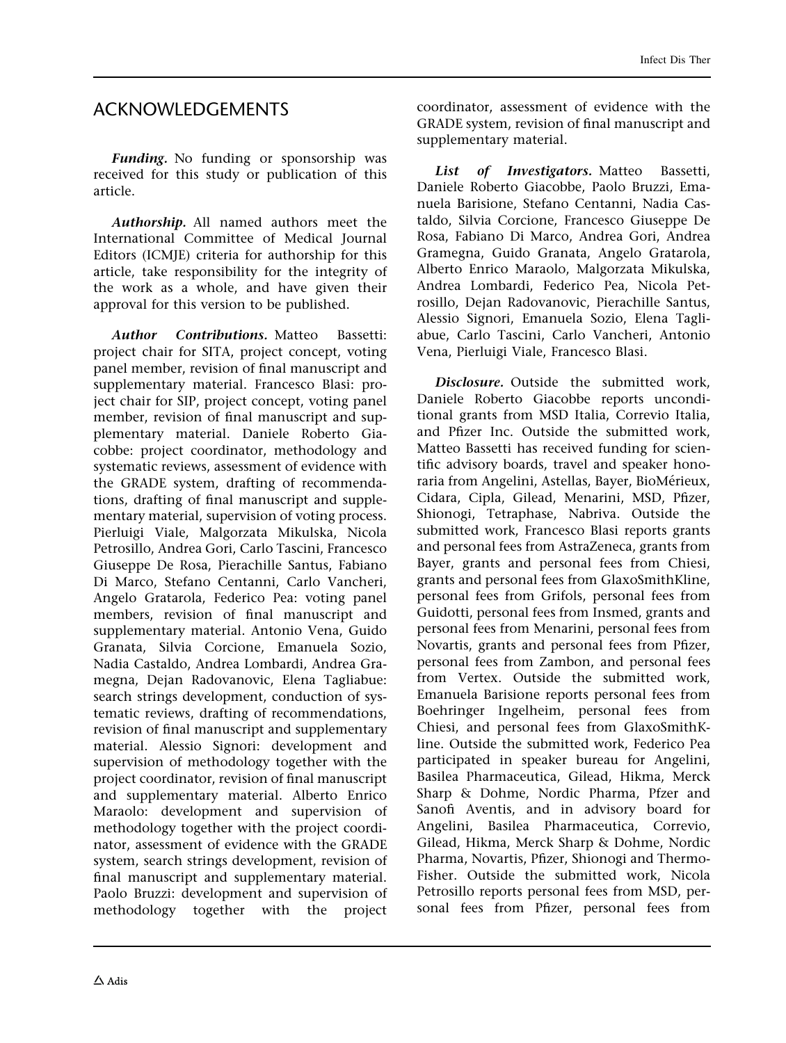## ACKNOWLEDGEMENTS

***Funding.*** No funding or sponsorship was received for this study or publication of this article.

***Authorship.*** All named authors meet the International Committee of Medical Journal Editors (ICMJE) criteria for authorship for this article, take responsibility for the integrity of the work as a whole, and have given their approval for this version to be published.

***Author Contributions.*** Matteo Bassetti: project chair for SITA, project concept, voting panel member, revision of final manuscript and supplementary material. Francesco Blasi: project chair for SIP, project concept, voting panel member, revision of final manuscript and supplementary material. Daniele Roberto Giacobbe: project coordinator, methodology and systematic reviews, assessment of evidence with the GRADE system, drafting of recommendations, drafting of final manuscript and supplementary material, supervision of voting process. Pierluigi Viale, Malgorzata Mikulska, Nicola Petrosillo, Andrea Gori, Carlo Tascini, Francesco Giuseppe De Rosa, Pierachille Santus, Fabiano Di Marco, Stefano Centanni, Carlo Vancheri, Angelo Gratarola, Federico Pea: voting panel members, revision of final manuscript and supplementary material. Antonio Vena, Guido Granata, Silvia Corcione, Emanuela Sozio, Nadia Castaldo, Andrea Lombardi, Andrea Gramegna, Dejan Radovanovic, Elena Tagliabue: search strings development, conduction of systematic reviews, drafting of recommendations, revision of final manuscript and supplementary material. Alessio Signori: development and supervision of methodology together with the project coordinator, revision of final manuscript and supplementary material. Alberto Enrico Maraolo: development and supervision of methodology together with the project coordinator, assessment of evidence with the GRADE system, search strings development, revision of final manuscript and supplementary material. Paolo Bruzzi: development and supervision of methodology together with the project coordinator, assessment of evidence with the GRADE system, revision of final manuscript and supplementary material.

***List of Investigators.*** Matteo Bassetti, Daniele Roberto Giacobbe, Paolo Bruzzi, Emanuela Barisione, Stefano Centanni, Nadia Castaldo, Silvia Corcione, Francesco Giuseppe De Rosa, Fabiano Di Marco, Andrea Gori, Andrea Gramegna, Guido Granata, Angelo Gratarola, Alberto Enrico Maraolo, Malgorzata Mikulska, Andrea Lombardi, Federico Pea, Nicola Petrosillo, Dejan Radovanovic, Pierachille Santus, Alessio Signori, Emanuela Sozio, Elena Tagliabue, Carlo Tascini, Carlo Vancheri, Antonio Vena, Pierluigi Viale, Francesco Blasi.

***Disclosure.*** Outside the submitted work, Daniele Roberto Giacobbe reports unconditional grants from MSD Italia, Correvio Italia, and Pfizer Inc. Outside the submitted work, Matteo Bassetti has received funding for scientific advisory boards, travel and speaker honoraria from Angelini, Astellas, Bayer, BioMérieux, Cidara, Cipla, Gilead, Menarini, MSD, Pfizer, Shionogi, Tetraphase, Nabriva. Outside the submitted work, Francesco Blasi reports grants and personal fees from AstraZeneca, grants from Bayer, grants and personal fees from Chiesi, grants and personal fees from GlaxoSmithKline, personal fees from Grifols, personal fees from Guidotti, personal fees from Insmed, grants and personal fees from Menarini, personal fees from Novartis, grants and personal fees from Pfizer, personal fees from Zambon, and personal fees from Vertex. Outside the submitted work, Emanuela Barisione reports personal fees from Boehringer Ingelheim, personal fees from Chiesi, and personal fees from GlaxoSmithKline. Outside the submitted work, Federico Pea participated in speaker bureau for Angelini, Basilea Pharmaceutica, Gilead, Hikma, Merck Sharp & Dohme, Nordic Pharma, Pfzer and Sanofi Aventis, and in advisory board for Angelini, Basilea Pharmaceutica, Correvio, Gilead, Hikma, Merck Sharp & Dohme, Nordic Pharma, Novartis, Pfizer, Shionogi and Thermo-Fisher. Outside the submitted work, Nicola Petrosillo reports personal fees from MSD, personal fees from Pfizer, personal fees from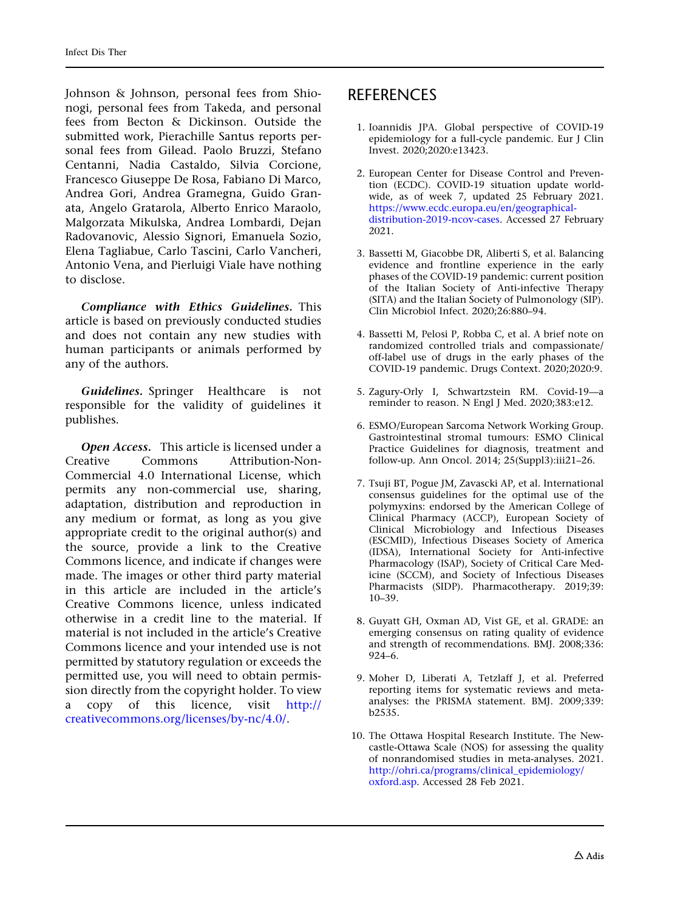Johnson & Johnson, personal fees from Shionogi, personal fees from Takeda, and personal fees from Becton & Dickinson. Outside the submitted work, Pierachille Santus reports personal fees from Gilead. Paolo Bruzzi, Stefano Centanni, Nadia Castaldo, Silvia Corcione, Francesco Giuseppe De Rosa, Fabiano Di Marco, Andrea Gori, Andrea Gramegna, Guido Granata, Angelo Gratarola, Alberto Enrico Maraolo, Malgorzata Mikulska, Andrea Lombardi, Dejan Radovanovic, Alessio Signori, Emanuela Sozio, Elena Tagliabue, Carlo Tascini, Carlo Vancheri, Antonio Vena, and Pierluigi Viale have nothing to disclose.

***Compliance with Ethics Guidelines.*** This article is based on previously conducted studies and does not contain any new studies with human participants or animals performed by any of the authors.

***Guidelines.*** Springer Healthcare is not responsible for the validity of guidelines it publishes.

***Open Access.*** This article is licensed under a Creative Commons Attribution-Non-Commercial 4.0 International License, which permits any non-commercial use, sharing, adaptation, distribution and reproduction in any medium or format, as long as you give appropriate credit to the original author(s) and the source, provide a link to the Creative Commons licence, and indicate if changes were made. The images or other third party material in this article are included in the article's Creative Commons licence, unless indicated otherwise in a credit line to the material. If material is not included in the article's Creative Commons licence and your intended use is not permitted by statutory regulation or exceeds the permitted use, you will need to obtain permission directly from the copyright holder. To view a copy of this licence, visit http://creativecommons.org/licenses/by-nc/4.0/.

## REFERENCES

1. Ioannidis JPA. Global perspective of COVID-19 epidemiology for a full-cycle pandemic. Eur J Clin Invest. 2020;2020:e13423.

2. European Center for Disease Control and Prevention (ECDC). COVID-19 situation update worldwide, as of week 7, updated 25 February 2021. https://www.ecdc.europa.eu/en/geographical-distribution-2019-ncov-cases. Accessed 27 February 2021.

3. Bassetti M, Giacobbe DR, Aliberti S, et al. Balancing evidence and frontline experience in the early phases of the COVID-19 pandemic: current position of the Italian Society of Anti-infective Therapy (SITA) and the Italian Society of Pulmonology (SIP). Clin Microbiol Infect. 2020;26:880–94.

4. Bassetti M, Pelosi P, Robba C, et al. A brief note on randomized controlled trials and compassionate/off-label use of drugs in the early phases of the COVID-19 pandemic. Drugs Context. 2020;2020:9.

5. Zagury-Orly I, Schwartzstein RM. Covid-19—a reminder to reason. N Engl J Med. 2020;383:e12.

6. ESMO/European Sarcoma Network Working Group. Gastrointestinal stromal tumours: ESMO Clinical Practice Guidelines for diagnosis, treatment and follow-up. Ann Oncol. 2014; 25(Suppl3):iii21–26.

7. Tsuji BT, Pogue JM, Zavascki AP, et al. International consensus guidelines for the optimal use of the polymyxins: endorsed by the American College of Clinical Pharmacy (ACCP), European Society of Clinical Microbiology and Infectious Diseases (ESCMID), Infectious Diseases Society of America (IDSA), International Society for Anti-infective Pharmacology (ISAP), Society of Critical Care Medicine (SCCM), and Society of Infectious Diseases Pharmacists (SIDP). Pharmacotherapy. 2019;39: 10–39.

8. Guyatt GH, Oxman AD, Vist GE, et al. GRADE: an emerging consensus on rating quality of evidence and strength of recommendations. BMJ. 2008;336: 924–6.

9. Moher D, Liberati A, Tetzlaff J, et al. Preferred reporting items for systematic reviews and meta-analyses: the PRISMA statement. BMJ. 2009;339: b2535.

10. The Ottawa Hospital Research Institute. The Newcastle-Ottawa Scale (NOS) for assessing the quality of nonrandomised studies in meta-analyses. 2021. http://ohri.ca/programs/clinical_epidemiology/oxford.asp. Accessed 28 Feb 2021.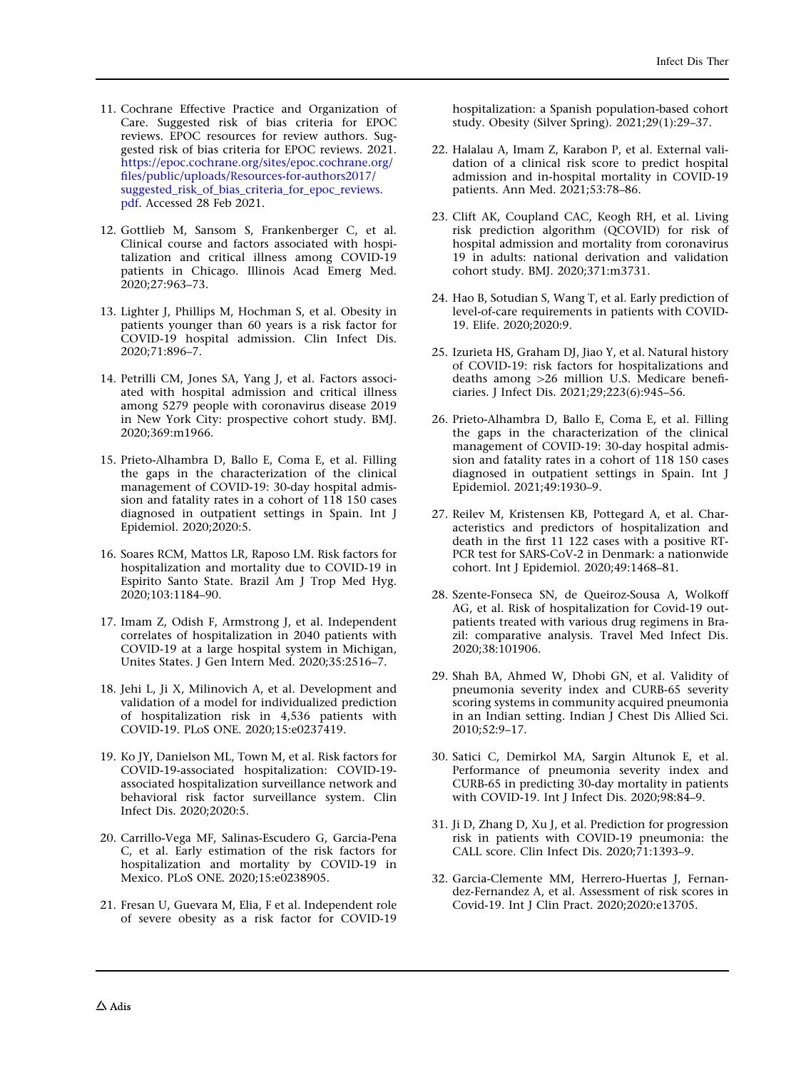11. Cochrane Effective Practice and Organization of Care. Suggested risk of bias criteria for EPOC reviews. EPOC resources for review authors. Suggested risk of bias criteria for EPOC reviews. 2021. https://epoc.cochrane.org/sites/epoc.cochrane.org/files/public/uploads/Resources-for-authors2017/suggested_risk_of_bias_criteria_for_epoc_reviews.pdf. Accessed 28 Feb 2021.

12. Gottlieb M, Sansom S, Frankenberger C, et al. Clinical course and factors associated with hospitalization and critical illness among COVID-19 patients in Chicago. Illinois Acad Emerg Med. 2020;27:963–73.

13. Lighter J, Phillips M, Hochman S, et al. Obesity in patients younger than 60 years is a risk factor for COVID-19 hospital admission. Clin Infect Dis. 2020;71:896–7.

14. Petrilli CM, Jones SA, Yang J, et al. Factors associated with hospital admission and critical illness among 5279 people with coronavirus disease 2019 in New York City: prospective cohort study. BMJ. 2020;369:m1966.

15. Prieto-Alhambra D, Ballo E, Coma E, et al. Filling the gaps in the characterization of the clinical management of COVID-19: 30-day hospital admission and fatality rates in a cohort of 118 150 cases diagnosed in outpatient settings in Spain. Int J Epidemiol. 2020;2020:5.

16. Soares RCM, Mattos LR, Raposo LM. Risk factors for hospitalization and mortality due to COVID-19 in Espirito Santo State. Brazil Am J Trop Med Hyg. 2020;103:1184–90.

17. Imam Z, Odish F, Armstrong J, et al. Independent correlates of hospitalization in 2040 patients with COVID-19 at a large hospital system in Michigan, Unites States. J Gen Intern Med. 2020;35:2516–7.

18. Jehi L, Ji X, Milinovich A, et al. Development and validation of a model for individualized prediction of hospitalization risk in 4,536 patients with COVID-19. PLoS ONE. 2020;15:e0237419.

19. Ko JY, Danielson ML, Town M, et al. Risk factors for COVID-19-associated hospitalization: COVID-19-associated hospitalization surveillance network and behavioral risk factor surveillance system. Clin Infect Dis. 2020;2020:5.

20. Carrillo-Vega MF, Salinas-Escudero G, Garcia-Pena C, et al. Early estimation of the risk factors for hospitalization and mortality by COVID-19 in Mexico. PLoS ONE. 2020;15:e0238905.

21. Fresan U, Guevara M, Elia, F et al. Independent role of severe obesity as a risk factor for COVID-19 hospitalization: a Spanish population-based cohort study. Obesity (Silver Spring). 2021;29(1):29–37.

22. Halalau A, Imam Z, Karabon P, et al. External validation of a clinical risk score to predict hospital admission and in-hospital mortality in COVID-19 patients. Ann Med. 2021;53:78–86.

23. Clift AK, Coupland CAC, Keogh RH, et al. Living risk prediction algorithm (QCOVID) for risk of hospital admission and mortality from coronavirus 19 in adults: national derivation and validation cohort study. BMJ. 2020;371:m3731.

24. Hao B, Sotudian S, Wang T, et al. Early prediction of level-of-care requirements in patients with COVID-19. Elife. 2020;2020:9.

25. Izurieta HS, Graham DJ, Jiao Y, et al. Natural history of COVID-19: risk factors for hospitalizations and deaths among >26 million U.S. Medicare beneficiaries. J Infect Dis. 2021;29;223(6):945–56.

26. Prieto-Alhambra D, Ballo E, Coma E, et al. Filling the gaps in the characterization of the clinical management of COVID-19: 30-day hospital admission and fatality rates in a cohort of 118 150 cases diagnosed in outpatient settings in Spain. Int J Epidemiol. 2021;49:1930–9.

27. Reilev M, Kristensen KB, Pottegard A, et al. Characteristics and predictors of hospitalization and death in the first 11 122 cases with a positive RT-PCR test for SARS-CoV-2 in Denmark: a nationwide cohort. Int J Epidemiol. 2020;49:1468–81.

28. Szente-Fonseca SN, de Queiroz-Sousa A, Wolkoff AG, et al. Risk of hospitalization for Covid-19 outpatients treated with various drug regimens in Brazil: comparative analysis. Travel Med Infect Dis. 2020;38:101906.

29. Shah BA, Ahmed W, Dhobi GN, et al. Validity of pneumonia severity index and CURB-65 severity scoring systems in community acquired pneumonia in an Indian setting. Indian J Chest Dis Allied Sci. 2010;52:9–17.

30. Satici C, Demirkol MA, Sargin Altunok E, et al. Performance of pneumonia severity index and CURB-65 in predicting 30-day mortality in patients with COVID-19. Int J Infect Dis. 2020;98:84–9.

31. Ji D, Zhang D, Xu J, et al. Prediction for progression risk in patients with COVID-19 pneumonia: the CALL score. Clin Infect Dis. 2020;71:1393–9.

32. Garcia-Clemente MM, Herrero-Huertas J, Fernandez-Fernandez A, et al. Assessment of risk scores in Covid-19. Int J Clin Pract. 2020;2020:e13705.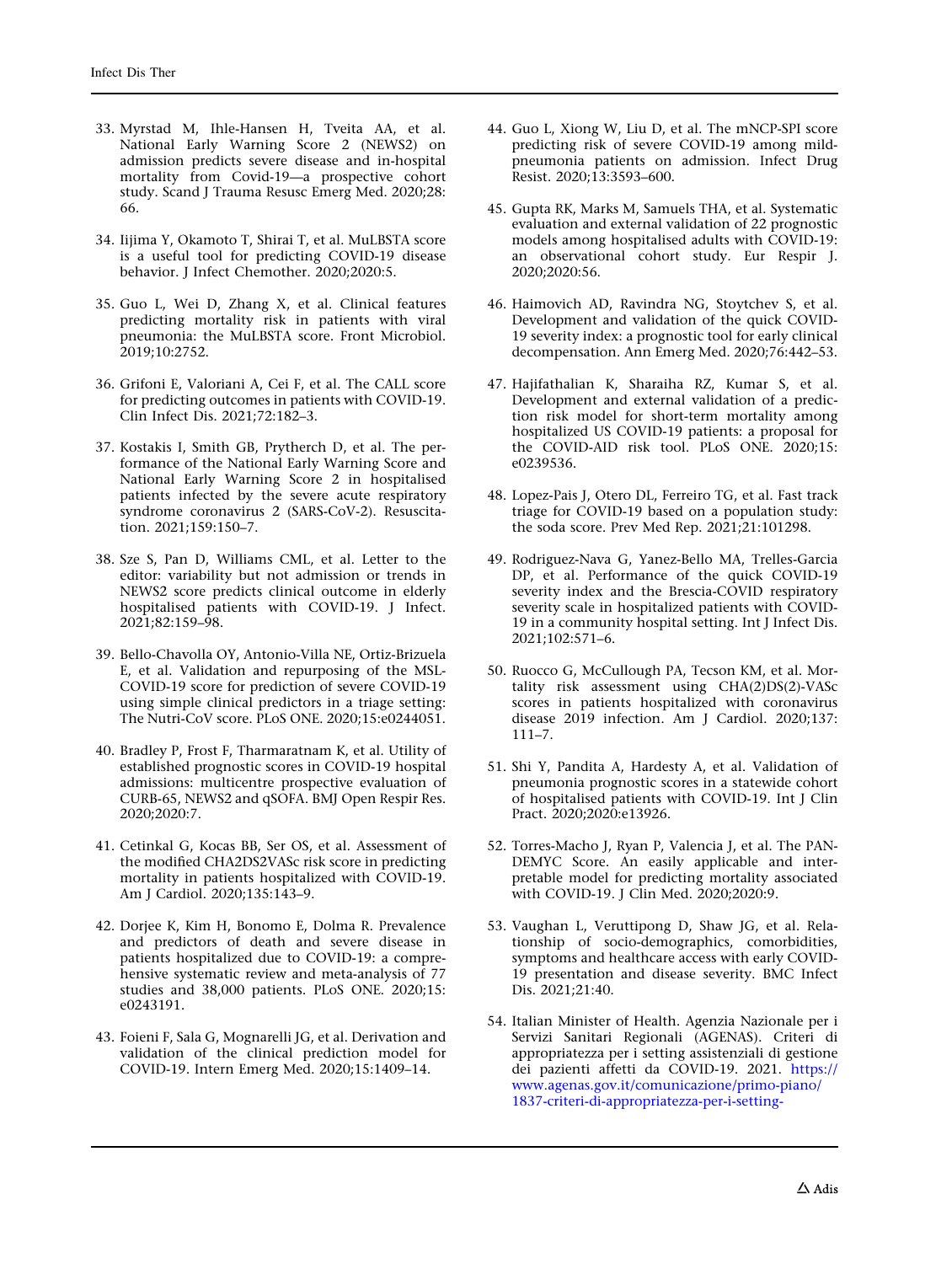33. Myrstad M, Ihle-Hansen H, Tveita AA, et al. National Early Warning Score 2 (NEWS2) on admission predicts severe disease and in-hospital mortality from Covid-19—a prospective cohort study. Scand J Trauma Resusc Emerg Med. 2020;28:66.

34. Iijima Y, Okamoto T, Shirai T, et al. MuLBSTA score is a useful tool for predicting COVID-19 disease behavior. J Infect Chemother. 2020;2020:5.

35. Guo L, Wei D, Zhang X, et al. Clinical features predicting mortality risk in patients with viral pneumonia: the MuLBSTA score. Front Microbiol. 2019;10:2752.

36. Grifoni E, Valoriani A, Cei F, et al. The CALL score for predicting outcomes in patients with COVID-19. Clin Infect Dis. 2021;72:182–3.

37. Kostakis I, Smith GB, Prytherch D, et al. The performance of the National Early Warning Score and National Early Warning Score 2 in hospitalised patients infected by the severe acute respiratory syndrome coronavirus 2 (SARS-CoV-2). Resuscitation. 2021;159:150–7.

38. Sze S, Pan D, Williams CML, et al. Letter to the editor: variability but not admission or trends in NEWS2 score predicts clinical outcome in elderly hospitalised patients with COVID-19. J Infect. 2021;82:159–98.

39. Bello-Chavolla OY, Antonio-Villa NE, Ortiz-Brizuela E, et al. Validation and repurposing of the MSL-COVID-19 score for prediction of severe COVID-19 using simple clinical predictors in a triage setting: The Nutri-CoV score. PLoS ONE. 2020;15:e0244051.

40. Bradley P, Frost F, Tharmaratnam K, et al. Utility of established prognostic scores in COVID-19 hospital admissions: multicentre prospective evaluation of CURB-65, NEWS2 and qSOFA. BMJ Open Respir Res. 2020;2020:7.

41. Cetinkal G, Kocas BB, Ser OS, et al. Assessment of the modified CHA2DS2VASc risk score in predicting mortality in patients hospitalized with COVID-19. Am J Cardiol. 2020;135:143–9.

42. Dorjee K, Kim H, Bonomo E, Dolma R. Prevalence and predictors of death and severe disease in patients hospitalized due to COVID-19: a comprehensive systematic review and meta-analysis of 77 studies and 38,000 patients. PLoS ONE. 2020;15:e0243191.

43. Foieni F, Sala G, Mognarelli JG, et al. Derivation and validation of the clinical prediction model for COVID-19. Intern Emerg Med. 2020;15:1409–14.

44. Guo L, Xiong W, Liu D, et al. The mNCP-SPI score predicting risk of severe COVID-19 among mild-pneumonia patients on admission. Infect Drug Resist. 2020;13:3593–600.

45. Gupta RK, Marks M, Samuels THA, et al. Systematic evaluation and external validation of 22 prognostic models among hospitalised adults with COVID-19: an observational cohort study. Eur Respir J. 2020;2020:56.

46. Haimovich AD, Ravindra NG, Stoytchev S, et al. Development and validation of the quick COVID-19 severity index: a prognostic tool for early clinical decompensation. Ann Emerg Med. 2020;76:442–53.

47. Hajifathalian K, Sharaiha RZ, Kumar S, et al. Development and external validation of a prediction risk model for short-term mortality among hospitalized US COVID-19 patients: a proposal for the COVID-AID risk tool. PLoS ONE. 2020;15:e0239536.

48. Lopez-Pais J, Otero DL, Ferreiro TG, et al. Fast track triage for COVID-19 based on a population study: the soda score. Prev Med Rep. 2021;21:101298.

49. Rodriguez-Nava G, Yanez-Bello MA, Trelles-Garcia DP, et al. Performance of the quick COVID-19 severity index and the Brescia-COVID respiratory severity scale in hospitalized patients with COVID-19 in a community hospital setting. Int J Infect Dis. 2021;102:571–6.

50. Ruocco G, McCullough PA, Tecson KM, et al. Mortality risk assessment using CHA(2)DS(2)-VASc scores in patients hospitalized with coronavirus disease 2019 infection. Am J Cardiol. 2020;137:111–7.

51. Shi Y, Pandita A, Hardesty A, et al. Validation of pneumonia prognostic scores in a statewide cohort of hospitalised patients with COVID-19. Int J Clin Pract. 2020;2020:e13926.

52. Torres-Macho J, Ryan P, Valencia J, et al. The PANDEMYC Score. An easily applicable and interpretable model for predicting mortality associated with COVID-19. J Clin Med. 2020;2020:9.

53. Vaughan L, Veruttipong D, Shaw JG, et al. Relationship of socio-demographics, comorbidities, symptoms and healthcare access with early COVID-19 presentation and disease severity. BMC Infect Dis. 2021;21:40.

54. Italian Minister of Health. Agenzia Nazionale per i Servizi Sanitari Regionali (AGENAS). Criteri di appropriatezza per i setting assistenziali di gestione dei pazienti affetti da COVID-19. 2021. https://www.agenas.gov.it/comunicazione/primo-piano/1837-criteri-di-appropriatezza-per-i-setting-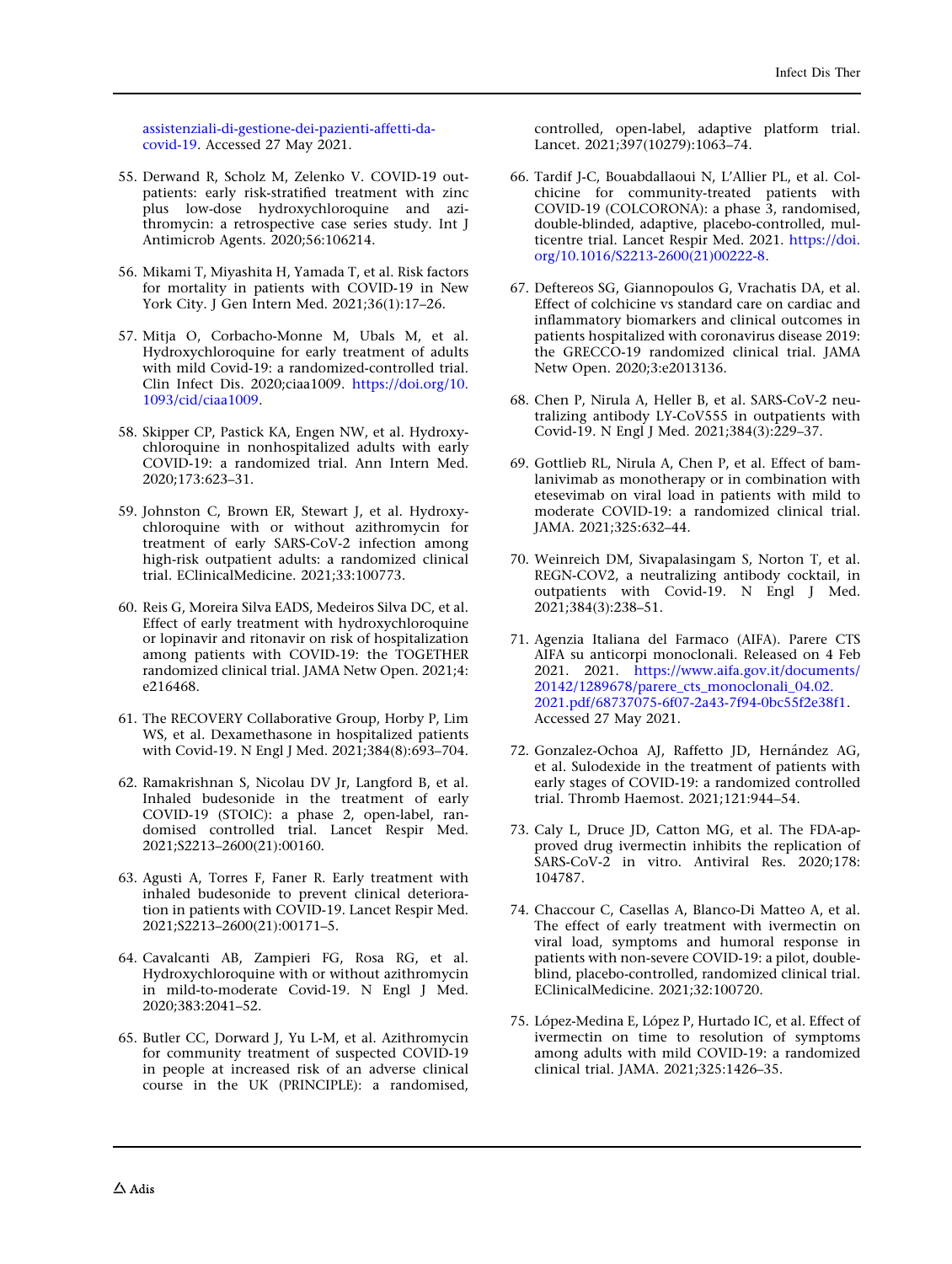assistenziali-di-gestione-dei-pazienti-affetti-da-covid-19. Accessed 27 May 2021.

55. Derwand R, Scholz M, Zelenko V. COVID-19 outpatients: early risk-stratified treatment with zinc plus low-dose hydroxychloroquine and azithromycin: a retrospective case series study. Int J Antimicrob Agents. 2020;56:106214.

56. Mikami T, Miyashita H, Yamada T, et al. Risk factors for mortality in patients with COVID-19 in New York City. J Gen Intern Med. 2021;36(1):17–26.

57. Mitja O, Corbacho-Monne M, Ubals M, et al. Hydroxychloroquine for early treatment of adults with mild Covid-19: a randomized-controlled trial. Clin Infect Dis. 2020;ciaa1009. https://doi.org/10.1093/cid/ciaa1009.

58. Skipper CP, Pastick KA, Engen NW, et al. Hydroxychloroquine in nonhospitalized adults with early COVID-19: a randomized trial. Ann Intern Med. 2020;173:623–31.

59. Johnston C, Brown ER, Stewart J, et al. Hydroxychloroquine with or without azithromycin for treatment of early SARS-CoV-2 infection among high-risk outpatient adults: a randomized clinical trial. EClinicalMedicine. 2021;33:100773.

60. Reis G, Moreira Silva EADS, Medeiros Silva DC, et al. Effect of early treatment with hydroxychloroquine or lopinavir and ritonavir on risk of hospitalization among patients with COVID-19: the TOGETHER randomized clinical trial. JAMA Netw Open. 2021;4:e216468.

61. The RECOVERY Collaborative Group, Horby P, Lim WS, et al. Dexamethasone in hospitalized patients with Covid-19. N Engl J Med. 2021;384(8):693–704.

62. Ramakrishnan S, Nicolau DV Jr, Langford B, et al. Inhaled budesonide in the treatment of early COVID-19 (STOIC): a phase 2, open-label, randomised controlled trial. Lancet Respir Med. 2021;S2213–2600(21):00160.

63. Agusti A, Torres F, Faner R. Early treatment with inhaled budesonide to prevent clinical deterioration in patients with COVID-19. Lancet Respir Med. 2021;S2213–2600(21):00171–5.

64. Cavalcanti AB, Zampieri FG, Rosa RG, et al. Hydroxychloroquine with or without azithromycin in mild-to-moderate Covid-19. N Engl J Med. 2020;383:2041–52.

65. Butler CC, Dorward J, Yu L-M, et al. Azithromycin for community treatment of suspected COVID-19 in people at increased risk of an adverse clinical course in the UK (PRINCIPLE): a randomised, controlled, open-label, adaptive platform trial. Lancet. 2021;397(10279):1063–74.

66. Tardif J-C, Bouabdallaoui N, L'Allier PL, et al. Colchicine for community-treated patients with COVID-19 (COLCORONA): a phase 3, randomised, double-blinded, adaptive, placebo-controlled, multicentre trial. Lancet Respir Med. 2021. https://doi.org/10.1016/S2213-2600(21)00222-8.

67. Deftereos SG, Giannopoulos G, Vrachatis DA, et al. Effect of colchicine vs standard care on cardiac and inflammatory biomarkers and clinical outcomes in patients hospitalized with coronavirus disease 2019: the GRECCO-19 randomized clinical trial. JAMA Netw Open. 2020;3:e2013136.

68. Chen P, Nirula A, Heller B, et al. SARS-CoV-2 neutralizing antibody LY-CoV555 in outpatients with Covid-19. N Engl J Med. 2021;384(3):229–37.

69. Gottlieb RL, Nirula A, Chen P, et al. Effect of bamlanivimab as monotherapy or in combination with etesevimab on viral load in patients with mild to moderate COVID-19: a randomized clinical trial. JAMA. 2021;325:632–44.

70. Weinreich DM, Sivapalasingam S, Norton T, et al. REGN-COV2, a neutralizing antibody cocktail, in outpatients with Covid-19. N Engl J Med. 2021;384(3):238–51.

71. Agenzia Italiana del Farmaco (AIFA). Parere CTS AIFA su anticorpi monoclonali. Released on 4 Feb 2021. 2021. https://www.aifa.gov.it/documents/20142/1289678/parere_cts_monoclonali_04.02.2021.pdf/68737075-6f07-2a43-7f94-0bc55f2e38f1. Accessed 27 May 2021.

72. Gonzalez-Ochoa AJ, Raffetto JD, Hernández AG, et al. Sulodexide in the treatment of patients with early stages of COVID-19: a randomized controlled trial. Thromb Haemost. 2021;121:944–54.

73. Caly L, Druce JD, Catton MG, et al. The FDA-approved drug ivermectin inhibits the replication of SARS-CoV-2 in vitro. Antiviral Res. 2020;178:104787.

74. Chaccour C, Casellas A, Blanco-Di Matteo A, et al. The effect of early treatment with ivermectin on viral load, symptoms and humoral response in patients with non-severe COVID-19: a pilot, double-blind, placebo-controlled, randomized clinical trial. EClinicalMedicine. 2021;32:100720.

75. López-Medina E, López P, Hurtado IC, et al. Effect of ivermectin on time to resolution of symptoms among adults with mild COVID-19: a randomized clinical trial. JAMA. 2021;325:1426–35.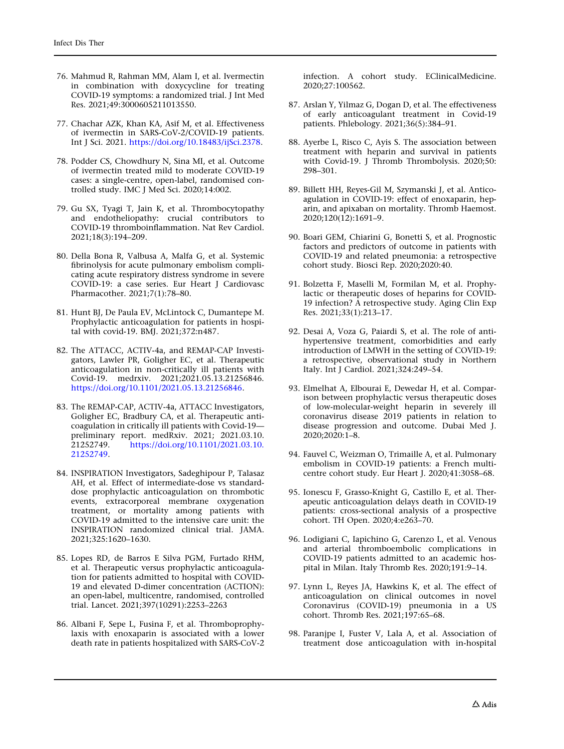76. Mahmud R, Rahman MM, Alam I, et al. Ivermectin in combination with doxycycline for treating COVID-19 symptoms: a randomized trial. J Int Med Res. 2021;49:3000605211013550.

77. Chachar AZK, Khan KA, Asif M, et al. Effectiveness of ivermectin in SARS-CoV-2/COVID-19 patients. Int J Sci. 2021. https://doi.org/10.18483/ijSci.2378.

78. Podder CS, Chowdhury N, Sina MI, et al. Outcome of ivermectin treated mild to moderate COVID-19 cases: a single-centre, open-label, randomised controlled study. IMC J Med Sci. 2020;14:002.

79. Gu SX, Tyagi T, Jain K, et al. Thrombocytopathy and endotheliopathy: crucial contributors to COVID-19 thromboinflammation. Nat Rev Cardiol. 2021;18(3):194–209.

80. Della Bona R, Valbusa A, Malfa G, et al. Systemic fibrinolysis for acute pulmonary embolism complicating acute respiratory distress syndrome in severe COVID-19: a case series. Eur Heart J Cardiovasc Pharmacother. 2021;7(1):78–80.

81. Hunt BJ, De Paula EV, McLintock C, Dumantepe M. Prophylactic anticoagulation for patients in hospital with covid-19. BMJ. 2021;372:n487.

82. The ATTACC, ACTIV-4a, and REMAP-CAP Investigators, Lawler PR, Goligher EC, et al. Therapeutic anticoagulation in non-critically ill patients with Covid-19. medrxiv. 2021;2021.05.13.21256846. https://doi.org/10.1101/2021.05.13.21256846.

83. The REMAP-CAP, ACTIV-4a, ATTACC Investigators, Goligher EC, Bradbury CA, et al. Therapeutic anticoagulation in critically ill patients with Covid-19—preliminary report. medRxiv. 2021; 2021.03.10.21252749. https://doi.org/10.1101/2021.03.10.21252749.

84. INSPIRATION Investigators, Sadeghipour P, Talasaz AH, et al. Effect of intermediate-dose vs standard-dose prophylactic anticoagulation on thrombotic events, extracorporeal membrane oxygenation treatment, or mortality among patients with COVID-19 admitted to the intensive care unit: the INSPIRATION randomized clinical trial. JAMA. 2021;325:1620–1630.

85. Lopes RD, de Barros E Silva PGM, Furtado RHM, et al. Therapeutic versus prophylactic anticoagulation for patients admitted to hospital with COVID-19 and elevated D-dimer concentration (ACTION): an open-label, multicentre, randomised, controlled trial. Lancet. 2021;397(10291):2253–2263

86. Albani F, Sepe L, Fusina F, et al. Thromboprophylaxis with enoxaparin is associated with a lower death rate in patients hospitalized with SARS-CoV-2 infection. A cohort study. EClinicalMedicine. 2020;27:100562.

87. Arslan Y, Yilmaz G, Dogan D, et al. The effectiveness of early anticoagulant treatment in Covid-19 patients. Phlebology. 2021;36(5):384–91.

88. Ayerbe L, Risco C, Ayis S. The association between treatment with heparin and survival in patients with Covid-19. J Thromb Thrombolysis. 2020;50:298–301.

89. Billett HH, Reyes-Gil M, Szymanski J, et al. Anticoagulation in COVID-19: effect of enoxaparin, heparin, and apixaban on mortality. Thromb Haemost. 2020;120(12):1691–9.

90. Boari GEM, Chiarini G, Bonetti S, et al. Prognostic factors and predictors of outcome in patients with COVID-19 and related pneumonia: a retrospective cohort study. Biosci Rep. 2020;2020:40.

91. Bolzetta F, Maselli M, Formilan M, et al. Prophylactic or therapeutic doses of heparins for COVID-19 infection? A retrospective study. Aging Clin Exp Res. 2021;33(1):213–17.

92. Desai A, Voza G, Paiardi S, et al. The role of anti-hypertensive treatment, comorbidities and early introduction of LMWH in the setting of COVID-19: a retrospective, observational study in Northern Italy. Int J Cardiol. 2021;324:249–54.

93. Elmelhat A, Elbourai E, Dewedar H, et al. Comparison between prophylactic versus therapeutic doses of low-molecular-weight heparin in severely ill coronavirus disease 2019 patients in relation to disease progression and outcome. Dubai Med J. 2020;2020:1–8.

94. Fauvel C, Weizman O, Trimaille A, et al. Pulmonary embolism in COVID-19 patients: a French multicentre cohort study. Eur Heart J. 2020;41:3058–68.

95. Ionescu F, Grasso-Knight G, Castillo E, et al. Therapeutic anticoagulation delays death in COVID-19 patients: cross-sectional analysis of a prospective cohort. TH Open. 2020;4:e263–70.

96. Lodigiani C, Iapichino G, Carenzo L, et al. Venous and arterial thromboembolic complications in COVID-19 patients admitted to an academic hospital in Milan. Italy Thromb Res. 2020;191:9–14.

97. Lynn L, Reyes JA, Hawkins K, et al. The effect of anticoagulation on clinical outcomes in novel Coronavirus (COVID-19) pneumonia in a US cohort. Thromb Res. 2021;197:65–68.

98. Paranjpe I, Fuster V, Lala A, et al. Association of treatment dose anticoagulation with in-hospital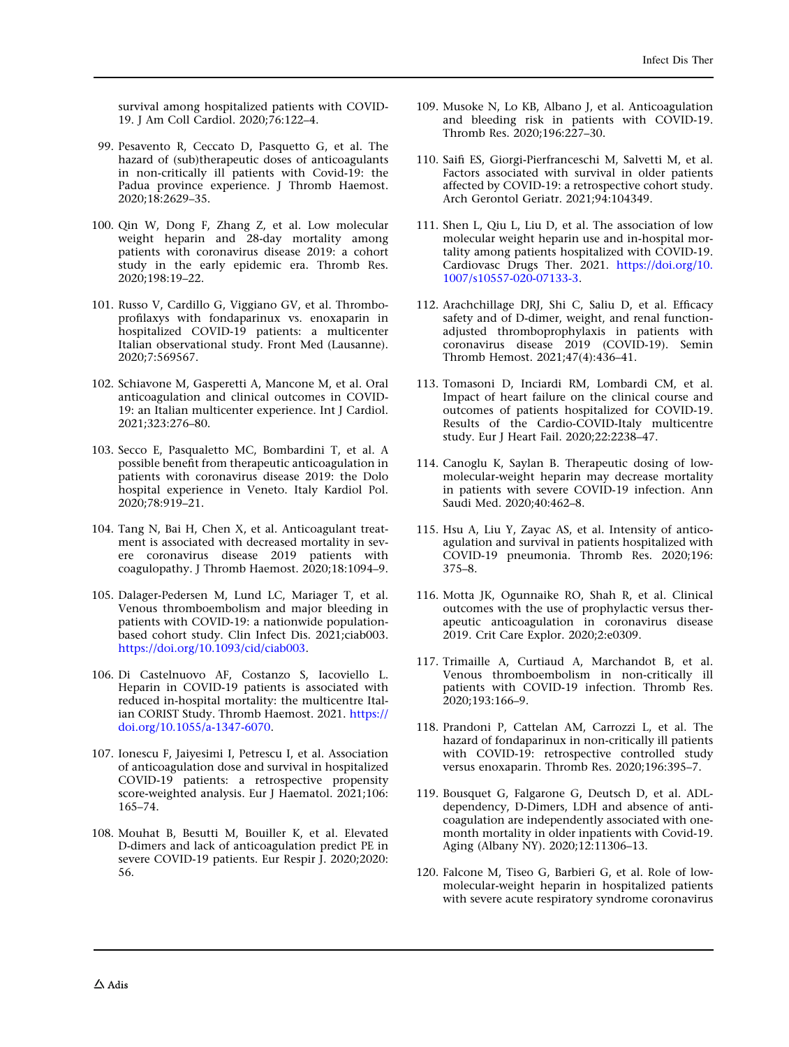survival among hospitalized patients with COVID-19. J Am Coll Cardiol. 2020;76:122–4.

99. Pesavento R, Ceccato D, Pasquetto G, et al. The hazard of (sub)therapeutic doses of anticoagulants in non-critically ill patients with Covid-19: the Padua province experience. J Thromb Haemost. 2020;18:2629–35.

100. Qin W, Dong F, Zhang Z, et al. Low molecular weight heparin and 28-day mortality among patients with coronavirus disease 2019: a cohort study in the early epidemic era. Thromb Res. 2020;198:19–22.

101. Russo V, Cardillo G, Viggiano GV, et al. Thromboprofilaxys with fondaparinux vs. enoxaparin in hospitalized COVID-19 patients: a multicenter Italian observational study. Front Med (Lausanne). 2020;7:569567.

102. Schiavone M, Gasperetti A, Mancone M, et al. Oral anticoagulation and clinical outcomes in COVID-19: an Italian multicenter experience. Int J Cardiol. 2021;323:276–80.

103. Secco E, Pasqualetto MC, Bombardini T, et al. A possible benefit from therapeutic anticoagulation in patients with coronavirus disease 2019: the Dolo hospital experience in Veneto. Italy Kardiol Pol. 2020;78:919–21.

104. Tang N, Bai H, Chen X, et al. Anticoagulant treatment is associated with decreased mortality in severe coronavirus disease 2019 patients with coagulopathy. J Thromb Haemost. 2020;18:1094–9.

105. Dalager-Pedersen M, Lund LC, Mariager T, et al. Venous thromboembolism and major bleeding in patients with COVID-19: a nationwide population-based cohort study. Clin Infect Dis. 2021;ciab003. https://doi.org/10.1093/cid/ciab003.

106. Di Castelnuovo AF, Costanzo S, Iacoviello L. Heparin in COVID-19 patients is associated with reduced in-hospital mortality: the multicentre Italian CORIST Study. Thromb Haemost. 2021. https://doi.org/10.1055/a-1347-6070.

107. Ionescu F, Jaiyesimi I, Petrescu I, et al. Association of anticoagulation dose and survival in hospitalized COVID-19 patients: a retrospective propensity score-weighted analysis. Eur J Haematol. 2021;106:165–74.

108. Mouhat B, Besutti M, Bouiller K, et al. Elevated D-dimers and lack of anticoagulation predict PE in severe COVID-19 patients. Eur Respir J. 2020;2020:56.

109. Musoke N, Lo KB, Albano J, et al. Anticoagulation and bleeding risk in patients with COVID-19. Thromb Res. 2020;196:227–30.

110. Saifi ES, Giorgi-Pierfranceschi M, Salvetti M, et al. Factors associated with survival in older patients affected by COVID-19: a retrospective cohort study. Arch Gerontol Geriatr. 2021;94:104349.

111. Shen L, Qiu L, Liu D, et al. The association of low molecular heparin use and in-hospital mortality among patients hospitalized with COVID-19. Cardiovasc Drugs Ther. 2021. https://doi.org/10.1007/s10557-020-07133-3.

112. Arachchillage DRJ, Shi C, Saliu D, et al. Efficacy safety and of D-dimer, weight, and renal function-adjusted thromboprophylaxis in patients with coronavirus disease 2019 (COVID-19). Semin Thromb Hemost. 2021;47(4):436–41.

113. Tomasoni D, Inciardi RM, Lombardi CM, et al. Impact of heart failure on the clinical course and outcomes of patients hospitalized for COVID-19. Results of the Cardio-COVID-Italy multicentre study. Eur J Heart Fail. 2020;22:2238–47.

114. Canoglu K, Saylan B. Therapeutic dosing of low-molecular-weight heparin may decrease mortality in patients with severe COVID-19 infection. Ann Saudi Med. 2020;40:462–8.

115. Hsu A, Liu Y, Zayac AS, et al. Intensity of anticoagulation and survival in patients hospitalized with COVID-19 pneumonia. Thromb Res. 2020;196: 375–8.

116. Motta JK, Ogunnaike RO, Shah R, et al. Clinical outcomes with the use of prophylactic versus therapeutic anticoagulation in coronavirus disease 2019. Crit Care Explor. 2020;2:e0309.

117. Trimaille A, Curtiaud A, Marchandot B, et al. Venous thromboembolism in non-critically ill patients with COVID-19 infection. Thromb Res. 2020;193:166–9.

118. Prandoni P, Cattelan AM, Carrozzi L, et al. The hazard of fondaparinux in non-critically ill patients with COVID-19: retrospective controlled study versus enoxaparin. Thromb Res. 2020;196:395–7.

119. Bousquet G, Falgarone G, Deutsch D, et al. ADL-dependency, D-Dimers, LDH and absence of anticoagulation are independently associated with one-month mortality in older inpatients with Covid-19. Aging (Albany NY). 2020;12:11306–13.

120. Falcone M, Tiseo G, Barbieri G, et al. Role of low-molecular-weight heparin in hospitalized patients with severe acute respiratory syndrome coronavirus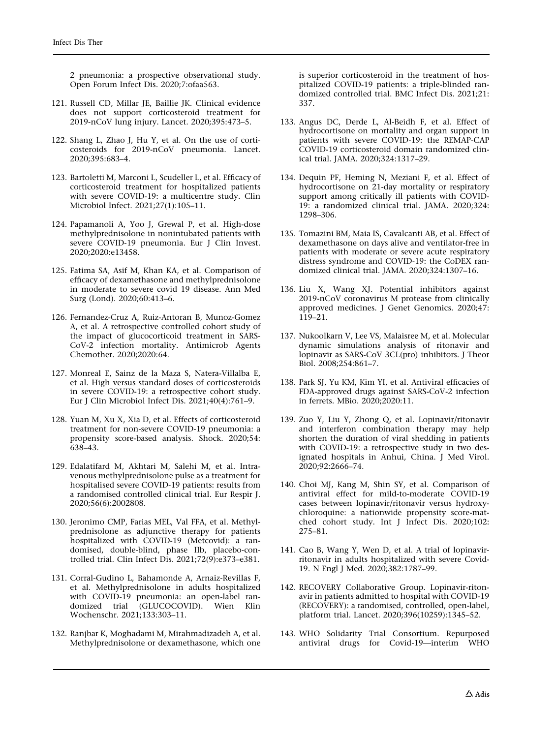2 pneumonia: a prospective observational study. Open Forum Infect Dis. 2020;7:ofaa563.

121. Russell CD, Millar JE, Baillie JK. Clinical evidence does not support corticosteroid treatment for 2019-nCoV lung injury. Lancet. 2020;395:473–5.

122. Shang L, Zhao J, Hu Y, et al. On the use of corticosteroids for 2019-nCoV pneumonia. Lancet. 2020;395:683–4.

123. Bartoletti M, Marconi L, Scudeller L, et al. Efficacy of corticosteroid treatment for hospitalized patients with severe COVID-19: a multicentre study. Clin Microbiol Infect. 2021;27(1):105–11.

124. Papamanoli A, Yoo J, Grewal P, et al. High-dose methylprednisolone in nonintubated patients with severe COVID-19 pneumonia. Eur J Clin Invest. 2020;2020:e13458.

125. Fatima SA, Asif M, Khan KA, et al. Comparison of efficacy of dexamethasone and methylprednisolone in moderate to severe covid 19 disease. Ann Med Surg (Lond). 2020;60:413–6.

126. Fernandez-Cruz A, Ruiz-Antoran B, Munoz-Gomez A, et al. A retrospective controlled cohort study of the impact of glucocorticoid treatment in SARS-CoV-2 infection mortality. Antimicrob Agents Chemother. 2020;2020:64.

127. Monreal E, Sainz de la Maza S, Natera-Villalba E, et al. High versus standard doses of corticosteroids in severe COVID-19: a retrospective cohort study. Eur J Clin Microbiol Infect Dis. 2021;40(4):761–9.

128. Yuan M, Xu X, Xia D, et al. Effects of corticosteroid treatment for non-severe COVID-19 pneumonia: a propensity score-based analysis. Shock. 2020;54: 638–43.

129. Edalatifard M, Akhtari M, Salehi M, et al. Intravenous methylprednisolone pulse as a treatment for hospitalised severe COVID-19 patients: results from a randomised controlled clinical trial. Eur Respir J. 2020;56(6):2002808.

130. Jeronimo CMP, Farias MEL, Val FFA, et al. Methylprednisolone as adjunctive therapy for patients hospitalized with COVID-19 (Metcovid): a randomised, double-blind, phase IIb, placebo-controlled trial. Clin Infect Dis. 2021;72(9):e373–e381.

131. Corral-Gudino L, Bahamonde A, Arnaiz-Revillas F, et al. Methylprednisolone in adults hospitalized with COVID-19 pneumonia: an open-label randomized trial (GLUCOCOVID). Wien Klin Wochenschr. 2021;133:303–11.

132. Ranjbar K, Moghadami M, Mirahmadizadeh A, et al. Methylprednisolone or dexamethasone, which one is superior corticosteroid in the treatment of hospitalized COVID-19 patients: a triple-blinded randomized controlled trial. BMC Infect Dis. 2021;21: 337.

133. Angus DC, Derde L, Al-Beidh F, et al. Effect of hydrocortisone on mortality and organ support in patients with severe COVID-19: the REMAP-CAP COVID-19 corticosteroid domain randomized clinical trial. JAMA. 2020;324:1317–29.

134. Dequin PF, Heming N, Meziani F, et al. Effect of hydrocortisone on 21-day mortality or respiratory support among critically ill patients with COVID-19: a randomized clinical trial. JAMA. 2020;324: 1298–306.

135. Tomazini BM, Maia IS, Cavalcanti AB, et al. Effect of dexamethasone on days alive and ventilator-free in patients with moderate or severe acute respiratory distress syndrome and COVID-19: the CoDEX randomized clinical trial. JAMA. 2020;324:1307–16.

136. Liu X, Wang XJ. Potential inhibitors against 2019-nCoV coronavirus M protease from clinically approved medicines. J Genet Genomics. 2020;47: 119–21.

137. Nukoolkarn V, Lee VS, Malaisree M, et al. Molecular dynamic simulations analysis of ritonavir and lopinavir as SARS-CoV 3CL(pro) inhibitors. J Theor Biol. 2008;254:861–7.

138. Park SJ, Yu KM, Kim YI, et al. Antiviral efficacies of FDA-approved drugs against SARS-CoV-2 infection in ferrets. MBio. 2020;2020:11.

139. Zuo Y, Liu Y, Zhong Q, et al. Lopinavir/ritonavir and interferon combination therapy may help shorten the duration of viral shedding in patients with COVID-19: a retrospective study in two designated hospitals in Anhui, China. J Med Virol. 2020;92:2666–74.

140. Choi MJ, Kang M, Shin SY, et al. Comparison of antiviral effect for mild-to-moderate COVID-19 cases between lopinavir/ritonavir versus hydroxychloroquine: a nationwide propensity score-matched cohort study. Int J Infect Dis. 2020;102: 275–81.

141. Cao B, Wang Y, Wen D, et al. A trial of lopinavir-ritonavir in adults hospitalized with severe Covid-19. N Engl J Med. 2020;382:1787–99.

142. RECOVERY Collaborative Group. Lopinavir-ritonavir in patients admitted to hospital with COVID-19 (RECOVERY): a randomised, controlled, open-label, platform trial. Lancet. 2020;396(10259):1345–52.

143. WHO Solidarity Trial Consortium. Repurposed antiviral drugs for Covid-19—interim WHO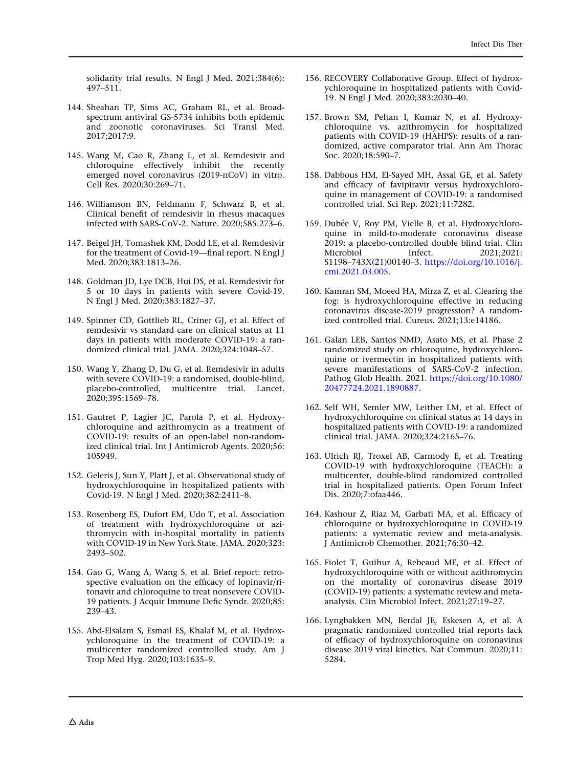solidarity trial results. N Engl J Med. 2021;384(6): 497–511.

144. Sheahan TP, Sims AC, Graham RL, et al. Broad-spectrum antiviral GS-5734 inhibits both epidemic and zoonotic coronaviruses. Sci Transl Med. 2017;2017:9.

145. Wang M, Cao R, Zhang L, et al. Remdesivir and chloroquine effectively inhibit the recently emerged novel coronavirus (2019-nCoV) in vitro. Cell Res. 2020;30:269–71.

146. Williamson BN, Feldmann F, Schwarz B, et al. Clinical benefit of remdesivir in rhesus macaques infected with SARS-CoV-2. Nature. 2020;585:273–6.

147. Beigel JH, Tomashek KM, Dodd LE, et al. Remdesivir for the treatment of Covid-19—final report. N Engl J Med. 2020;383:1813–26.

148. Goldman JD, Lye DCB, Hui DS, et al. Remdesivir for 5 or 10 days in patients with severe Covid-19. N Engl J Med. 2020;383:1827–37.

149. Spinner CD, Gottlieb RL, Criner GJ, et al. Effect of remdesivir vs standard care on clinical status at 11 days in patients with moderate COVID-19: a randomized clinical trial. JAMA. 2020;324:1048–57.

150. Wang Y, Zhang D, Du G, et al. Remdesivir in adults with severe COVID-19: a randomised, double-blind, placebo-controlled, multicentre trial. Lancet. 2020;395:1569–78.

151. Gautret P, Lagier JC, Parola P, et al. Hydroxychloroquine and azithromycin as a treatment of COVID-19: results of an open-label non-randomized clinical trial. Int J Antimicrob Agents. 2020;56: 105949.

152. Geleris J, Sun Y, Platt J, et al. Observational study of hydroxychloroquine in hospitalized patients with Covid-19. N Engl J Med. 2020;382:2411–8.

153. Rosenberg ES, Dufort EM, Udo T, et al. Association of treatment with hydroxychloroquine or azithromycin with in-hospital mortality in patients with COVID-19 in New York State. JAMA. 2020;323: 2493–502.

154. Gao G, Wang A, Wang S, et al. Brief report: retrospective evaluation on the efficacy of lopinavir/ritonavir and chloroquine to treat nonsevere COVID-19 patients. J Acquir Immune Defic Syndr. 2020;85: 239–43.

155. Abd-Elsalam S, Esmail ES, Khalaf M, et al. Hydroxychloroquine in the treatment of COVID-19: a multicenter randomized controlled study. Am J Trop Med Hyg. 2020;103:1635–9.

156. RECOVERY Collaborative Group. Effect of hydroxychloroquine in hospitalized patients with Covid-19. N Engl J Med. 2020;383:2030–40.

157. Brown SM, Peltan I, Kumar N, et al. Hydroxychloroquine vs. azithromycin for hospitalized patients with COVID-19 (HAHPS): results of a randomized, active comparator trial. Ann Am Thorac Soc. 2020;18:590–7.

158. Dabbous HM, El-Sayed MH, Assal GE, et al. Safety and efficacy of favipiravir versus hydroxychloroquine in management of COVID-19: a randomised controlled trial. Sci Rep. 2021;11:7282.

159. Dubée V, Roy PM, Vielle B, et al. Hydroxychloroquine in mild-to-moderate coronavirus disease 2019: a placebo-controlled double blind trial. Clin Microbiol Infect. 2021;2021: S1198–743X(21)00140–3. https://doi.org/10.1016/j.cmi.2021.03.005.

160. Kamran SM, Moeed HA, Mirza Z, et al. Clearing the fog: is hydroxychloroquine effective in reducing coronavirus disease-2019 progression? A randomized controlled trial. Cureus. 2021;13:e14186.

161. Galan LEB, Santos NMD, Asato MS, et al. Phase 2 randomized study on chloroquine, hydroxychloroquine or ivermectin in hospitalized patients with severe manifestations of SARS-CoV-2 infection. Pathog Glob Health. 2021. https://doi.org/10.1080/20477724.2021.1890887.

162. Self WH, Semler MW, Leither LM, et al. Effect of hydroxychloroquine on clinical status at 14 days in hospitalized patients with COVID-19: a randomized clinical trial. JAMA. 2020;324:2165–76.

163. Ulrich RJ, Troxel AB, Carmody E, et al. Treating COVID-19 with hydroxychloroquine (TEACH): a multicenter, double-blind randomized controlled trial in hospitalized patients. Open Forum Infect Dis. 2020;7:ofaa446.

164. Kashour Z, Riaz M, Garbati MA, et al. Efficacy of chloroquine or hydroxychloroquine in COVID-19 patients: a systematic review and meta-analysis. J Antimicrob Chemother. 2021;76:30–42.

165. Fiolet T, Guihur A, Rebeaud ME, et al. Effect of hydroxychloroquine with or without azithromycin on the mortality of coronavirus disease 2019 (COVID-19) patients: a systematic review and meta-analysis. Clin Microbiol Infect. 2021;27:19–27.

166. Lyngbakken MN, Berdal JE, Eskesen A, et al. A pragmatic randomized controlled trial reports lack of efficacy of hydroxychloroquine on coronavirus disease 2019 viral kinetics. Nat Commun. 2020;11: 5284.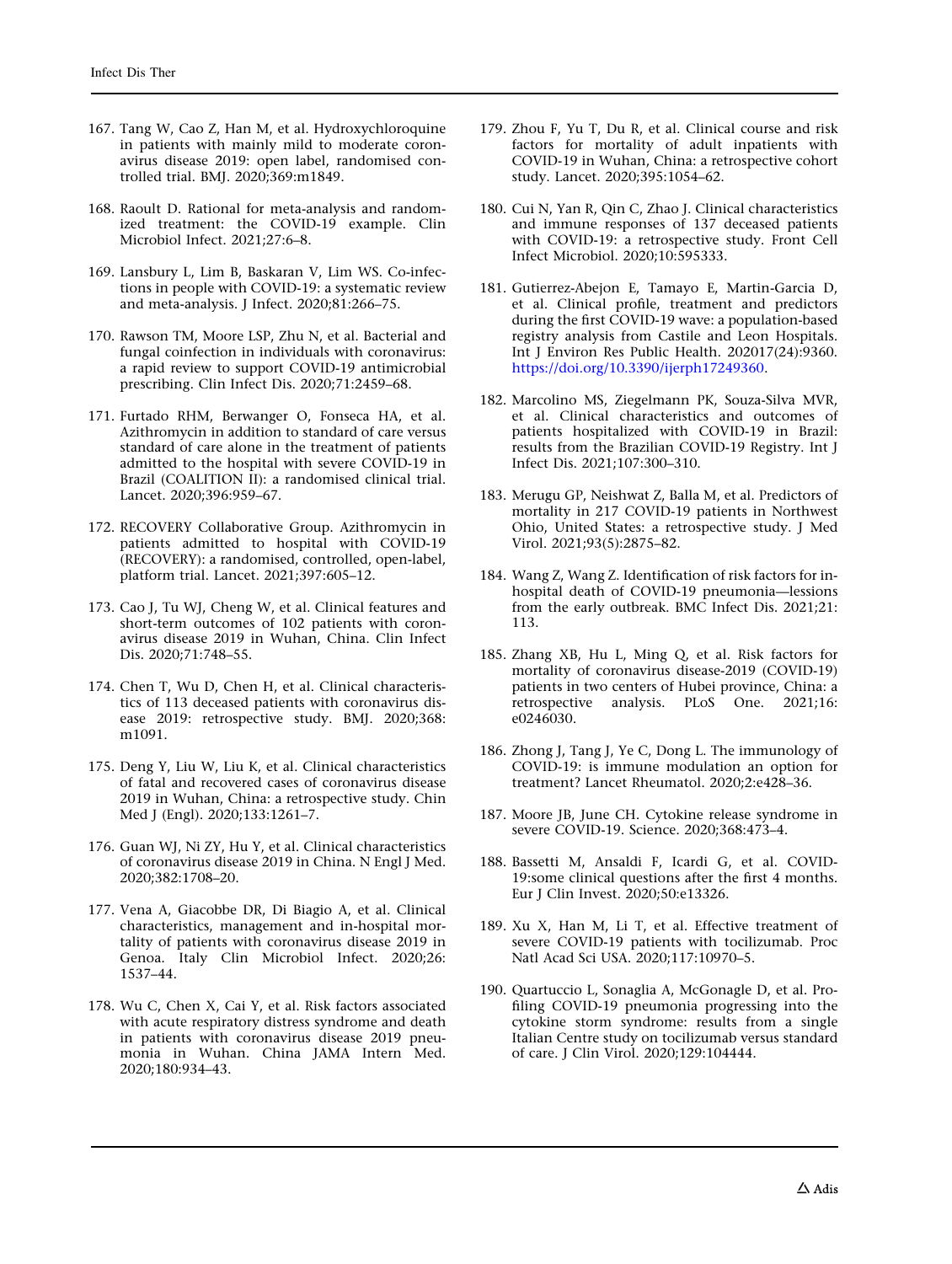167. Tang W, Cao Z, Han M, et al. Hydroxychloroquine in patients with mainly mild to moderate coronavirus disease 2019: open label, randomised controlled trial. BMJ. 2020;369:m1849.

168. Raoult D. Rational for meta-analysis and randomized treatment: the COVID-19 example. Clin Microbiol Infect. 2021;27:6–8.

169. Lansbury L, Lim B, Baskaran V, Lim WS. Co-infections in people with COVID-19: a systematic review and meta-analysis. J Infect. 2020;81:266–75.

170. Rawson TM, Moore LSP, Zhu N, et al. Bacterial and fungal coinfection in individuals with coronavirus: a rapid review to support COVID-19 antimicrobial prescribing. Clin Infect Dis. 2020;71:2459–68.

171. Furtado RHM, Berwanger O, Fonseca HA, et al. Azithromycin in addition to standard of care versus standard of care alone in the treatment of patients admitted to the hospital with severe COVID-19 in Brazil (COALITION II): a randomised clinical trial. Lancet. 2020;396:959–67.

172. RECOVERY Collaborative Group. Azithromycin in patients admitted to hospital with COVID-19 (RECOVERY): a randomised, controlled, open-label, platform trial. Lancet. 2021;397:605–12.

173. Cao J, Tu WJ, Cheng W, et al. Clinical features and short-term outcomes of 102 patients with coronavirus disease 2019 in Wuhan, China. Clin Infect Dis. 2020;71:748–55.

174. Chen T, Wu D, Chen H, et al. Clinical characteristics of 113 deceased patients with coronavirus disease 2019: retrospective study. BMJ. 2020;368: m1091.

175. Deng Y, Liu W, Liu K, et al. Clinical characteristics of fatal and recovered cases of coronavirus disease 2019 in Wuhan, China: a retrospective study. Chin Med J (Engl). 2020;133:1261–7.

176. Guan WJ, Ni ZY, Hu Y, et al. Clinical characteristics of coronavirus disease 2019 in China. N Engl J Med. 2020;382:1708–20.

177. Vena A, Giacobbe DR, Di Biagio A, et al. Clinical characteristics, management and in-hospital mortality of patients with coronavirus disease 2019 in Genoa. Italy Clin Microbiol Infect. 2020;26: 1537–44.

178. Wu C, Chen X, Cai Y, et al. Risk factors associated with acute respiratory distress syndrome and death in patients with coronavirus disease 2019 pneumonia in Wuhan. China JAMA Intern Med. 2020;180:934–43.

179. Zhou F, Yu T, Du R, et al. Clinical course and risk factors for mortality of adult inpatients with COVID-19 in Wuhan, China: a retrospective cohort study. Lancet. 2020;395:1054–62.

180. Cui N, Yan R, Qin C, Zhao J. Clinical characteristics and immune responses of 137 deceased patients with COVID-19: a retrospective study. Front Cell Infect Microbiol. 2020;10:595333.

181. Gutierrez-Abejon E, Tamayo E, Martin-Garcia D, et al. Clinical profile, treatment and predictors during the first COVID-19 wave: a population-based registry analysis from Castile and Leon Hospitals. Int J Environ Res Public Health. 202017(24):9360. https://doi.org/10.3390/ijerph17249360.

182. Marcolino MS, Ziegelmann PK, Souza-Silva MVR, et al. Clinical characteristics and outcomes of patients hospitalized with COVID-19 in Brazil: results from the Brazilian COVID-19 Registry. Int J Infect Dis. 2021;107:300–310.

183. Merugu GP, Neishwat Z, Balla M, et al. Predictors of mortality in 217 COVID-19 patients in Northwest Ohio, United States: a retrospective study. J Med Virol. 2021;93(5):2875–82.

184. Wang Z, Wang Z. Identification of risk factors for in-hospital death of COVID-19 pneumonia—lessions from the early outbreak. BMC Infect Dis. 2021;21: 113.

185. Zhang XB, Hu L, Ming Q, et al. Risk factors for mortality of coronavirus disease-2019 (COVID-19) patients in two centers of Hubei province, China: a retrospective analysis. PLoS One. 2021;16: e0246030.

186. Zhong J, Tang J, Ye C, Dong L. The immunology of COVID-19: is immune modulation an option for treatment? Lancet Rheumatol. 2020;2:e428–36.

187. Moore JB, June CH. Cytokine release syndrome in severe COVID-19. Science. 2020;368:473–4.

188. Bassetti M, Ansaldi F, Icardi G, et al. COVID-19:some clinical questions after the first 4 months. Eur J Clin Invest. 2020;50:e13326.

189. Xu X, Han M, Li T, et al. Effective treatment of severe COVID-19 patients with tocilizumab. Proc Natl Acad Sci USA. 2020;117:10970–5.

190. Quartuccio L, Sonaglia A, McGonagle D, et al. Profiling COVID-19 pneumonia progressing into the cytokine storm syndrome: results from a single Italian Centre study on tocilizumab versus standard of care. J Clin Virol. 2020;129:104444.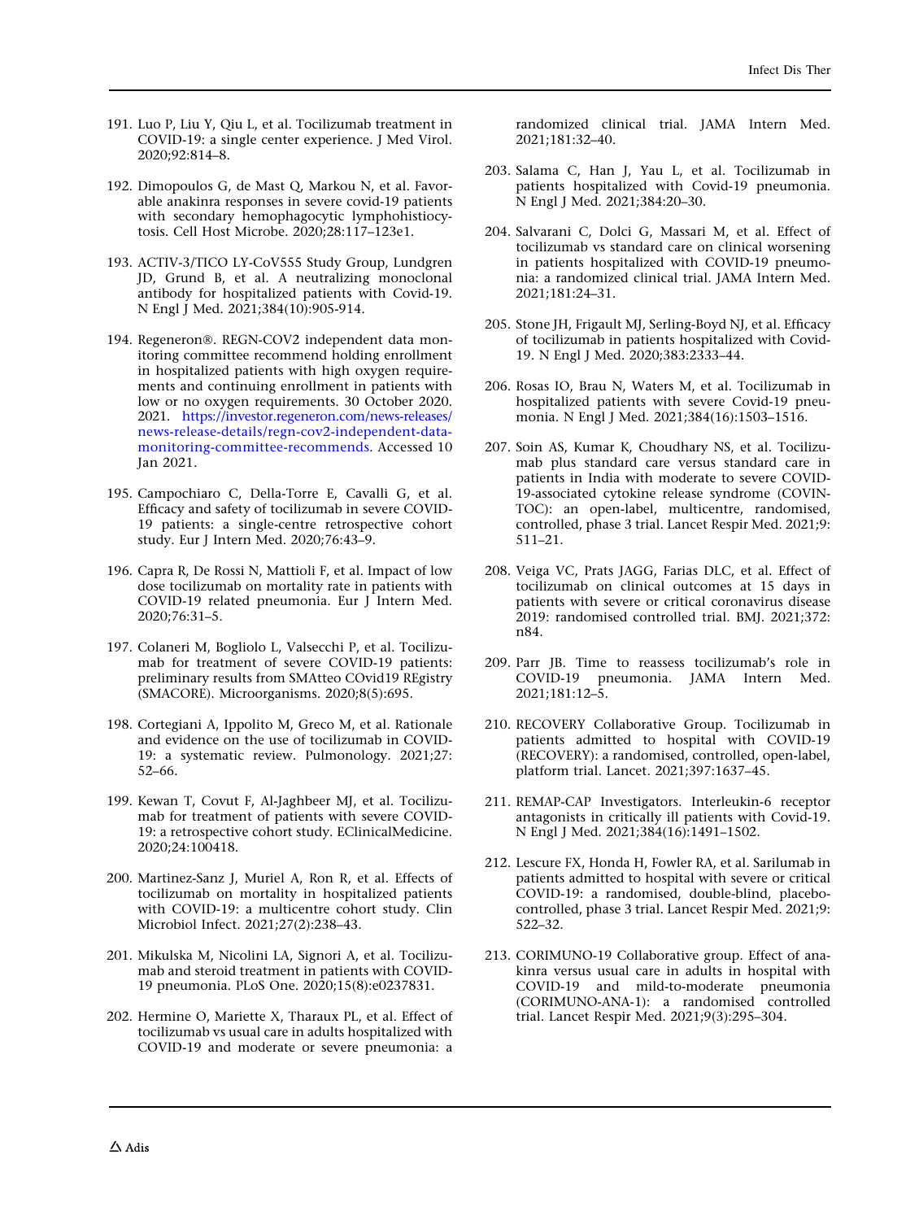191. Luo P, Liu Y, Qiu L, et al. Tocilizumab treatment in COVID-19: a single center experience. J Med Virol. 2020;92:814–8.

192. Dimopoulos G, de Mast Q, Markou N, et al. Favorable anakinra responses in severe covid-19 patients with secondary hemophagocytic lymphohistiocytosis. Cell Host Microbe. 2020;28:117–123e1.

193. ACTIV-3/TICO LY-CoV555 Study Group, Lundgren JD, Grund B, et al. A neutralizing monoclonal antibody for hospitalized patients with Covid-19. N Engl J Med. 2021;384(10):905-914.

194. Regeneron®. REGN-COV2 independent data monitoring committee recommend holding enrollment in hospitalized patients with high oxygen requirements and continuing enrollment in patients with low or no oxygen requirements. 30 October 2020. 2021. https://investor.regeneron.com/news-releases/news-release-details/regn-cov2-independent-data-monitoring-committee-recommends. Accessed 10 Jan 2021.

195. Campochiaro C, Della-Torre E, Cavalli G, et al. Efficacy and safety of tocilizumab in severe COVID-19 patients: a single-centre retrospective cohort study. Eur J Intern Med. 2020;76:43–9.

196. Capra R, De Rossi N, Mattioli F, et al. Impact of low dose tocilizumab on mortality rate in patients with COVID-19 related pneumonia. Eur J Intern Med. 2020;76:31–5.

197. Colaneri M, Bogliolo L, Valsecchi P, et al. Tocilizumab for treatment of severe COVID-19 patients: preliminary results from SMAtteo COvid19 REgistry (SMACORE). Microorganisms. 2020;8(5):695.

198. Cortegiani A, Ippolito M, Greco M, et al. Rationale and evidence on the use of tocilizumab in COVID-19: a systematic review. Pulmonology. 2021;27:52–66.

199. Kewan T, Covut F, Al-Jaghbeer MJ, et al. Tocilizumab for treatment of patients with severe COVID-19: a retrospective cohort study. EClinicalMedicine. 2020;24:100418.

200. Martinez-Sanz J, Muriel A, Ron R, et al. Effects of tocilizumab on mortality in hospitalized patients with COVID-19: a multicentre cohort study. Clin Microbiol Infect. 2021;27(2):238–43.

201. Mikulska M, Nicolini LA, Signori A, et al. Tocilizumab and steroid treatment in patients with COVID-19 pneumonia. PLoS One. 2020;15(8):e0237831.

202. Hermine O, Mariette X, Tharaux PL, et al. Effect of tocilizumab vs usual care in adults hospitalized with COVID-19 and moderate or severe pneumonia: a randomized clinical trial. JAMA Intern Med. 2021;181:32–40.

203. Salama C, Han J, Yau L, et al. Tocilizumab in patients hospitalized with Covid-19 pneumonia. N Engl J Med. 2021;384:20–30.

204. Salvarani C, Dolci G, Massari M, et al. Effect of tocilizumab vs standard care on clinical worsening in patients hospitalized with COVID-19 pneumonia: a randomized clinical trial. JAMA Intern Med. 2021;181:24–31.

205. Stone JH, Frigault MJ, Serling-Boyd NJ, et al. Efficacy of tocilizumab in patients hospitalized with Covid-19. N Engl J Med. 2020;383:2333–44.

206. Rosas IO, Brau N, Waters M, et al. Tocilizumab in hospitalized patients with severe Covid-19 pneumonia. N Engl J Med. 2021;384(16):1503–1516.

207. Soin AS, Kumar K, Choudhary NS, et al. Tocilizumab plus standard care versus standard care in patients in India with moderate to severe COVID-19-associated cytokine release syndrome (COVINTOC): an open-label, multicentre, randomised, controlled, phase 3 trial. Lancet Respir Med. 2021;9:511–21.

208. Veiga VC, Prats JAGG, Farias DLC, et al. Effect of tocilizumab on clinical outcomes at 15 days in patients with severe or critical coronavirus disease 2019: randomised controlled trial. BMJ. 2021;372:n84.

209. Parr JB. Time to reassess tocilizumab's role in COVID-19 pneumonia. JAMA Intern Med. 2021;181:12–5.

210. RECOVERY Collaborative Group. Tocilizumab in patients admitted to hospital with COVID-19 (RECOVERY): a randomised, controlled, open-label, platform trial. Lancet. 2021;397:1637–45.

211. REMAP-CAP Investigators. Interleukin-6 receptor antagonists in critically ill patients with Covid-19. N Engl J Med. 2021;384(16):1491–1502.

212. Lescure FX, Honda H, Fowler RA, et al. Sarilumab in patients admitted to hospital with severe or critical COVID-19: a randomised, double-blind, placebo-controlled, phase 3 trial. Lancet Respir Med. 2021;9:522–32.

213. CORIMUNO-19 Collaborative group. Effect of anakinra versus usual care in adults in hospital with COVID-19 and mild-to-moderate pneumonia (CORIMUNO-ANA-1): a randomised controlled trial. Lancet Respir Med. 2021;9(3):295–304.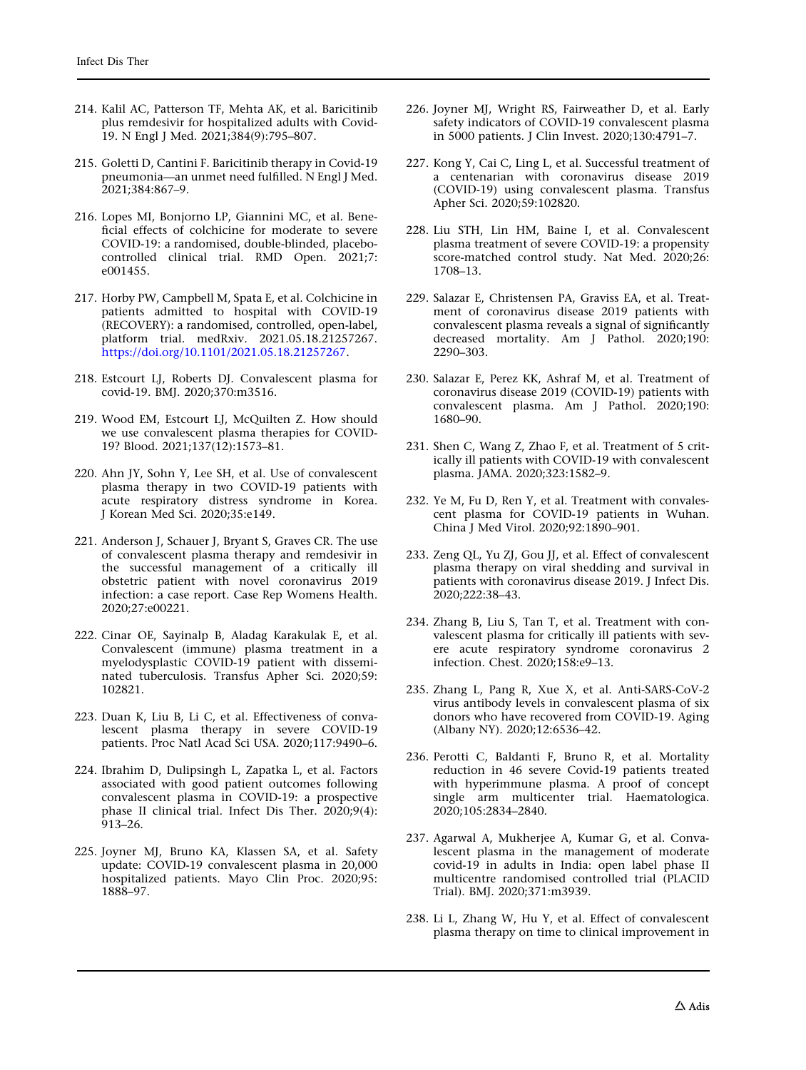214. Kalil AC, Patterson TF, Mehta AK, et al. Baricitinib plus remdesivir for hospitalized adults with Covid-19. N Engl J Med. 2021;384(9):795–807.

215. Goletti D, Cantini F. Baricitinib therapy in Covid-19 pneumonia—an unmet need fulfilled. N Engl J Med. 2021;384:867–9.

216. Lopes MI, Bonjorno LP, Giannini MC, et al. Beneficial effects of colchicine for moderate to severe COVID-19: a randomised, double-blinded, placebo-controlled clinical trial. RMD Open. 2021;7:e001455.

217. Horby PW, Campbell M, Spata E, et al. Colchicine in patients admitted to hospital with COVID-19 (RECOVERY): a randomised, controlled, open-label, platform trial. medRxiv. 2021.05.18.21257267. https://doi.org/10.1101/2021.05.18.21257267.

218. Estcourt LJ, Roberts DJ. Convalescent plasma for covid-19. BMJ. 2020;370:m3516.

219. Wood EM, Estcourt LJ, McQuilten Z. How should we use convalescent plasma therapies for COVID-19? Blood. 2021;137(12):1573–81.

220. Ahn JY, Sohn Y, Lee SH, et al. Use of convalescent plasma therapy in two COVID-19 patients with acute respiratory distress syndrome in Korea. J Korean Med Sci. 2020;35:e149.

221. Anderson J, Schauer J, Bryant S, Graves CR. The use of convalescent plasma therapy and remdesivir in the successful management of a critically ill obstetric patient with novel coronavirus 2019 infection: a case report. Case Rep Womens Health. 2020;27:e00221.

222. Cinar OE, Sayinalp B, Aladag Karakulak E, et al. Convalescent (immune) plasma treatment in a myelodysplastic COVID-19 patient with disseminated tuberculosis. Transfus Apher Sci. 2020;59:102821.

223. Duan K, Liu B, Li C, et al. Effectiveness of convalescent plasma therapy in severe COVID-19 patients. Proc Natl Acad Sci USA. 2020;117:9490–6.

224. Ibrahim D, Dulipsingh L, Zapatka L, et al. Factors associated with good patient outcomes following convalescent plasma in COVID-19: a prospective phase II clinical trial. Infect Dis Ther. 2020;9(4):913–26.

225. Joyner MJ, Bruno KA, Klassen SA, et al. Safety update: COVID-19 convalescent plasma in 20,000 hospitalized patients. Mayo Clin Proc. 2020;95:1888–97.

226. Joyner MJ, Wright RS, Fairweather D, et al. Early safety indicators of COVID-19 convalescent plasma in 5000 patients. J Clin Invest. 2020;130:4791–7.

227. Kong Y, Cai C, Ling L, et al. Successful treatment of a centenarian with coronavirus disease 2019 (COVID-19) using convalescent plasma. Transfus Apher Sci. 2020;59:102820.

228. Liu STH, Lin HM, Baine I, et al. Convalescent plasma treatment of severe COVID-19: a propensity score-matched control study. Nat Med. 2020;26:1708–13.

229. Salazar E, Christensen PA, Graviss EA, et al. Treatment of coronavirus disease 2019 patients with convalescent plasma reveals a signal of significantly decreased mortality. Am J Pathol. 2020;190:2290–303.

230. Salazar E, Perez KK, Ashraf M, et al. Treatment of coronavirus disease 2019 (COVID-19) patients with convalescent plasma. Am J Pathol. 2020;190:1680–90.

231. Shen C, Wang Z, Zhao F, et al. Treatment of 5 critically ill patients with COVID-19 with convalescent plasma. JAMA. 2020;323:1582–9.

232. Ye M, Fu D, Ren Y, et al. Treatment with convalescent plasma for COVID-19 patients in Wuhan. China J Med Virol. 2020;92:1890–901.

233. Zeng QL, Yu ZJ, Gou JJ, et al. Effect of convalescent plasma therapy on viral shedding and survival in patients with coronavirus disease 2019. J Infect Dis. 2020;222:38–43.

234. Zhang B, Liu S, Tan T, et al. Treatment with convalescent plasma for critically ill patients with severe acute respiratory syndrome coronavirus 2 infection. Chest. 2020;158:e9–13.

235. Zhang L, Pang R, Xue X, et al. Anti-SARS-CoV-2 virus antibody levels in convalescent plasma of six donors who have recovered from COVID-19. Aging (Albany NY). 2020;12:6536–42.

236. Perotti C, Baldanti F, Bruno R, et al. Mortality reduction in 46 severe Covid-19 patients treated with hyperimmune plasma. A proof of concept single arm multicenter trial. Haematologica. 2020;105:2834–2840.

237. Agarwal A, Mukherjee A, Kumar G, et al. Convalescent plasma in the management of moderate covid-19 in adults in India: open label phase II multicentre randomised controlled trial (PLACID Trial). BMJ. 2020;371:m3939.

238. Li L, Zhang W, Hu Y, et al. Effect of convalescent plasma therapy on time to clinical improvement in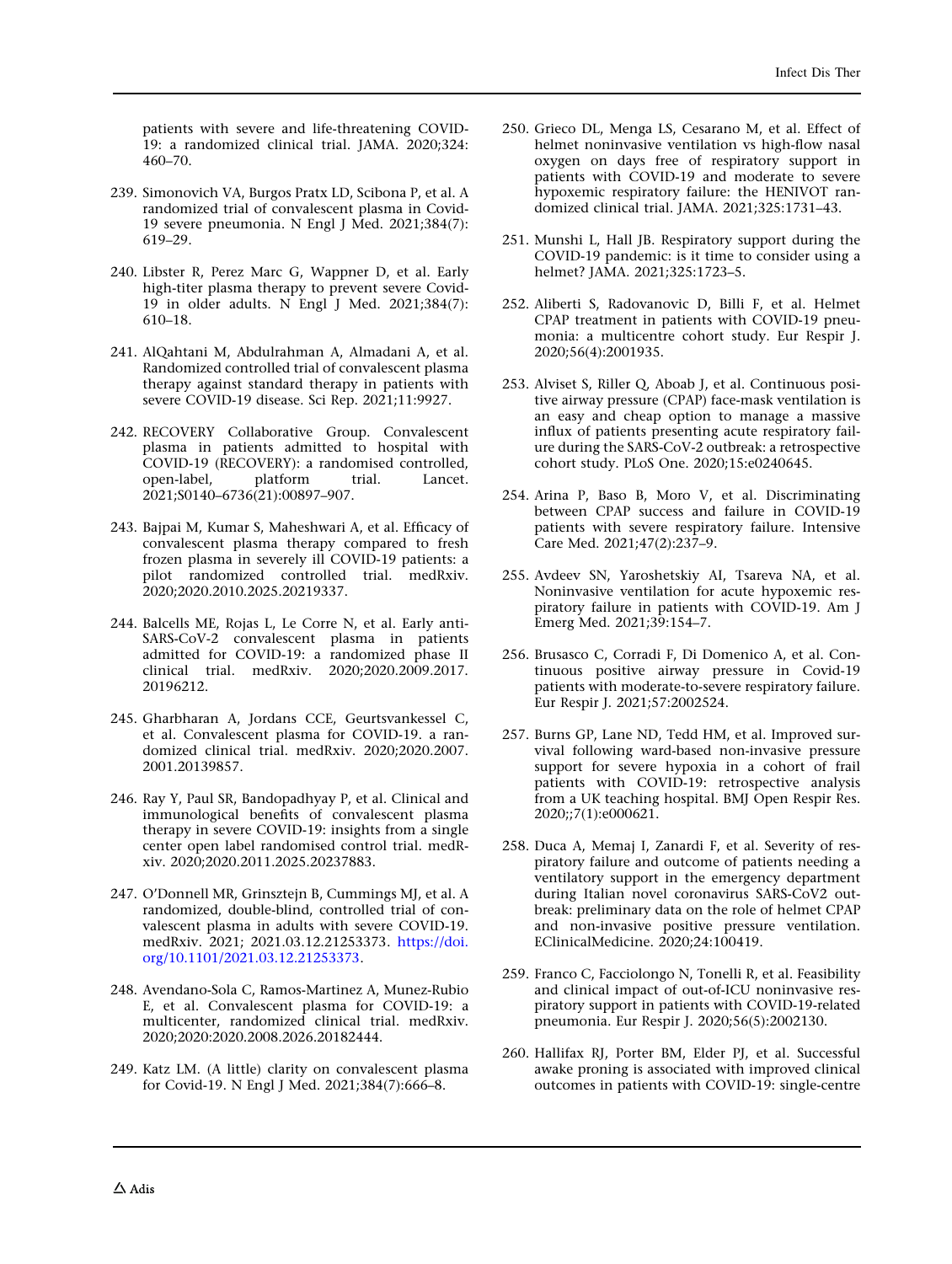patients with severe and life-threatening COVID-19: a randomized clinical trial. JAMA. 2020;324:460–70.

239. Simonovich VA, Burgos Pratx LD, Scibona P, et al. A randomized trial of convalescent plasma in Covid-19 severe pneumonia. N Engl J Med. 2021;384(7):619–29.

240. Libster R, Perez Marc G, Wappner D, et al. Early high-titer plasma therapy to prevent severe Covid-19 in older adults. N Engl J Med. 2021;384(7):610–18.

241. AlQahtani M, Abdulrahman A, Almadani A, et al. Randomized controlled trial of convalescent plasma therapy against standard therapy in patients with severe COVID-19 disease. Sci Rep. 2021;11:9927.

242. RECOVERY Collaborative Group. Convalescent plasma in patients admitted to hospital with COVID-19 (RECOVERY): a randomised controlled, open-label, platform trial. Lancet. 2021;S0140–6736(21):00897–907.

243. Bajpai M, Kumar S, Maheshwari A, et al. Efficacy of convalescent plasma therapy compared to fresh frozen plasma in severely ill COVID-19 patients: a pilot randomized controlled trial. medRxiv. 2020;2020.2010.2025.20219337.

244. Balcells ME, Rojas L, Le Corre N, et al. Early anti-SARS-CoV-2 convalescent plasma in patients admitted for COVID-19: a randomized phase II clinical trial. medRxiv. 2020;2020.2009.2017.20196212.

245. Gharbharan A, Jordans CCE, Geurtsvankessel C, et al. Convalescent plasma for COVID-19. a randomized clinical trial. medRxiv. 2020;2020.2007.2001.20139857.

246. Ray Y, Paul SR, Bandopadhyay P, et al. Clinical and immunological benefits of convalescent plasma therapy in severe COVID-19: insights from a single center open label randomised control trial. medRxiv. 2020;2020.2011.2025.20237883.

247. O'Donnell MR, Grinsztejn B, Cummings MJ, et al. A randomized, double-blind, controlled trial of convalescent plasma in adults with severe COVID-19. medRxiv. 2021; 2021.03.12.21253373. https://doi.org/10.1101/2021.03.12.21253373.

248. Avendano-Sola C, Ramos-Martinez A, Munez-Rubio E, et al. Convalescent plasma for COVID-19: a multicenter, randomized clinical trial. medRxiv. 2020;2020:2020.2008.2026.20182444.

249. Katz LM. (A little) clarity on convalescent plasma for Covid-19. N Engl J Med. 2021;384(7):666–8.

250. Grieco DL, Menga LS, Cesarano M, et al. Effect of helmet noninvasive ventilation vs high-flow nasal oxygen on days free of respiratory support in patients with COVID-19 and moderate to severe hypoxemic respiratory failure: the HENIVOT randomized clinical trial. JAMA. 2021;325:1731–43.

251. Munshi L, Hall JB. Respiratory support during the COVID-19 pandemic: is it time to consider using a helmet? JAMA. 2021;325:1723–5.

252. Aliberti S, Radovanovic D, Billi F, et al. Helmet CPAP treatment in patients with COVID-19 pneumonia: a multicentre cohort study. Eur Respir J. 2020;56(4):2001935.

253. Alviset S, Riller Q, Aboab J, et al. Continuous positive airway pressure (CPAP) face-mask ventilation is an easy and cheap option to manage a massive influx of patients presenting acute respiratory failure during the SARS-CoV-2 outbreak: a retrospective cohort study. PLoS One. 2020;15:e0240645.

254. Arina P, Baso B, Moro V, et al. Discriminating between CPAP success and failure in COVID-19 patients with severe respiratory failure. Intensive Care Med. 2021;47(2):237–9.

255. Avdeev SN, Yaroshetskiy AI, Tsareva NA, et al. Noninvasive ventilation for acute hypoxemic respiratory failure in patients with COVID-19. Am J Emerg Med. 2021;39:154–7.

256. Brusasco C, Corradi F, Di Domenico A, et al. Continuous positive airway pressure in Covid-19 patients with moderate-to-severe respiratory failure. Eur Respir J. 2021;57:2002524.

257. Burns GP, Lane ND, Tedd HM, et al. Improved survival following ward-based non-invasive pressure support for severe hypoxia in a cohort of frail patients with COVID-19: retrospective analysis from a UK teaching hospital. BMJ Open Respir Res. 2020;;7(1):e000621.

258. Duca A, Memaj I, Zanardi F, et al. Severity of respiratory failure and outcome of patients needing a ventilatory support in the emergency department during Italian novel coronavirus SARS-CoV2 outbreak: preliminary data on the role of helmet CPAP and non-invasive positive pressure ventilation. EClinicalMedicine. 2020;24:100419.

259. Franco C, Facciolongo N, Tonelli R, et al. Feasibility and clinical impact of out-of-ICU noninvasive respiratory support in patients with COVID-19-related pneumonia. Eur Respir J. 2020;56(5):2002130.

260. Hallifax RJ, Porter BM, Elder PJ, et al. Successful awake proning is associated with improved clinical outcomes in patients with COVID-19: single-centre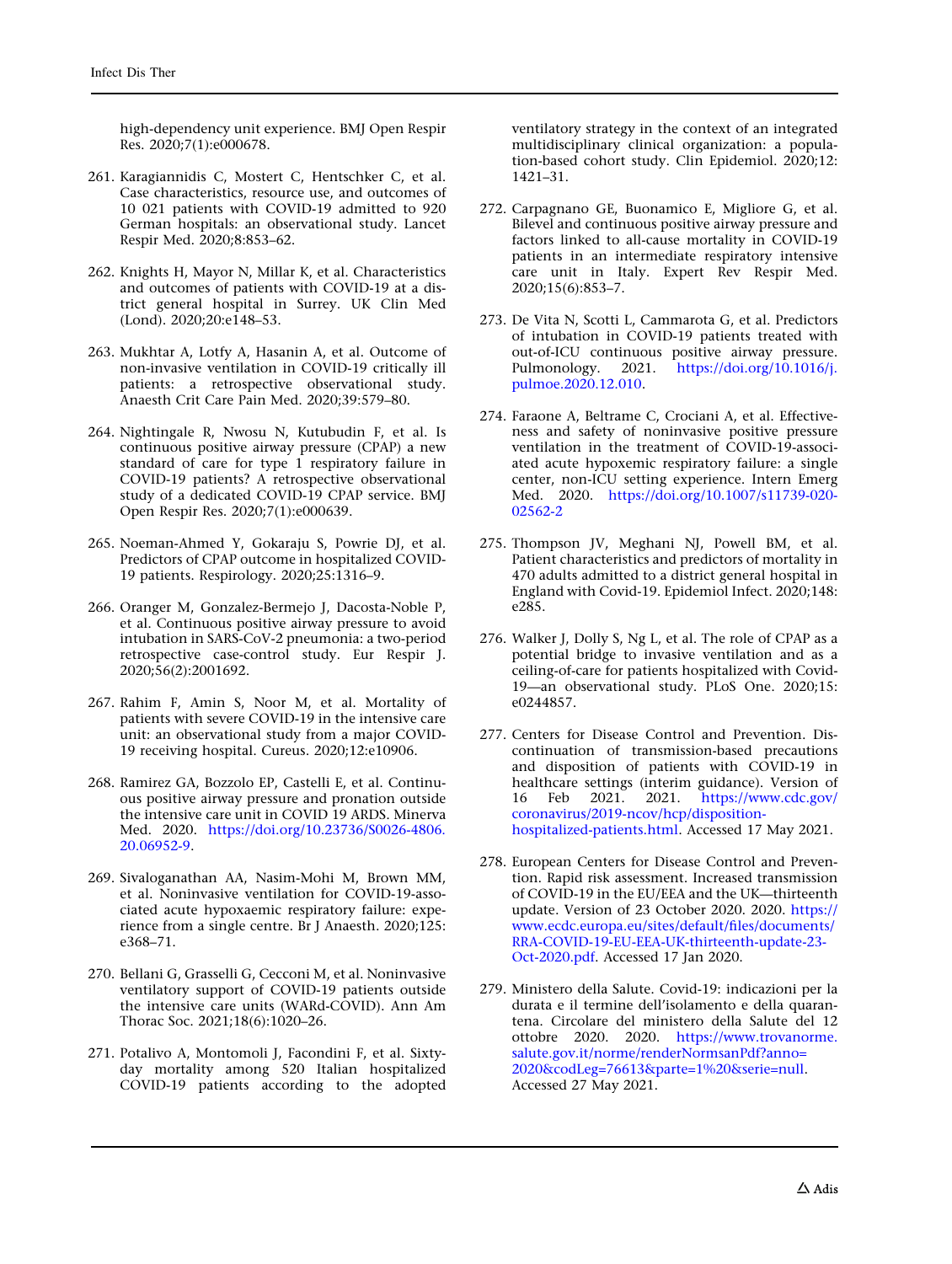high-dependency unit experience. BMJ Open Respir Res. 2020;7(1):e000678.

261. Karagiannidis C, Mostert C, Hentschker C, et al. Case characteristics, resource use, and outcomes of 10 021 patients with COVID-19 admitted to 920 German hospitals: an observational study. Lancet Respir Med. 2020;8:853–62.

262. Knights H, Mayor N, Millar K, et al. Characteristics and outcomes of patients with COVID-19 at a district general hospital in Surrey. UK Clin Med (Lond). 2020;20:e148–53.

263. Mukhtar A, Lotfy A, Hasanin A, et al. Outcome of non-invasive ventilation in COVID-19 critically ill patients: a retrospective observational study. Anaesth Crit Care Pain Med. 2020;39:579–80.

264. Nightingale R, Nwosu N, Kutubudin F, et al. Is continuous positive airway pressure (CPAP) a new standard of care for type 1 respiratory failure in COVID-19 patients? A retrospective observational study of a dedicated COVID-19 CPAP service. BMJ Open Respir Res. 2020;7(1):e000639.

265. Noeman-Ahmed Y, Gokaraju S, Powrie DJ, et al. Predictors of CPAP outcome in hospitalized COVID-19 patients. Respirology. 2020;25:1316–9.

266. Oranger M, Gonzalez-Bermejo J, Dacosta-Noble P, et al. Continuous positive airway pressure to avoid intubation in SARS-CoV-2 pneumonia: a two-period retrospective case-control study. Eur Respir J. 2020;56(2):2001692.

267. Rahim F, Amin S, Noor M, et al. Mortality of patients with severe COVID-19 in the intensive care unit: an observational study from a major COVID-19 receiving hospital. Cureus. 2020;12:e10906.

268. Ramirez GA, Bozzolo EP, Castelli E, et al. Continuous positive airway pressure and pronation outside the intensive care unit in COVID 19 ARDS. Minerva Med. 2020. https://doi.org/10.23736/S0026-4806.20.06952-9.

269. Sivaloganathan AA, Nasim-Mohi M, Brown MM, et al. Noninvasive ventilation for COVID-19-associated acute hypoxaemic respiratory failure: experience from a single centre. Br J Anaesth. 2020;125:e368–71.

270. Bellani G, Grasselli G, Cecconi M, et al. Noninvasive ventilatory support of COVID-19 patients outside the intensive care units (WARd-COVID). Ann Am Thorac Soc. 2021;18(6):1020–26.

271. Potalivo A, Montomoli J, Facondini F, et al. Sixty-day mortality among 520 Italian hospitalized COVID-19 patients according to the adopted ventilatory strategy in the context of an integrated multidisciplinary clinical organization: a population-based cohort study. Clin Epidemiol. 2020;12:1421–31.

272. Carpagnano GE, Buonamico E, Migliore G, et al. Bilevel and continuous positive airway pressure and factors linked to all-cause mortality in COVID-19 patients in an intermediate respiratory intensive care unit in Italy. Expert Rev Respir Med. 2020;15(6):853–7.

273. De Vita N, Scotti L, Cammarota G, et al. Predictors of intubation in COVID-19 patients treated with out-of-ICU continuous positive airway pressure. Pulmonology. 2021. https://doi.org/10.1016/j.pulmoe.2020.12.010.

274. Faraone A, Beltrame C, Crociani A, et al. Effectiveness and safety of noninvasive positive pressure ventilation in the treatment of COVID-19-associated acute hypoxemic respiratory failure: a single center, non-ICU setting experience. Intern Emerg Med. 2020. https://doi.org/10.1007/s11739-020-02562-2

275. Thompson JV, Meghani NJ, Powell BM, et al. Patient characteristics and predictors of mortality in 470 adults admitted to a district general hospital in England with Covid-19. Epidemiol Infect. 2020;148:e285.

276. Walker J, Dolly S, Ng L, et al. The role of CPAP as a potential bridge to invasive ventilation and as a ceiling-of-care for patients hospitalized with Covid-19—an observational study. PLoS One. 2020;15:e0244857.

277. Centers for Disease Control and Prevention. Discontinuation of transmission-based precautions and disposition of patients with COVID-19 in healthcare settings (interim guidance). Version of 16 Feb 2021. 2021. https://www.cdc.gov/coronavirus/2019-ncov/hcp/disposition-hospitalized-patients.html. Accessed 17 May 2021.

278. European Centers for Disease Control and Prevention. Rapid risk assessment. Increased transmission of COVID-19 in the EU/EEA and the UK—thirteenth update. Version of 23 October 2020. 2020. https://www.ecdc.europa.eu/sites/default/files/documents/RRA-COVID-19-EU-EEA-UK-thirteenth-update-23-Oct-2020.pdf. Accessed 17 Jan 2020.

279. Ministero della Salute. Covid-19: indicazioni per la durata e il termine dell'isolamento e della quarantena. Circolare del ministero della Salute del 12 ottobre 2020. 2020. https://www.trovanorme.salute.gov.it/norme/renderNormsanPdf?anno=2020&codLeg=76613&parte=1%20&serie=null. Accessed 27 May 2021.